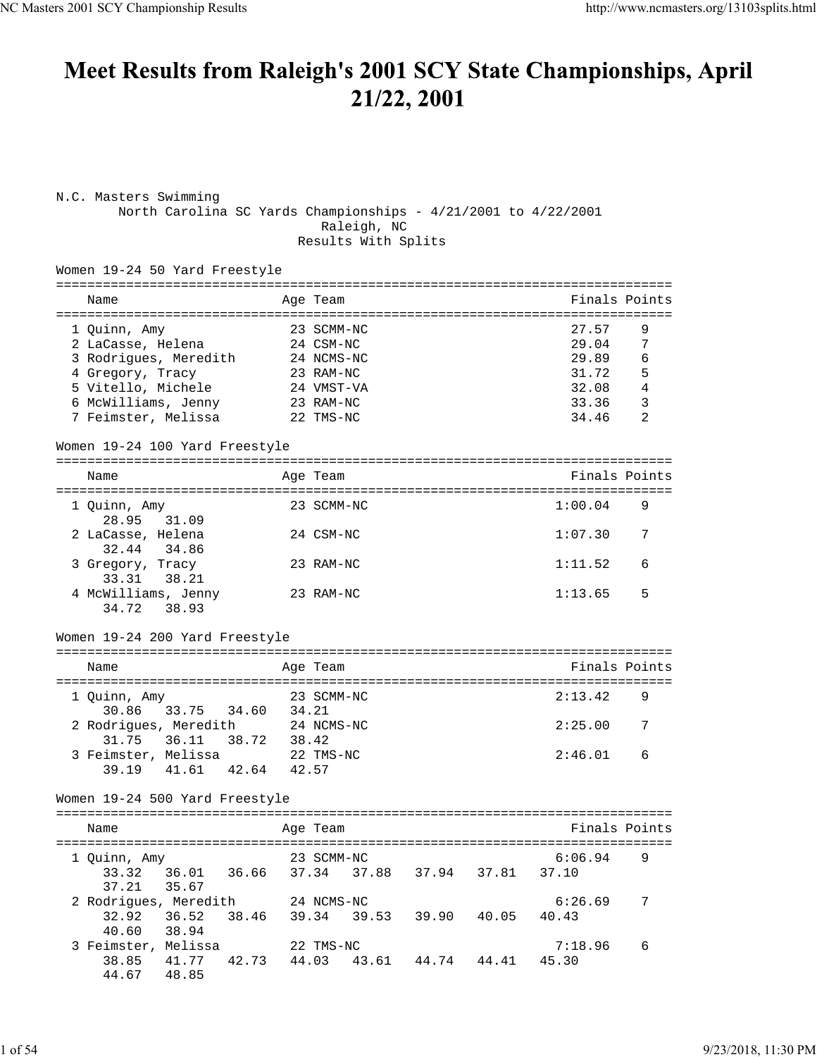# Meet Results from Raleigh's 2001 SCY State Championships, April 21/22, 2001

N.C. Masters Swimming
North Carolina SC Yards Championships - 4/21/2001 to 4/22/2001
Raleigh, NC
Results With Splits

## Women 19-24 50 Yard Freestyle

| Place | Name | Age | Team | Finals | Points |
|---|---|---|---|---|---|
| 1 | Quinn, Amy | 23 | SCMM-NC | 27.57 | 9 |
| 2 | LaCasse, Helena | 24 | CSM-NC | 29.04 | 7 |
| 3 | Rodrigues, Meredith | 24 | NCMS-NC | 29.89 | 6 |
| 4 | Gregory, Tracy | 23 | RAM-NC | 31.72 | 5 |
| 5 | Vitello, Michele | 24 | VMST-VA | 32.08 | 4 |
| 6 | McWilliams, Jenny | 23 | RAM-NC | 33.36 | 3 |
| 7 | Feimster, Melissa | 22 | TMS-NC | 34.46 | 2 |

## Women 19-24 100 Yard Freestyle

| Place | Name | Age | Team | Finals | Points | Splits |
|---|---|---|---|---|---|---|
| 1 | Quinn, Amy | 23 | SCMM-NC | 1:00.04 | 9 | 28.95 31.09 |
| 2 | LaCasse, Helena | 24 | CSM-NC | 1:07.30 | 7 | 32.44 34.86 |
| 3 | Gregory, Tracy | 23 | RAM-NC | 1:11.52 | 6 | 33.31 38.21 |
| 4 | McWilliams, Jenny | 23 | RAM-NC | 1:13.65 | 5 | 34.72 38.93 |

## Women 19-24 200 Yard Freestyle

| Place | Name | Age | Team | Finals | Points | Splits |
|---|---|---|---|---|---|---|
| 1 | Quinn, Amy | 23 | SCMM-NC | 2:13.42 | 9 | 30.86 33.75 34.60 34.21 |
| 2 | Rodrigues, Meredith | 24 | NCMS-NC | 2:25.00 | 7 | 31.75 36.11 38.72 38.42 |
| 3 | Feimster, Melissa | 22 | TMS-NC | 2:46.01 | 6 | 39.19 41.61 42.64 42.57 |

## Women 19-24 500 Yard Freestyle

| Place | Name | Age | Team | Finals | Points | Splits |
|---|---|---|---|---|---|---|
| 1 | Quinn, Amy | 23 | SCMM-NC | 6:06.94 | 9 | 33.32 36.01 36.66 37.34 37.88 37.94 37.81 37.10 37.21 35.67 |
| 2 | Rodrigues, Meredith | 24 | NCMS-NC | 6:26.69 | 7 | 32.92 36.52 38.46 39.34 39.53 39.90 40.05 40.43 40.60 38.94 |
| 3 | Feimster, Melissa | 22 | TMS-NC | 7:18.96 | 6 | 38.85 41.77 42.73 44.03 43.61 44.74 44.41 45.30 44.67 48.85 |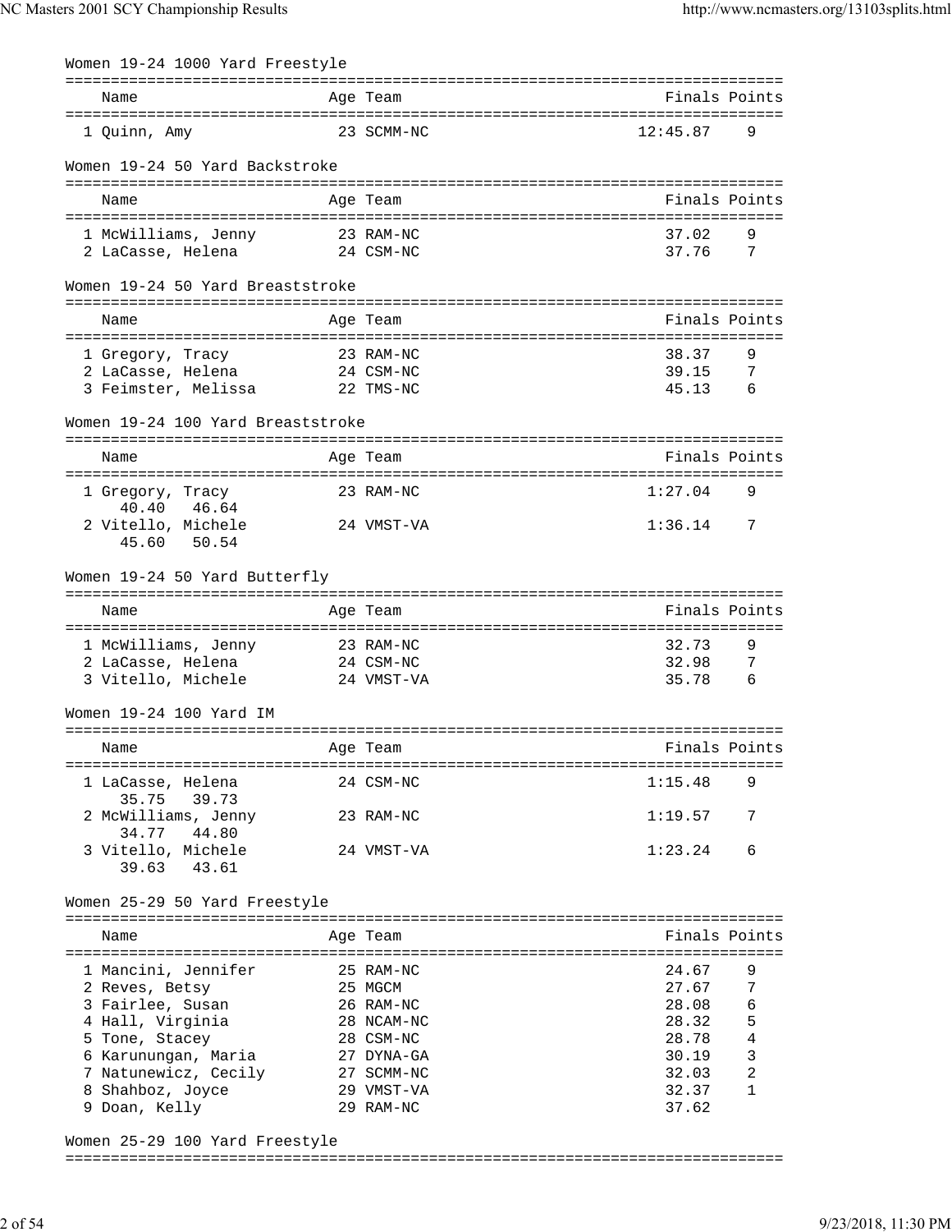## Women 19-24 1000 Yard Freestyle

| Name | Age | Team | Finals | Points |
|---|---|---|---|---|
| 1 Quinn, Amy | 23 | SCMM-NC | 12:45.87 | 9 |

## Women 19-24 50 Yard Backstroke

| Name | Age | Team | Finals | Points |
|---|---|---|---|---|
| 1 McWilliams, Jenny | 23 | RAM-NC | 37.02 | 9 |
| 2 LaCasse, Helena | 24 | CSM-NC | 37.76 | 7 |

## Women 19-24 50 Yard Breaststroke

| Name | Age | Team | Finals | Points |
|---|---|---|---|---|
| 1 Gregory, Tracy | 23 | RAM-NC | 38.37 | 9 |
| 2 LaCasse, Helena | 24 | CSM-NC | 39.15 | 7 |
| 3 Feimster, Melissa | 22 | TMS-NC | 45.13 | 6 |

## Women 19-24 100 Yard Breaststroke

| Name | Age | Team | Finals | Points |
|---|---|---|---|---|
| 1 Gregory, Tracy | 23 | RAM-NC | 1:27.04 | 9 |
| 40.40 46.64 | | | | |
| 2 Vitello, Michele | 24 | VMST-VA | 1:36.14 | 7 |
| 45.60 50.54 | | | | |

## Women 19-24 50 Yard Butterfly

| Name | Age | Team | Finals | Points |
|---|---|---|---|---|
| 1 McWilliams, Jenny | 23 | RAM-NC | 32.73 | 9 |
| 2 LaCasse, Helena | 24 | CSM-NC | 32.98 | 7 |
| 3 Vitello, Michele | 24 | VMST-VA | 35.78 | 6 |

## Women 19-24 100 Yard IM

| Name | Age | Team | Finals | Points |
|---|---|---|---|---|
| 1 LaCasse, Helena | 24 | CSM-NC | 1:15.48 | 9 |
| 35.75 39.73 | | | | |
| 2 McWilliams, Jenny | 23 | RAM-NC | 1:19.57 | 7 |
| 34.77 44.80 | | | | |
| 3 Vitello, Michele | 24 | VMST-VA | 1:23.24 | 6 |
| 39.63 43.61 | | | | |

## Women 25-29 50 Yard Freestyle

| Name | Age | Team | Finals | Points |
|---|---|---|---|---|
| 1 Mancini, Jennifer | 25 | RAM-NC | 24.67 | 9 |
| 2 Reves, Betsy | 25 | MGCM | 27.67 | 7 |
| 3 Fairlee, Susan | 26 | RAM-NC | 28.08 | 6 |
| 4 Hall, Virginia | 28 | NCAM-NC | 28.32 | 5 |
| 5 Tone, Stacey | 28 | CSM-NC | 28.78 | 4 |
| 6 Karunungan, Maria | 27 | DYNA-GA | 30.19 | 3 |
| 7 Natunewicz, Cecily | 27 | SCMM-NC | 32.03 | 2 |
| 8 Shahboz, Joyce | 29 | VMST-VA | 32.37 | 1 |
| 9 Doan, Kelly | 29 | RAM-NC | 37.62 | |

## Women 25-29 100 Yard Freestyle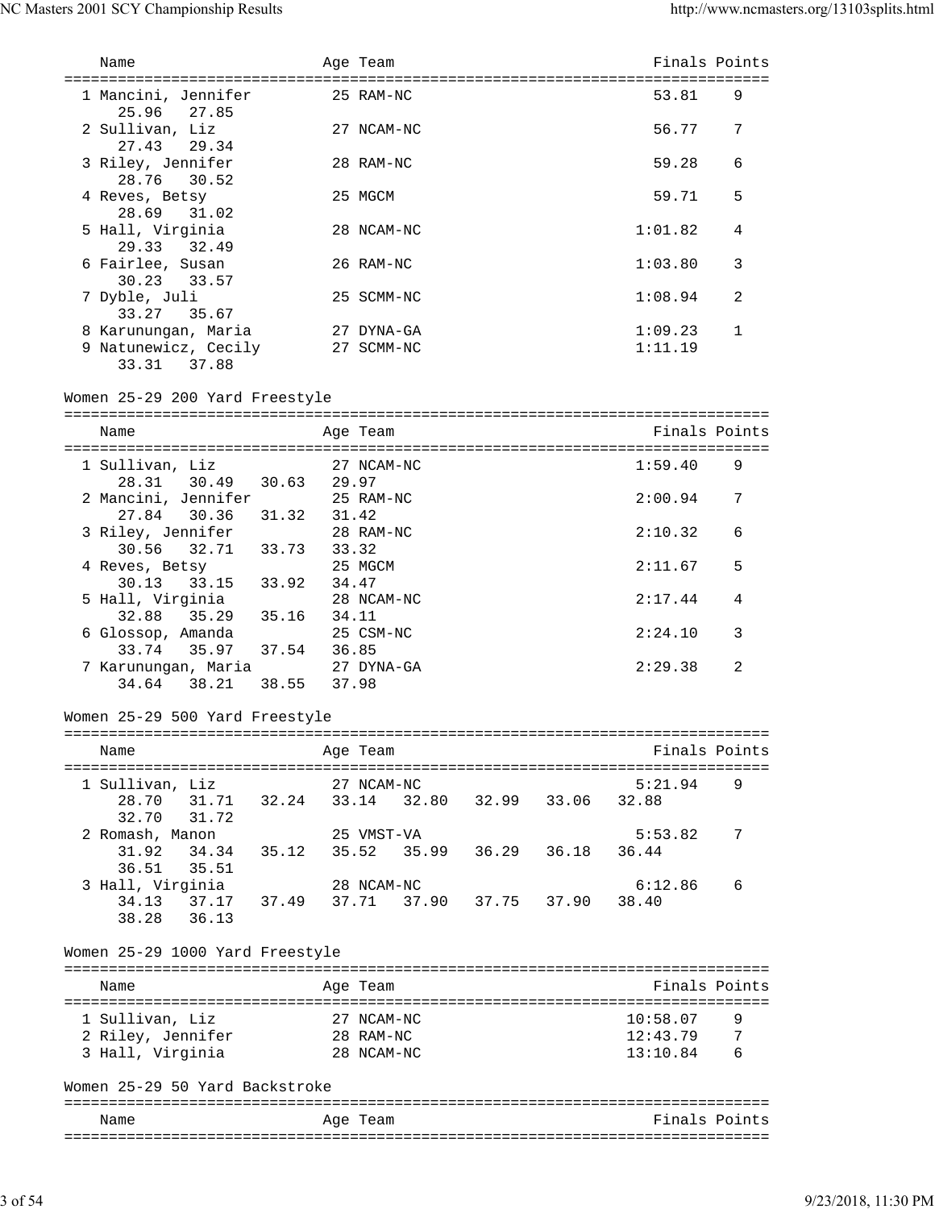| Name | Age | Team | Finals | Points |
|---|---|---|---|---|
| 1 Mancini, Jennifer | 25 | RAM-NC | 53.81 | 9 |
| 25.96  27.85 | | | | |
| 2 Sullivan, Liz | 27 | NCAM-NC | 56.77 | 7 |
| 27.43  29.34 | | | | |
| 3 Riley, Jennifer | 28 | RAM-NC | 59.28 | 6 |
| 28.76  30.52 | | | | |
| 4 Reves, Betsy | 25 | MGCM | 59.71 | 5 |
| 28.69  31.02 | | | | |
| 5 Hall, Virginia | 28 | NCAM-NC | 1:01.82 | 4 |
| 29.33  32.49 | | | | |
| 6 Fairlee, Susan | 26 | RAM-NC | 1:03.80 | 3 |
| 30.23  33.57 | | | | |
| 7 Dyble, Juli | 25 | SCMM-NC | 1:08.94 | 2 |
| 33.27  35.67 | | | | |
| 8 Karunungan, Maria | 27 | DYNA-GA | 1:09.23 | 1 |
| 9 Natunewicz, Cecily | 27 | SCMM-NC | 1:11.19 | |
| 33.31  37.88 | | | | |

## Women 25-29 200 Yard Freestyle

| Name | Age | Team | Finals | Points |
|---|---|---|---|---|
| 1 Sullivan, Liz | 27 | NCAM-NC | 1:59.40 | 9 |
| 28.31  30.49  30.63  29.97 | | | | |
| 2 Mancini, Jennifer | 25 | RAM-NC | 2:00.94 | 7 |
| 27.84  30.36  31.32  31.42 | | | | |
| 3 Riley, Jennifer | 28 | RAM-NC | 2:10.32 | 6 |
| 30.56  32.71  33.73  33.32 | | | | |
| 4 Reves, Betsy | 25 | MGCM | 2:11.67 | 5 |
| 30.13  33.15  33.92  34.47 | | | | |
| 5 Hall, Virginia | 28 | NCAM-NC | 2:17.44 | 4 |
| 32.88  35.29  35.16  34.11 | | | | |
| 6 Glossop, Amanda | 25 | CSM-NC | 2:24.10 | 3 |
| 33.74  35.97  37.54  36.85 | | | | |
| 7 Karunungan, Maria | 27 | DYNA-GA | 2:29.38 | 2 |
| 34.64  38.21  38.55  37.98 | | | | |

## Women 25-29 500 Yard Freestyle

| Name | Age | Team | Finals | Points |
|---|---|---|---|---|
| 1 Sullivan, Liz | 27 | NCAM-NC | 5:21.94 | 9 |
| 28.70  31.71  32.24  33.14  32.80  32.99  33.06  32.88  32.70  31.72 | | | | |
| 2 Romash, Manon | 25 | VMST-VA | 5:53.82 | 7 |
| 31.92  34.34  35.12  35.52  35.99  36.29  36.18  36.44  36.51  35.51 | | | | |
| 3 Hall, Virginia | 28 | NCAM-NC | 6:12.86 | 6 |
| 34.13  37.17  37.49  37.71  37.90  37.75  37.90  38.40  38.28  36.13 | | | | |

## Women 25-29 1000 Yard Freestyle

| Name | Age | Team | Finals | Points |
|---|---|---|---|---|
| 1 Sullivan, Liz | 27 | NCAM-NC | 10:58.07 | 9 |
| 2 Riley, Jennifer | 28 | RAM-NC | 12:43.79 | 7 |
| 3 Hall, Virginia | 28 | NCAM-NC | 13:10.84 | 6 |

## Women 25-29 50 Yard Backstroke

| Name | Age | Team | Finals | Points |
|---|---|---|---|---|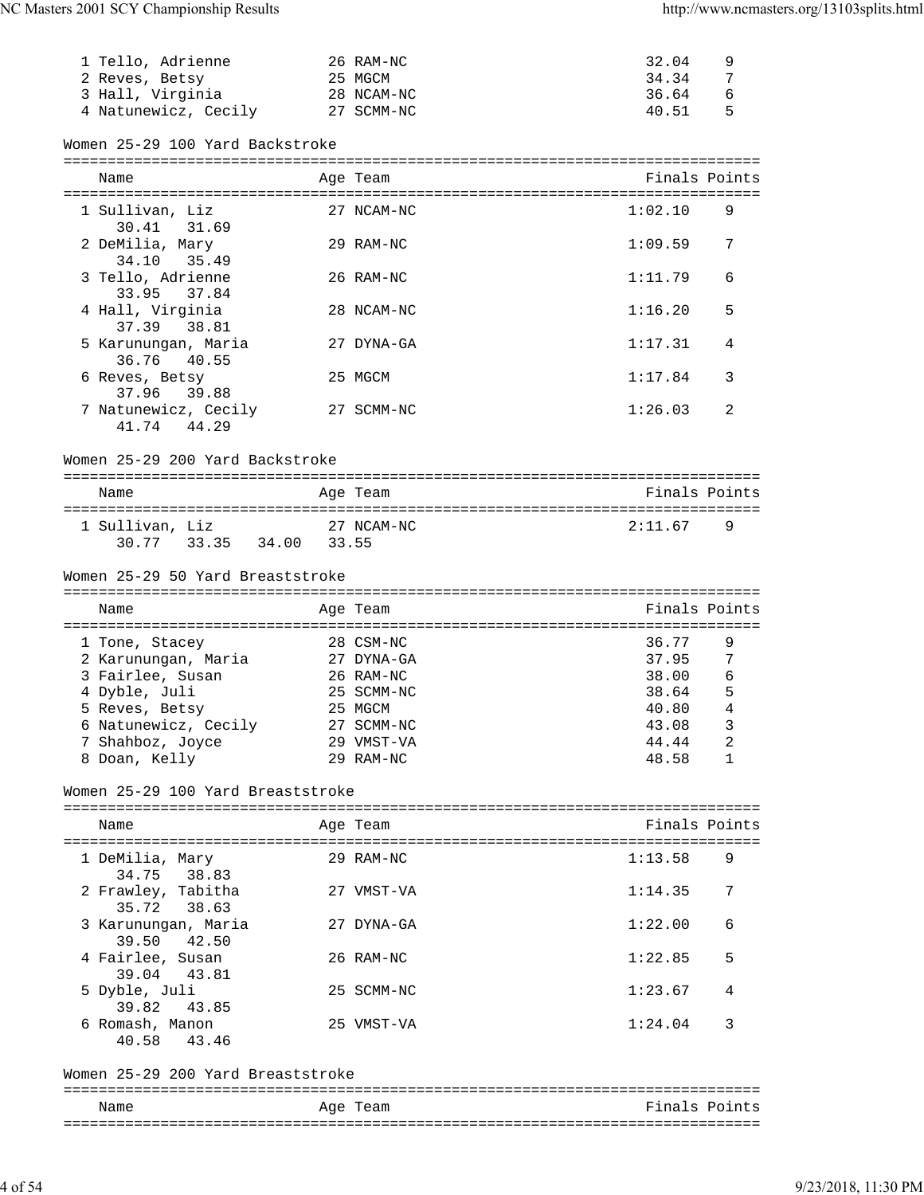| Name | Age | Team | Finals | Points |
|---|---|---|---|---|
| 1 Tello, Adrienne | 26 | RAM-NC | 32.04 | 9 |
| 2 Reves, Betsy | 25 | MGCM | 34.34 | 7 |
| 3 Hall, Virginia | 28 | NCAM-NC | 36.64 | 6 |
| 4 Natunewicz, Cecily | 27 | SCMM-NC | 40.51 | 5 |

## Women 25-29 100 Yard Backstroke

| Name | Age | Team | Finals | Points |
|---|---|---|---|---|
| 1 Sullivan, Liz | 27 | NCAM-NC | 1:02.10 | 9 |
| 30.41 31.69 | | | | |
| 2 DeMilia, Mary | 29 | RAM-NC | 1:09.59 | 7 |
| 34.10 35.49 | | | | |
| 3 Tello, Adrienne | 26 | RAM-NC | 1:11.79 | 6 |
| 33.95 37.84 | | | | |
| 4 Hall, Virginia | 28 | NCAM-NC | 1:16.20 | 5 |
| 37.39 38.81 | | | | |
| 5 Karunungan, Maria | 27 | DYNA-GA | 1:17.31 | 4 |
| 36.76 40.55 | | | | |
| 6 Reves, Betsy | 25 | MGCM | 1:17.84 | 3 |
| 37.96 39.88 | | | | |
| 7 Natunewicz, Cecily | 27 | SCMM-NC | 1:26.03 | 2 |
| 41.74 44.29 | | | | |

## Women 25-29 200 Yard Backstroke

| Name | Age | Team | Finals | Points |
|---|---|---|---|---|
| 1 Sullivan, Liz | 27 | NCAM-NC | 2:11.67 | 9 |
| 30.77 33.35 34.00 33.55 | | | | |

## Women 25-29 50 Yard Breaststroke

| Name | Age | Team | Finals | Points |
|---|---|---|---|---|
| 1 Tone, Stacey | 28 | CSM-NC | 36.77 | 9 |
| 2 Karunungan, Maria | 27 | DYNA-GA | 37.95 | 7 |
| 3 Fairlee, Susan | 26 | RAM-NC | 38.00 | 6 |
| 4 Dyble, Juli | 25 | SCMM-NC | 38.64 | 5 |
| 5 Reves, Betsy | 25 | MGCM | 40.80 | 4 |
| 6 Natunewicz, Cecily | 27 | SCMM-NC | 43.08 | 3 |
| 7 Shahboz, Joyce | 29 | VMST-VA | 44.44 | 2 |
| 8 Doan, Kelly | 29 | RAM-NC | 48.58 | 1 |

## Women 25-29 100 Yard Breaststroke

| Name | Age | Team | Finals | Points |
|---|---|---|---|---|
| 1 DeMilia, Mary | 29 | RAM-NC | 1:13.58 | 9 |
| 34.75 38.83 | | | | |
| 2 Frawley, Tabitha | 27 | VMST-VA | 1:14.35 | 7 |
| 35.72 38.63 | | | | |
| 3 Karunungan, Maria | 27 | DYNA-GA | 1:22.00 | 6 |
| 39.50 42.50 | | | | |
| 4 Fairlee, Susan | 26 | RAM-NC | 1:22.85 | 5 |
| 39.04 43.81 | | | | |
| 5 Dyble, Juli | 25 | SCMM-NC | 1:23.67 | 4 |
| 39.82 43.85 | | | | |
| 6 Romash, Manon | 25 | VMST-VA | 1:24.04 | 3 |
| 40.58 43.46 | | | | |

## Women 25-29 200 Yard Breaststroke

| Name | Age | Team | Finals | Points |
|---|---|---|---|---|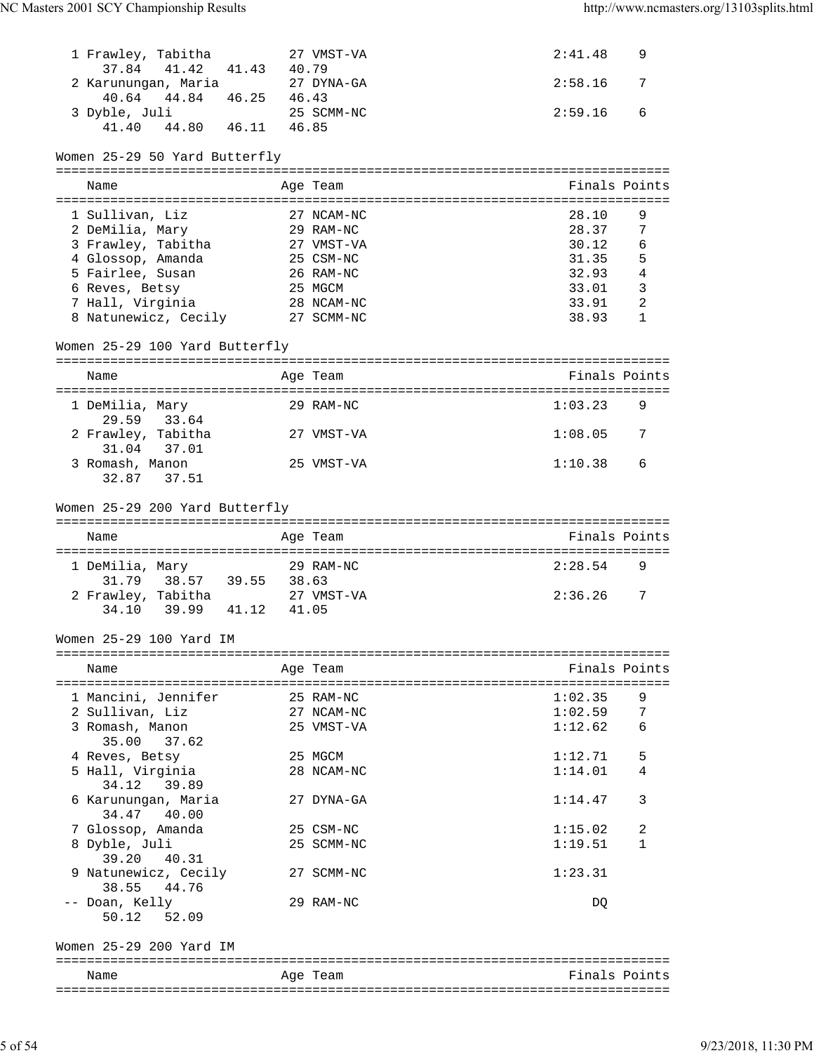| Name | Age | Team | Finals | Points |
|---|---|---|---|---|
| 1 Frawley, Tabitha | 27 | VMST-VA | 2:41.48 | 9 |
| 37.84 41.42 41.43 40.79 | | | | |
| 2 Karunungan, Maria | 27 | DYNA-GA | 2:58.16 | 7 |
| 40.64 44.84 46.25 46.43 | | | | |
| 3 Dyble, Juli | 25 | SCMM-NC | 2:59.16 | 6 |
| 41.40 44.80 46.11 46.85 | | | | |

### Women 25-29 50 Yard Butterfly

| Name | Age | Team | Finals | Points |
|---|---|---|---|---|
| 1 Sullivan, Liz | 27 | NCAM-NC | 28.10 | 9 |
| 2 DeMilia, Mary | 29 | RAM-NC | 28.37 | 7 |
| 3 Frawley, Tabitha | 27 | VMST-VA | 30.12 | 6 |
| 4 Glossop, Amanda | 25 | CSM-NC | 31.35 | 5 |
| 5 Fairlee, Susan | 26 | RAM-NC | 32.93 | 4 |
| 6 Reves, Betsy | 25 | MGCM | 33.01 | 3 |
| 7 Hall, Virginia | 28 | NCAM-NC | 33.91 | 2 |
| 8 Natunewicz, Cecily | 27 | SCMM-NC | 38.93 | 1 |

### Women 25-29 100 Yard Butterfly

| Name | Age | Team | Finals | Points |
|---|---|---|---|---|
| 1 DeMilia, Mary | 29 | RAM-NC | 1:03.23 | 9 |
| 29.59 33.64 | | | | |
| 2 Frawley, Tabitha | 27 | VMST-VA | 1:08.05 | 7 |
| 31.04 37.01 | | | | |
| 3 Romash, Manon | 25 | VMST-VA | 1:10.38 | 6 |
| 32.87 37.51 | | | | |

### Women 25-29 200 Yard Butterfly

| Name | Age | Team | Finals | Points |
|---|---|---|---|---|
| 1 DeMilia, Mary | 29 | RAM-NC | 2:28.54 | 9 |
| 31.79 38.57 39.55 38.63 | | | | |
| 2 Frawley, Tabitha | 27 | VMST-VA | 2:36.26 | 7 |
| 34.10 39.99 41.12 41.05 | | | | |

### Women 25-29 100 Yard IM

| Name | Age | Team | Finals | Points |
|---|---|---|---|---|
| 1 Mancini, Jennifer | 25 | RAM-NC | 1:02.35 | 9 |
| 2 Sullivan, Liz | 27 | NCAM-NC | 1:02.59 | 7 |
| 3 Romash, Manon | 25 | VMST-VA | 1:12.62 | 6 |
| 35.00 37.62 | | | | |
| 4 Reves, Betsy | 25 | MGCM | 1:12.71 | 5 |
| 5 Hall, Virginia | 28 | NCAM-NC | 1:14.01 | 4 |
| 34.12 39.89 | | | | |
| 6 Karunungan, Maria | 27 | DYNA-GA | 1:14.47 | 3 |
| 34.47 40.00 | | | | |
| 7 Glossop, Amanda | 25 | CSM-NC | 1:15.02 | 2 |
| 8 Dyble, Juli | 25 | SCMM-NC | 1:19.51 | 1 |
| 39.20 40.31 | | | | |
| 9 Natunewicz, Cecily | 27 | SCMM-NC | 1:23.31 | |
| 38.55 44.76 | | | | |
| -- Doan, Kelly | 29 | RAM-NC | DQ | |
| 50.12 52.09 | | | | |

### Women 25-29 200 Yard IM

| Name | Age | Team | Finals | Points |
|---|---|---|---|---|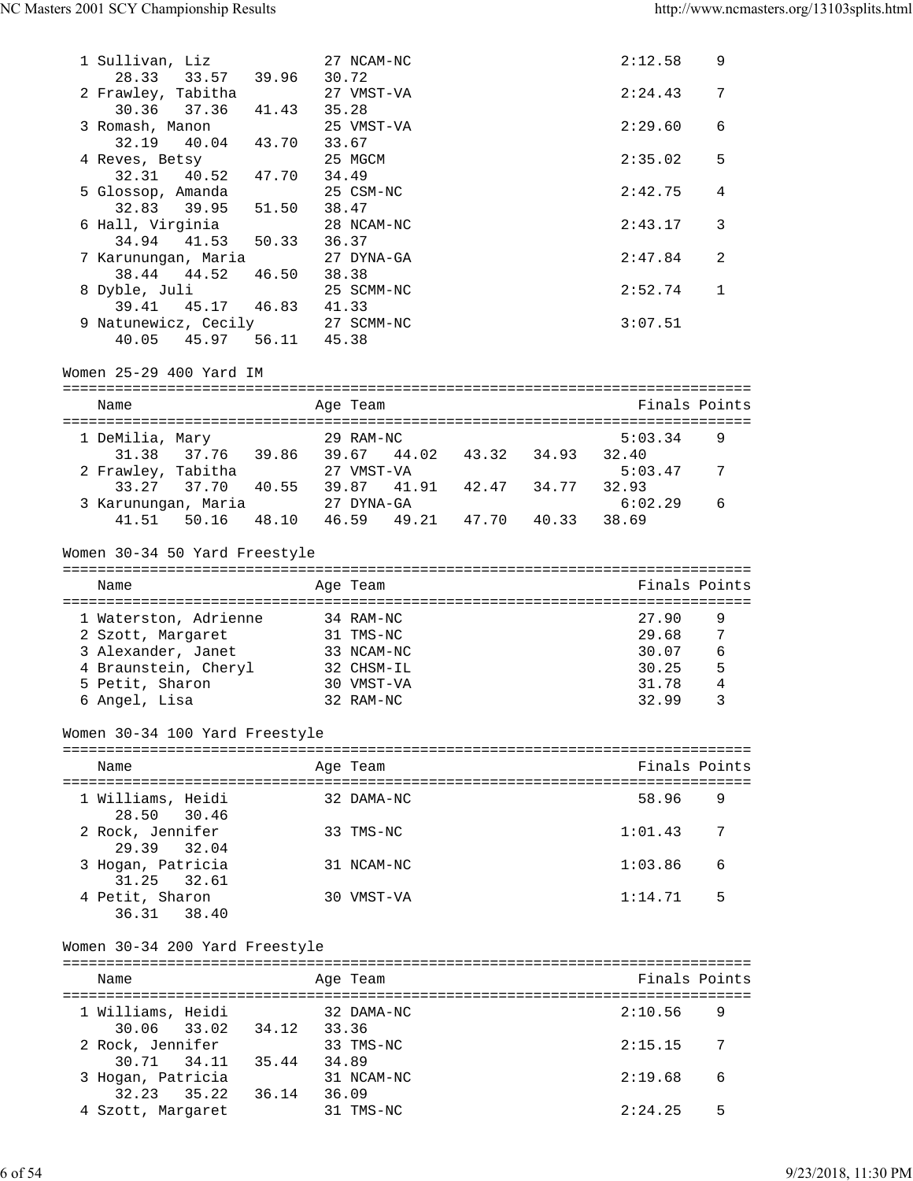```
  1 Sullivan, Liz            27 NCAM-NC                      2:12.58    9
     28.33   33.57   39.96   30.72
  2 Frawley, Tabitha         27 VMST-VA                      2:24.43    7
     30.36   37.36   41.43   35.28
  3 Romash, Manon            25 VMST-VA                      2:29.60    6
     32.19   40.04   43.70   33.67
  4 Reves, Betsy             25 MGCM                         2:35.02    5
     32.31   40.52   47.70   34.49
  5 Glossop, Amanda          25 CSM-NC                       2:42.75    4
     32.83   39.95   51.50   38.47
  6 Hall, Virginia           28 NCAM-NC                      2:43.17    3
     34.94   41.53   50.33   36.37
  7 Karunungan, Maria        27 DYNA-GA                      2:47.84    2
     38.44   44.52   46.50   38.38
  8 Dyble, Juli              25 SCMM-NC                      2:52.74    1
     39.41   45.17   46.83   41.33
  9 Natunewicz, Cecily       27 SCMM-NC                      3:07.51
     40.05   45.97   56.11   45.38
```

Women 25-29 400 Yard IM

```
===============================================================================
    Name                    Age Team                            Finals Points
===============================================================================
  1 DeMilia, Mary            29 RAM-NC                       5:03.34    9
     31.38   37.76   39.86   39.67   44.02   43.32   34.93   32.40
  2 Frawley, Tabitha         27 VMST-VA                      5:03.47    7
     33.27   37.70   40.55   39.87   41.91   42.47   34.77   32.93
  3 Karunungan, Maria        27 DYNA-GA                      6:02.29    6
     41.51   50.16   48.10   46.59   49.21   47.70   40.33   38.69
```

Women 30-34 50 Yard Freestyle

```
===============================================================================
    Name                    Age Team                            Finals Points
===============================================================================
  1 Waterston, Adrienne      34 RAM-NC                         27.90    9
  2 Szott, Margaret          31 TMS-NC                         29.68    7
  3 Alexander, Janet         33 NCAM-NC                        30.07    6
  4 Braunstein, Cheryl       32 CHSM-IL                        30.25    5
  5 Petit, Sharon            30 VMST-VA                        31.78    4
  6 Angel, Lisa              32 RAM-NC                         32.99    3
```

Women 30-34 100 Yard Freestyle

```
===============================================================================
    Name                    Age Team                            Finals Points
===============================================================================
  1 Williams, Heidi          32 DAMA-NC                        58.96    9
     28.50   30.46
  2 Rock, Jennifer           33 TMS-NC                       1:01.43    7
     29.39   32.04
  3 Hogan, Patricia          31 NCAM-NC                      1:03.86    6
     31.25   32.61
  4 Petit, Sharon            30 VMST-VA                      1:14.71    5
     36.31   38.40
```

Women 30-34 200 Yard Freestyle

```
===============================================================================
    Name                    Age Team                            Finals Points
===============================================================================
  1 Williams, Heidi          32 DAMA-NC                      2:10.56    9
     30.06   33.02   34.12   33.36
  2 Rock, Jennifer           33 TMS-NC                       2:15.15    7
     30.71   34.11   35.44   34.89
  3 Hogan, Patricia          31 NCAM-NC                      2:19.68    6
     32.23   35.22   36.14   36.09
  4 Szott, Margaret          31 TMS-NC                       2:24.25    5
```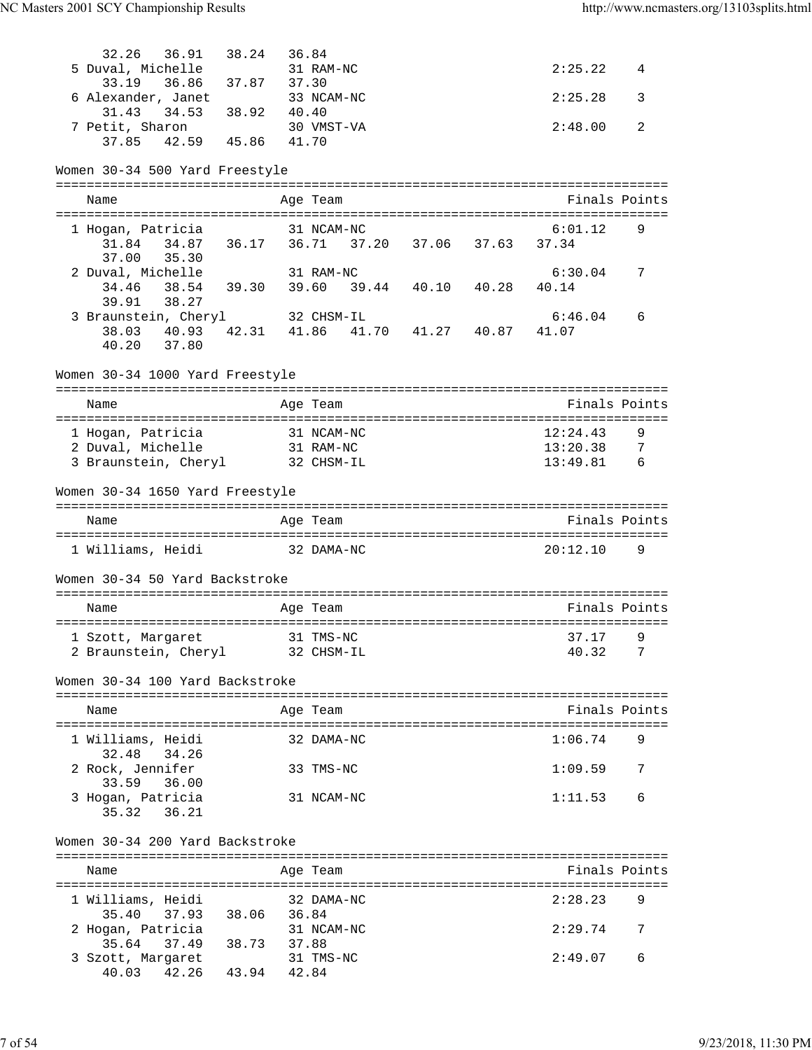```
    32.26   36.91   38.24   36.84
  5 Duval, Michelle           31 RAM-NC                         2:25.22    4
    33.19   36.86   37.87   37.30
  6 Alexander, Janet          33 NCAM-NC                        2:25.28    3
    31.43   34.53   38.92   40.40
  7 Petit, Sharon             30 VMST-VA                        2:48.00    2
    37.85   42.59   45.86   41.70
```

Women 30-34 500 Yard Freestyle

```
===============================================================================
    Name                    Age Team                            Finals Points
===============================================================================
  1 Hogan, Patricia           31 NCAM-NC                        6:01.12    9
    31.84   34.87   36.17   36.71   37.20   37.06   37.63   37.34
    37.00   35.30
  2 Duval, Michelle           31 RAM-NC                         6:30.04    7
    34.46   38.54   39.30   39.60   39.44   40.10   40.28   40.14
    39.91   38.27
  3 Braunstein, Cheryl        32 CHSM-IL                        6:46.04    6
    38.03   40.93   42.31   41.86   41.70   41.27   40.87   41.07
    40.20   37.80
```

Women 30-34 1000 Yard Freestyle

```
===============================================================================
    Name                    Age Team                            Finals Points
===============================================================================
  1 Hogan, Patricia           31 NCAM-NC                       12:24.43    9
  2 Duval, Michelle           31 RAM-NC                        13:20.38    7
  3 Braunstein, Cheryl        32 CHSM-IL                       13:49.81    6
```

Women 30-34 1650 Yard Freestyle

```
===============================================================================
    Name                    Age Team                            Finals Points
===============================================================================
  1 Williams, Heidi           32 DAMA-NC                       20:12.10    9
```

Women 30-34 50 Yard Backstroke

```
===============================================================================
    Name                    Age Team                            Finals Points
===============================================================================
  1 Szott, Margaret           31 TMS-NC                           37.17    9
  2 Braunstein, Cheryl        32 CHSM-IL                          40.32    7
```

Women 30-34 100 Yard Backstroke

```
===============================================================================
    Name                    Age Team                            Finals Points
===============================================================================
  1 Williams, Heidi           32 DAMA-NC                        1:06.74    9
    32.48   34.26
  2 Rock, Jennifer            33 TMS-NC                         1:09.59    7
    33.59   36.00
  3 Hogan, Patricia           31 NCAM-NC                        1:11.53    6
    35.32   36.21
```

Women 30-34 200 Yard Backstroke

```
===============================================================================
    Name                    Age Team                            Finals Points
===============================================================================
  1 Williams, Heidi           32 DAMA-NC                        2:28.23    9
    35.40   37.93   38.06   36.84
  2 Hogan, Patricia           31 NCAM-NC                        2:29.74    7
    35.64   37.49   38.73   37.88
  3 Szott, Margaret           31 TMS-NC                         2:49.07    6
    40.03   42.26   43.94   42.84
```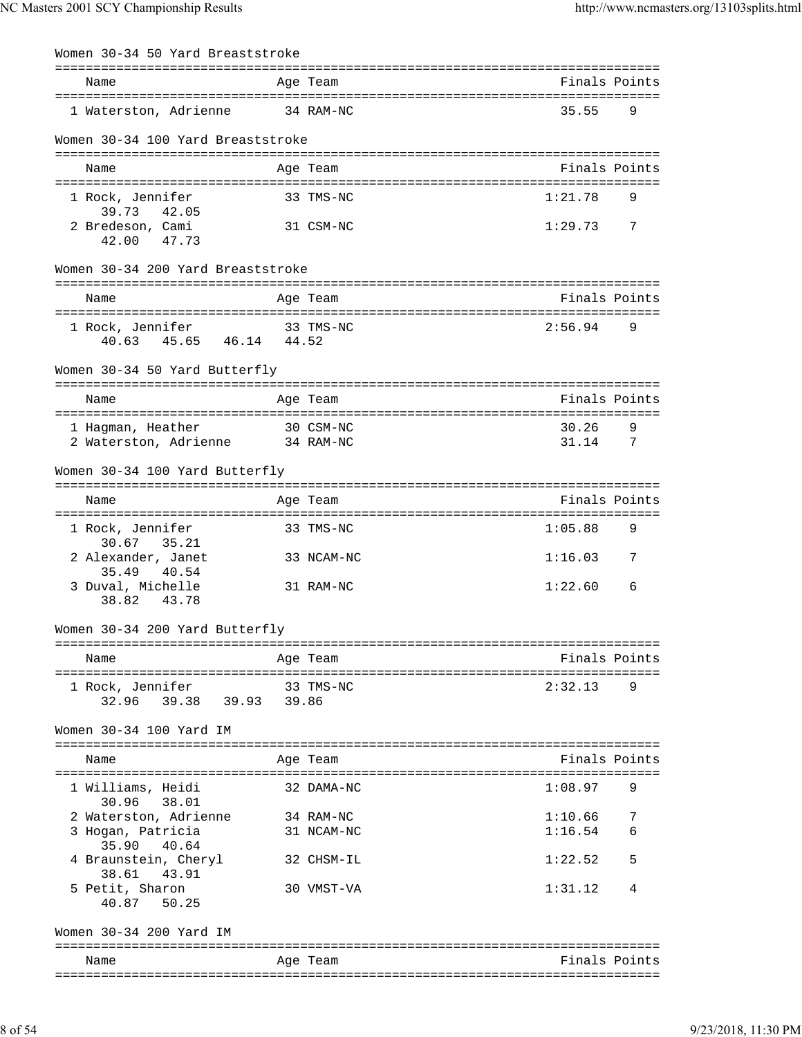### Women 30-34 50 Yard Breaststroke

| Name | Age | Team | Finals | Points |
|---|---|---|---|---|
| 1 Waterston, Adrienne | 34 | RAM-NC | 35.55 | 9 |

### Women 30-34 100 Yard Breaststroke

| Name | Age | Team | Finals | Points |
|---|---|---|---|---|
| 1 Rock, Jennifer | 33 | TMS-NC | 1:21.78 | 9 |
| 39.73 42.05 | | | | |
| 2 Bredeson, Cami | 31 | CSM-NC | 1:29.73 | 7 |
| 42.00 47.73 | | | | |

### Women 30-34 200 Yard Breaststroke

| Name | Age | Team | Finals | Points |
|---|---|---|---|---|
| 1 Rock, Jennifer | 33 | TMS-NC | 2:56.94 | 9 |
| 40.63 45.65 46.14 44.52 | | | | |

### Women 30-34 50 Yard Butterfly

| Name | Age | Team | Finals | Points |
|---|---|---|---|---|
| 1 Hagman, Heather | 30 | CSM-NC | 30.26 | 9 |
| 2 Waterston, Adrienne | 34 | RAM-NC | 31.14 | 7 |

### Women 30-34 100 Yard Butterfly

| Name | Age | Team | Finals | Points |
|---|---|---|---|---|
| 1 Rock, Jennifer | 33 | TMS-NC | 1:05.88 | 9 |
| 30.67 35.21 | | | | |
| 2 Alexander, Janet | 33 | NCAM-NC | 1:16.03 | 7 |
| 35.49 40.54 | | | | |
| 3 Duval, Michelle | 31 | RAM-NC | 1:22.60 | 6 |
| 38.82 43.78 | | | | |

### Women 30-34 200 Yard Butterfly

| Name | Age | Team | Finals | Points |
|---|---|---|---|---|
| 1 Rock, Jennifer | 33 | TMS-NC | 2:32.13 | 9 |
| 32.96 39.38 39.93 39.86 | | | | |

### Women 30-34 100 Yard IM

| Name | Age | Team | Finals | Points |
|---|---|---|---|---|
| 1 Williams, Heidi | 32 | DAMA-NC | 1:08.97 | 9 |
| 30.96 38.01 | | | | |
| 2 Waterston, Adrienne | 34 | RAM-NC | 1:10.66 | 7 |
| 3 Hogan, Patricia | 31 | NCAM-NC | 1:16.54 | 6 |
| 35.90 40.64 | | | | |
| 4 Braunstein, Cheryl | 32 | CHSM-IL | 1:22.52 | 5 |
| 38.61 43.91 | | | | |
| 5 Petit, Sharon | 30 | VMST-VA | 1:31.12 | 4 |
| 40.87 50.25 | | | | |

### Women 30-34 200 Yard IM

| Name | Age | Team | Finals | Points |
|---|---|---|---|---|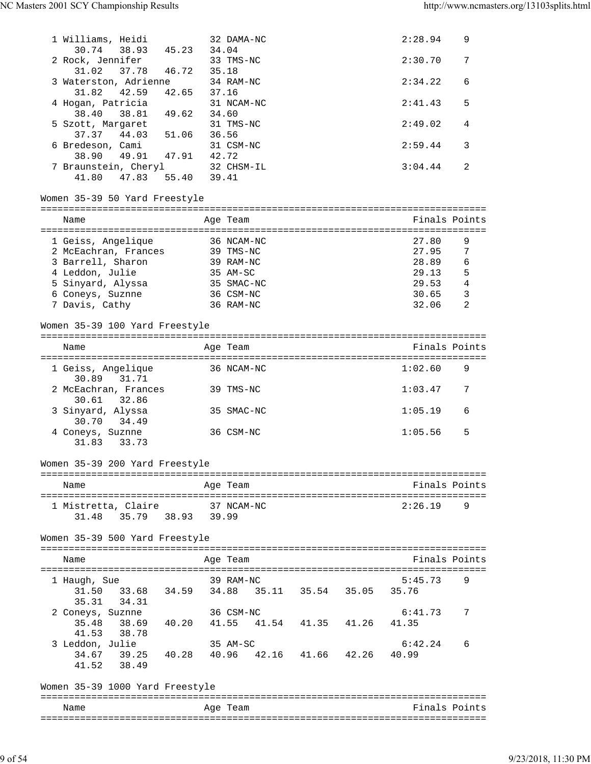```
  1 Williams, Heidi           32 DAMA-NC                         2:28.94    9
     30.74   38.93   45.23   34.04
  2 Rock, Jennifer            33 TMS-NC                          2:30.70    7
     31.02   37.78   46.72   35.18
  3 Waterston, Adrienne       34 RAM-NC                          2:34.22    6
     31.82   42.59   42.65   37.16
  4 Hogan, Patricia           31 NCAM-NC                         2:41.43    5
     38.40   38.81   49.62   34.60
  5 Szott, Margaret           31 TMS-NC                          2:49.02    4
     37.37   44.03   51.06   36.56
  6 Bredeson, Cami            31 CSM-NC                          2:59.44    3
     38.90   49.91   47.91   42.72
  7 Braunstein, Cheryl        32 CHSM-IL                         3:04.44    2
     41.80   47.83   55.40   39.41
```

Women 35-39 50 Yard Freestyle

```
===============================================================================
    Name                    Age Team                            Finals Points
===============================================================================
  1 Geiss, Angelique        36 NCAM-NC                           27.80    9
  2 McEachran, Frances      39 TMS-NC                            27.95    7
  3 Barrell, Sharon         39 RAM-NC                            28.89    6
  4 Leddon, Julie           35 AM-SC                             29.13    5
  5 Sinyard, Alyssa         35 SMAC-NC                           29.53    4
  6 Coneys, Suznne          36 CSM-NC                            30.65    3
  7 Davis, Cathy            36 RAM-NC                            32.06    2
```

Women 35-39 100 Yard Freestyle

```
===============================================================================
    Name                    Age Team                            Finals Points
===============================================================================
  1 Geiss, Angelique        36 NCAM-NC                         1:02.60    9
     30.89   31.71
  2 McEachran, Frances      39 TMS-NC                          1:03.47    7
     30.61   32.86
  3 Sinyard, Alyssa         35 SMAC-NC                         1:05.19    6
     30.70   34.49
  4 Coneys, Suznne          36 CSM-NC                          1:05.56    5
     31.83   33.73
```

Women 35-39 200 Yard Freestyle

```
===============================================================================
    Name                    Age Team                            Finals Points
===============================================================================
  1 Mistretta, Claire       37 NCAM-NC                         2:26.19    9
     31.48   35.79   38.93   39.99
```

Women 35-39 500 Yard Freestyle

```
===============================================================================
    Name                    Age Team                            Finals Points
===============================================================================
  1 Haugh, Sue              39 RAM-NC                          5:45.73    9
     31.50   33.68   34.59   34.88   35.11   35.54   35.05   35.76
     35.31   34.31
  2 Coneys, Suznne          36 CSM-NC                          6:41.73    7
     35.48   38.69   40.20   41.55   41.54   41.35   41.26   41.35
     41.53   38.78
  3 Leddon, Julie           35 AM-SC                           6:42.24    6
     34.67   39.25   40.28   40.96   42.16   41.66   42.26   40.99
     41.52   38.49
```

Women 35-39 1000 Yard Freestyle

```
===============================================================================
    Name                    Age Team                            Finals Points
===============================================================================
```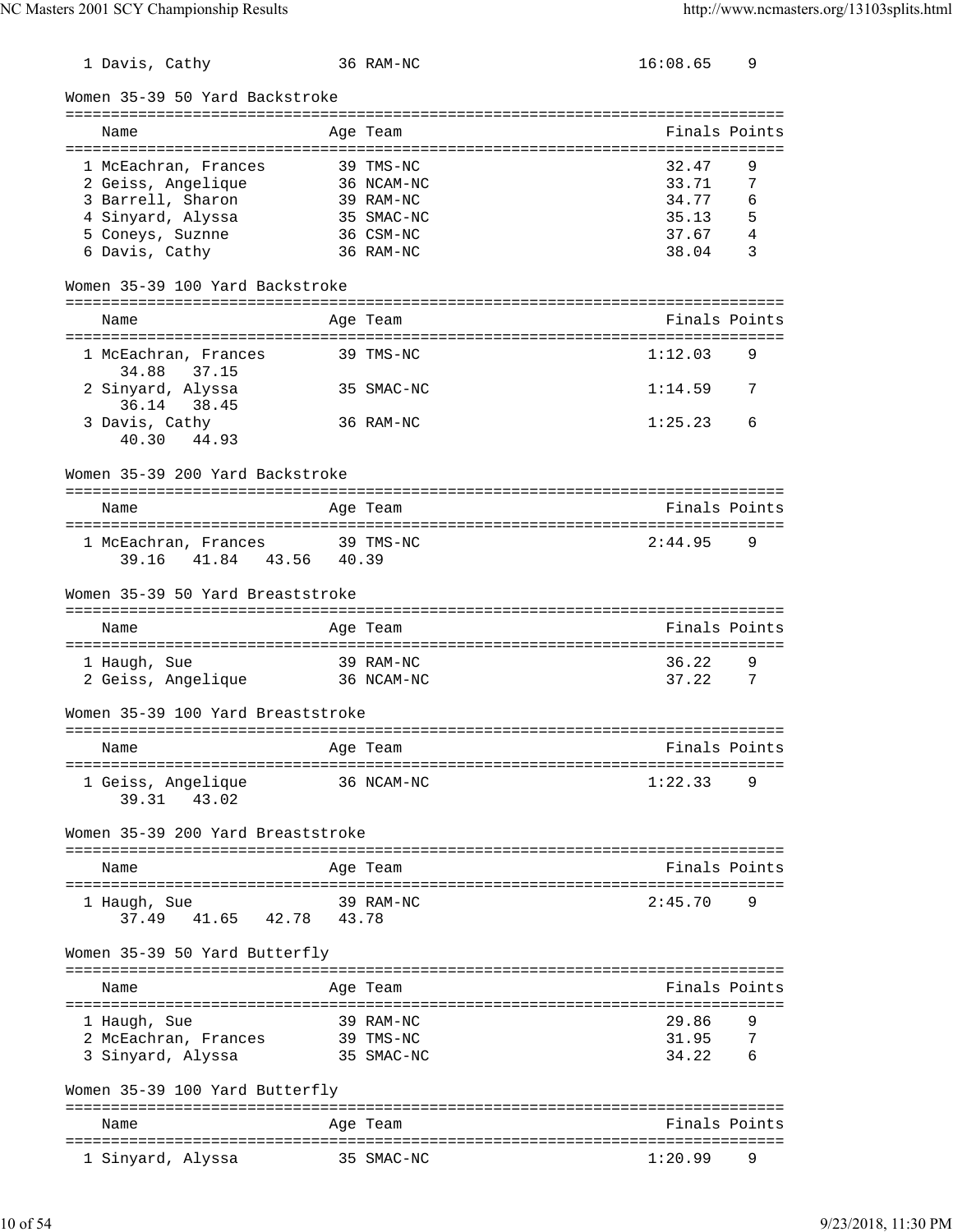| | Name | Age | Team | Finals | Points |
|---|---|---|---|---|---|
| 1 | Davis, Cathy | 36 | RAM-NC | 16:08.65 | 9 |

## Women 35-39 50 Yard Backstroke

| | Name | Age | Team | Finals | Points |
|---|---|---|---|---|---|
| 1 | McEachran, Frances | 39 | TMS-NC | 32.47 | 9 |
| 2 | Geiss, Angelique | 36 | NCAM-NC | 33.71 | 7 |
| 3 | Barrell, Sharon | 39 | RAM-NC | 34.77 | 6 |
| 4 | Sinyard, Alyssa | 35 | SMAC-NC | 35.13 | 5 |
| 5 | Coneys, Suznne | 36 | CSM-NC | 37.67 | 4 |
| 6 | Davis, Cathy | 36 | RAM-NC | 38.04 | 3 |

## Women 35-39 100 Yard Backstroke

| | Name | Age | Team | Finals | Points |
|---|---|---|---|---|---|
| 1 | McEachran, Frances | 39 | TMS-NC | 1:12.03 | 9 |
| | 34.88 37.15 | | | | |
| 2 | Sinyard, Alyssa | 35 | SMAC-NC | 1:14.59 | 7 |
| | 36.14 38.45 | | | | |
| 3 | Davis, Cathy | 36 | RAM-NC | 1:25.23 | 6 |
| | 40.30 44.93 | | | | |

## Women 35-39 200 Yard Backstroke

| | Name | Age | Team | Finals | Points |
|---|---|---|---|---|---|
| 1 | McEachran, Frances | 39 | TMS-NC | 2:44.95 | 9 |
| | 39.16 41.84 43.56 40.39 | | | | |

## Women 35-39 50 Yard Breaststroke

| | Name | Age | Team | Finals | Points |
|---|---|---|---|---|---|
| 1 | Haugh, Sue | 39 | RAM-NC | 36.22 | 9 |
| 2 | Geiss, Angelique | 36 | NCAM-NC | 37.22 | 7 |

## Women 35-39 100 Yard Breaststroke

| | Name | Age | Team | Finals | Points |
|---|---|---|---|---|---|
| 1 | Geiss, Angelique | 36 | NCAM-NC | 1:22.33 | 9 |
| | 39.31 43.02 | | | | |

## Women 35-39 200 Yard Breaststroke

| | Name | Age | Team | Finals | Points |
|---|---|---|---|---|---|
| 1 | Haugh, Sue | 39 | RAM-NC | 2:45.70 | 9 |
| | 37.49 41.65 42.78 43.78 | | | | |

## Women 35-39 50 Yard Butterfly

| | Name | Age | Team | Finals | Points |
|---|---|---|---|---|---|
| 1 | Haugh, Sue | 39 | RAM-NC | 29.86 | 9 |
| 2 | McEachran, Frances | 39 | TMS-NC | 31.95 | 7 |
| 3 | Sinyard, Alyssa | 35 | SMAC-NC | 34.22 | 6 |

## Women 35-39 100 Yard Butterfly

| | Name | Age | Team | Finals | Points |
|---|---|---|---|---|---|
| 1 | Sinyard, Alyssa | 35 | SMAC-NC | 1:20.99 | 9 |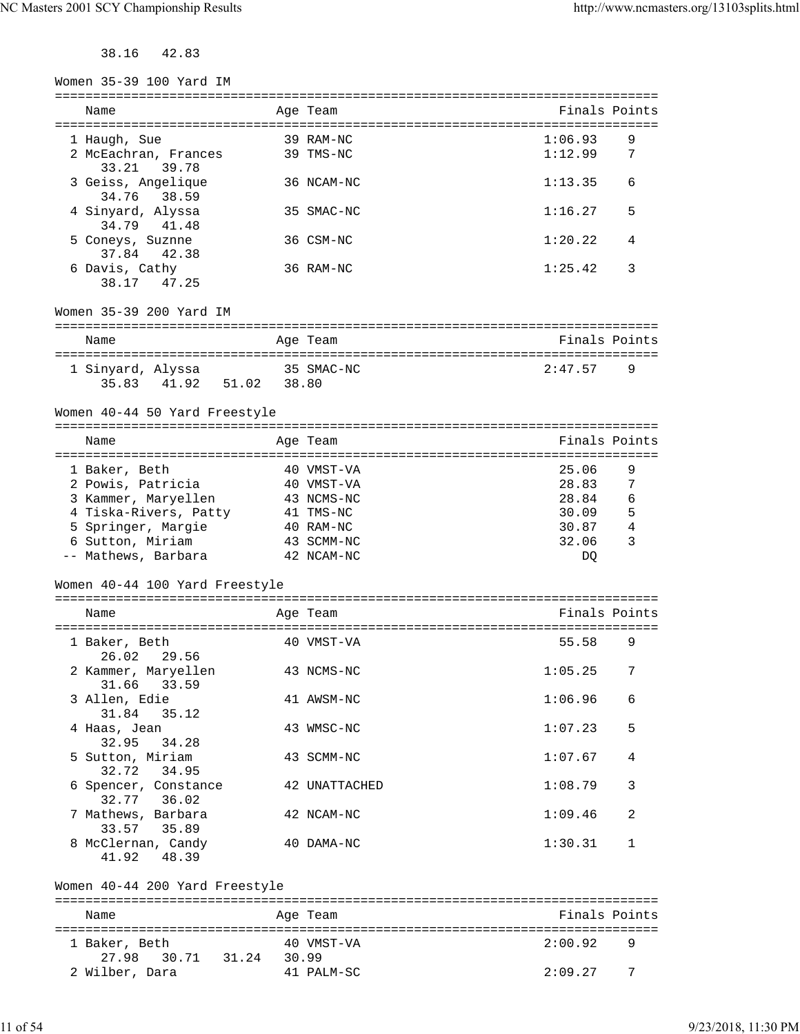38.16   42.83

## Women 35-39 100 Yard IM

| Place | Name | Age | Team | Finals | Points |
|---|---|---|---|---|---|
| 1 | Haugh, Sue | 39 | RAM-NC | 1:06.93 | 9 |
| 2 | McEachran, Frances | 39 | TMS-NC | 1:12.99 | 7 |
| | 33.21   39.78 | | | | |
| 3 | Geiss, Angelique | 36 | NCAM-NC | 1:13.35 | 6 |
| | 34.76   38.59 | | | | |
| 4 | Sinyard, Alyssa | 35 | SMAC-NC | 1:16.27 | 5 |
| | 34.79   41.48 | | | | |
| 5 | Coneys, Suznne | 36 | CSM-NC | 1:20.22 | 4 |
| | 37.84   42.38 | | | | |
| 6 | Davis, Cathy | 36 | RAM-NC | 1:25.42 | 3 |
| | 38.17   47.25 | | | | |

## Women 35-39 200 Yard IM

| Place | Name | Age | Team | Finals | Points |
|---|---|---|---|---|---|
| 1 | Sinyard, Alyssa | 35 | SMAC-NC | 2:47.57 | 9 |
| | 35.83   41.92   51.02   38.80 | | | | |

## Women 40-44 50 Yard Freestyle

| Place | Name | Age | Team | Finals | Points |
|---|---|---|---|---|---|
| 1 | Baker, Beth | 40 | VMST-VA | 25.06 | 9 |
| 2 | Powis, Patricia | 40 | VMST-VA | 28.83 | 7 |
| 3 | Kammer, Maryellen | 43 | NCMS-NC | 28.84 | 6 |
| 4 | Tiska-Rivers, Patty | 41 | TMS-NC | 30.09 | 5 |
| 5 | Springer, Margie | 40 | RAM-NC | 30.87 | 4 |
| 6 | Sutton, Miriam | 43 | SCMM-NC | 32.06 | 3 |
| -- | Mathews, Barbara | 42 | NCAM-NC | DQ | |

## Women 40-44 100 Yard Freestyle

| Place | Name | Age | Team | Finals | Points |
|---|---|---|---|---|---|
| 1 | Baker, Beth | 40 | VMST-VA | 55.58 | 9 |
| | 26.02   29.56 | | | | |
| 2 | Kammer, Maryellen | 43 | NCMS-NC | 1:05.25 | 7 |
| | 31.66   33.59 | | | | |
| 3 | Allen, Edie | 41 | AWSM-NC | 1:06.96 | 6 |
| | 31.84   35.12 | | | | |
| 4 | Haas, Jean | 43 | WMSC-NC | 1:07.23 | 5 |
| | 32.95   34.28 | | | | |
| 5 | Sutton, Miriam | 43 | SCMM-NC | 1:07.67 | 4 |
| | 32.72   34.95 | | | | |
| 6 | Spencer, Constance | 42 | UNATTACHED | 1:08.79 | 3 |
| | 32.77   36.02 | | | | |
| 7 | Mathews, Barbara | 42 | NCAM-NC | 1:09.46 | 2 |
| | 33.57   35.89 | | | | |
| 8 | McClernan, Candy | 40 | DAMA-NC | 1:30.31 | 1 |
| | 41.92   48.39 | | | | |

## Women 40-44 200 Yard Freestyle

| Place | Name | Age | Team | Finals | Points |
|---|---|---|---|---|---|
| 1 | Baker, Beth | 40 | VMST-VA | 2:00.92 | 9 |
| | 27.98   30.71   31.24   30.99 | | | | |
| 2 | Wilber, Dara | 41 | PALM-SC | 2:09.27 | 7 |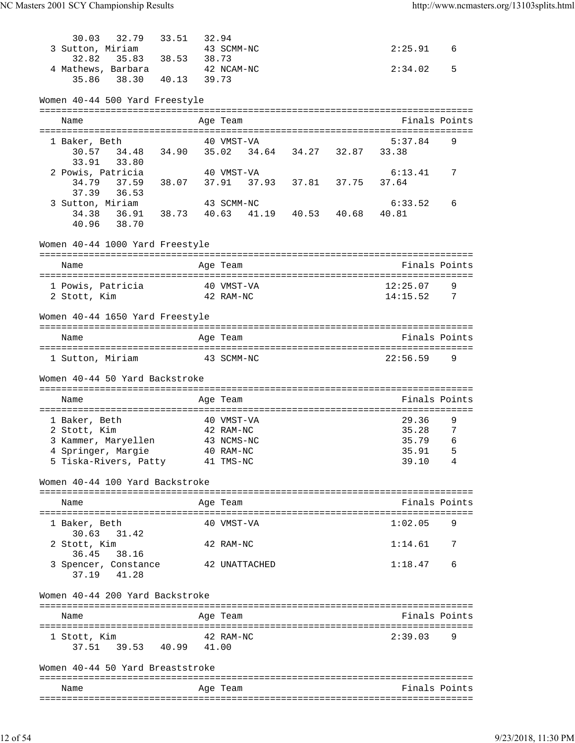```
    30.03   32.79   33.51   32.94
  3 Sutton, Miriam            43 SCMM-NC                          2:25.91    6
    32.82   35.83   38.53   38.73
  4 Mathews, Barbara          42 NCAM-NC                          2:34.02    5
    35.86   38.30   40.13   39.73
```

### Women 40-44 500 Yard Freestyle

```
===============================================================================
    Name                    Age Team                              Finals Points
===============================================================================
  1 Baker, Beth               40 VMST-VA                          5:37.84    9
    30.57   34.48   34.90   35.02   34.64   34.27   32.87   33.38
    33.91   33.80
  2 Powis, Patricia           40 VMST-VA                          6:13.41    7
    34.79   37.59   38.07   37.91   37.93   37.81   37.75   37.64
    37.39   36.53
  3 Sutton, Miriam            43 SCMM-NC                          6:33.52    6
    34.38   36.91   38.73   40.63   41.19   40.53   40.68   40.81
    40.96   38.70
```

### Women 40-44 1000 Yard Freestyle

```
===============================================================================
    Name                    Age Team                              Finals Points
===============================================================================
  1 Powis, Patricia           40 VMST-VA                         12:25.07    9
  2 Stott, Kim                42 RAM-NC                          14:15.52    7
```

### Women 40-44 1650 Yard Freestyle

```
===============================================================================
    Name                    Age Team                              Finals Points
===============================================================================
  1 Sutton, Miriam            43 SCMM-NC                         22:56.59    9
```

### Women 40-44 50 Yard Backstroke

```
===============================================================================
    Name                    Age Team                              Finals Points
===============================================================================
  1 Baker, Beth               40 VMST-VA                            29.36    9
  2 Stott, Kim                42 RAM-NC                             35.28    7
  3 Kammer, Maryellen         43 NCMS-NC                            35.79    6
  4 Springer, Margie          40 RAM-NC                             35.91    5
  5 Tiska-Rivers, Patty       41 TMS-NC                             39.10    4
```

### Women 40-44 100 Yard Backstroke

```
===============================================================================
    Name                    Age Team                              Finals Points
===============================================================================
  1 Baker, Beth               40 VMST-VA                          1:02.05    9
    30.63   31.42
  2 Stott, Kim                42 RAM-NC                           1:14.61    7
    36.45   38.16
  3 Spencer, Constance        42 UNATTACHED                       1:18.47    6
    37.19   41.28
```

### Women 40-44 200 Yard Backstroke

```
===============================================================================
    Name                    Age Team                              Finals Points
===============================================================================
  1 Stott, Kim                42 RAM-NC                           2:39.03    9
    37.51   39.53   40.99   41.00
```

### Women 40-44 50 Yard Breaststroke

```
===============================================================================
    Name                    Age Team                              Finals Points
===============================================================================
```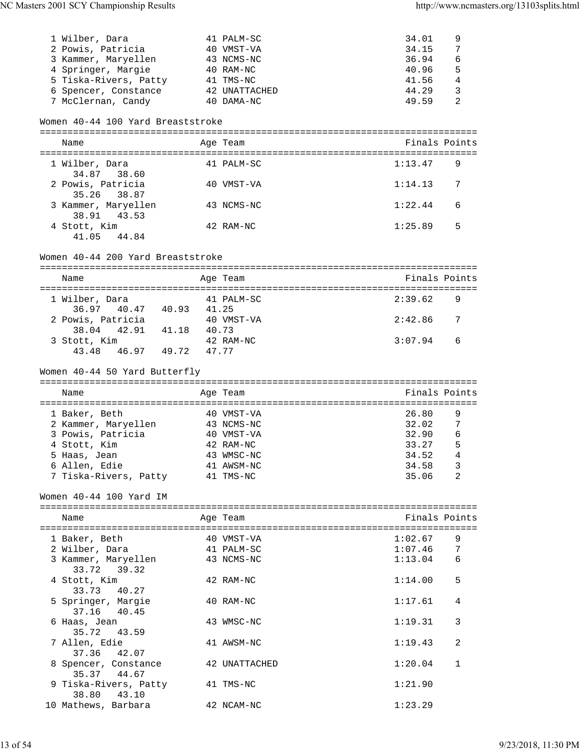| Name | Age | Team | Finals | Points |
|---|---|---|---|---|
| 1 Wilber, Dara | 41 | PALM-SC | 34.01 | 9 |
| 2 Powis, Patricia | 40 | VMST-VA | 34.15 | 7 |
| 3 Kammer, Maryellen | 43 | NCMS-NC | 36.94 | 6 |
| 4 Springer, Margie | 40 | RAM-NC | 40.96 | 5 |
| 5 Tiska-Rivers, Patty | 41 | TMS-NC | 41.56 | 4 |
| 6 Spencer, Constance | 42 | UNATTACHED | 44.29 | 3 |
| 7 McClernan, Candy | 40 | DAMA-NC | 49.59 | 2 |

### Women 40-44 100 Yard Breaststroke

| Name | Age | Team | Finals | Points |
|---|---|---|---|---|
| 1 Wilber, Dara | 41 | PALM-SC | 1:13.47 | 9 |
| 34.87 38.60 | | | | |
| 2 Powis, Patricia | 40 | VMST-VA | 1:14.13 | 7 |
| 35.26 38.87 | | | | |
| 3 Kammer, Maryellen | 43 | NCMS-NC | 1:22.44 | 6 |
| 38.91 43.53 | | | | |
| 4 Stott, Kim | 42 | RAM-NC | 1:25.89 | 5 |
| 41.05 44.84 | | | | |

### Women 40-44 200 Yard Breaststroke

| Name | Age | Team | Finals | Points |
|---|---|---|---|---|
| 1 Wilber, Dara | 41 | PALM-SC | 2:39.62 | 9 |
| 36.97 40.47 40.93 41.25 | | | | |
| 2 Powis, Patricia | 40 | VMST-VA | 2:42.86 | 7 |
| 38.04 42.91 41.18 40.73 | | | | |
| 3 Stott, Kim | 42 | RAM-NC | 3:07.94 | 6 |
| 43.48 46.97 49.72 47.77 | | | | |

### Women 40-44 50 Yard Butterfly

| Name | Age | Team | Finals | Points |
|---|---|---|---|---|
| 1 Baker, Beth | 40 | VMST-VA | 26.80 | 9 |
| 2 Kammer, Maryellen | 43 | NCMS-NC | 32.02 | 7 |
| 3 Powis, Patricia | 40 | VMST-VA | 32.90 | 6 |
| 4 Stott, Kim | 42 | RAM-NC | 33.27 | 5 |
| 5 Haas, Jean | 43 | WMSC-NC | 34.52 | 4 |
| 6 Allen, Edie | 41 | AWSM-NC | 34.58 | 3 |
| 7 Tiska-Rivers, Patty | 41 | TMS-NC | 35.06 | 2 |

### Women 40-44 100 Yard IM

| Name | Age | Team | Finals | Points |
|---|---|---|---|---|
| 1 Baker, Beth | 40 | VMST-VA | 1:02.67 | 9 |
| 2 Wilber, Dara | 41 | PALM-SC | 1:07.46 | 7 |
| 3 Kammer, Maryellen | 43 | NCMS-NC | 1:13.04 | 6 |
| 33.72 39.32 | | | | |
| 4 Stott, Kim | 42 | RAM-NC | 1:14.00 | 5 |
| 33.73 40.27 | | | | |
| 5 Springer, Margie | 40 | RAM-NC | 1:17.61 | 4 |
| 37.16 40.45 | | | | |
| 6 Haas, Jean | 43 | WMSC-NC | 1:19.31 | 3 |
| 35.72 43.59 | | | | |
| 7 Allen, Edie | 41 | AWSM-NC | 1:19.43 | 2 |
| 37.36 42.07 | | | | |
| 8 Spencer, Constance | 42 | UNATTACHED | 1:20.04 | 1 |
| 35.37 44.67 | | | | |
| 9 Tiska-Rivers, Patty | 41 | TMS-NC | 1:21.90 | |
| 38.80 43.10 | | | | |
| 10 Mathews, Barbara | 42 | NCAM-NC | 1:23.29 | |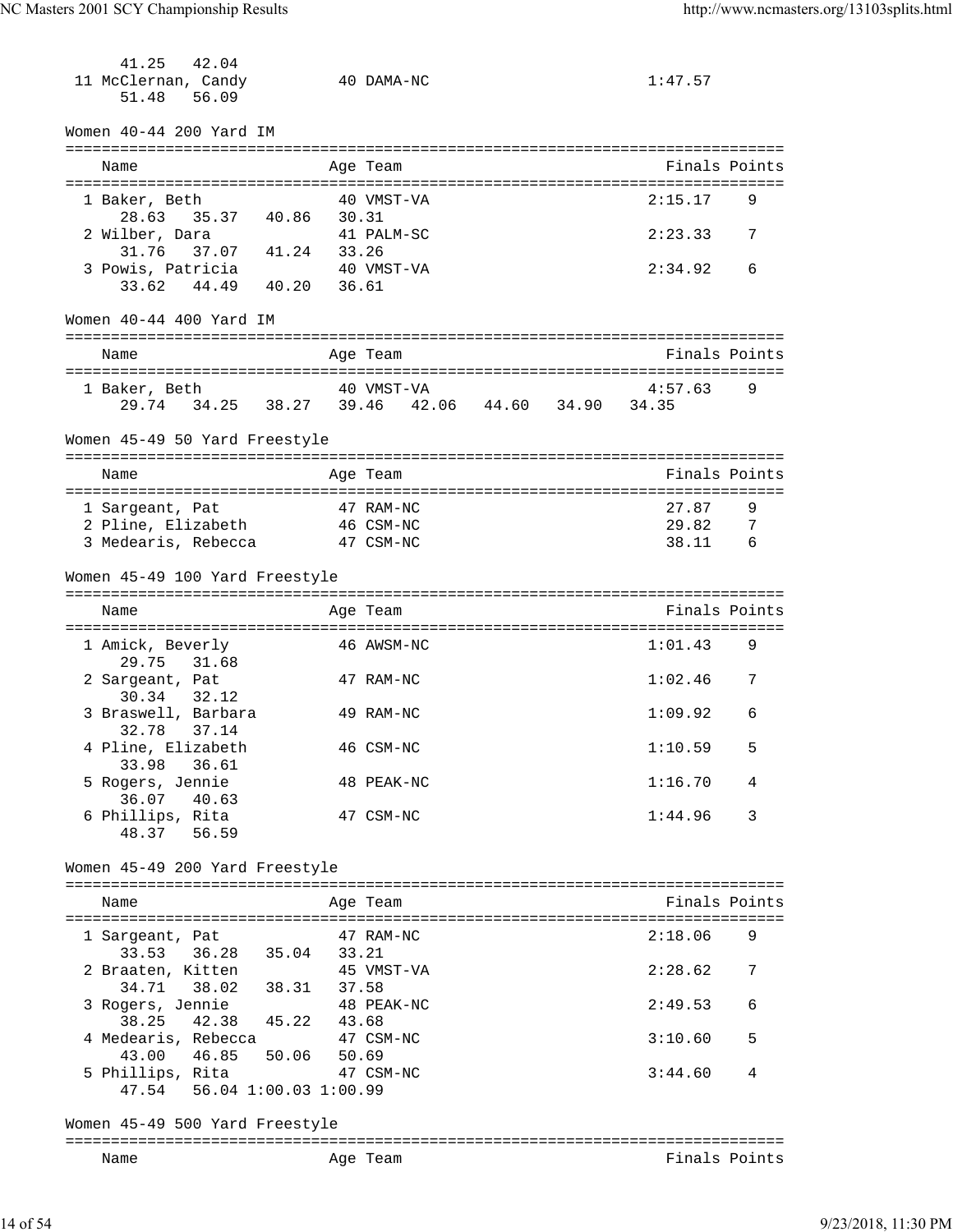41.25 42.04

11 McClernan, Candy 40 DAMA-NC 1:47.57
51.48 56.09

## Women 40-44 200 Yard IM

| Name | Age | Team | Finals | Points |
|---|---|---|---|---|
| 1 Baker, Beth | 40 | VMST-VA | 2:15.17 | 9 |
| 28.63 35.37 40.86 30.31 | | | | |
| 2 Wilber, Dara | 41 | PALM-SC | 2:23.33 | 7 |
| 31.76 37.07 41.24 33.26 | | | | |
| 3 Powis, Patricia | 40 | VMST-VA | 2:34.92 | 6 |
| 33.62 44.49 40.20 36.61 | | | | |

## Women 40-44 400 Yard IM

| Name | Age | Team | Finals | Points |
|---|---|---|---|---|
| 1 Baker, Beth | 40 | VMST-VA | 4:57.63 | 9 |
| 29.74 34.25 38.27 39.46 42.06 44.60 34.90 34.35 | | | | |

## Women 45-49 50 Yard Freestyle

| Name | Age | Team | Finals | Points |
|---|---|---|---|---|
| 1 Sargeant, Pat | 47 | RAM-NC | 27.87 | 9 |
| 2 Pline, Elizabeth | 46 | CSM-NC | 29.82 | 7 |
| 3 Medearis, Rebecca | 47 | CSM-NC | 38.11 | 6 |

## Women 45-49 100 Yard Freestyle

| Name | Age | Team | Finals | Points |
|---|---|---|---|---|
| 1 Amick, Beverly | 46 | AWSM-NC | 1:01.43 | 9 |
| 29.75 31.68 | | | | |
| 2 Sargeant, Pat | 47 | RAM-NC | 1:02.46 | 7 |
| 30.34 32.12 | | | | |
| 3 Braswell, Barbara | 49 | RAM-NC | 1:09.92 | 6 |
| 32.78 37.14 | | | | |
| 4 Pline, Elizabeth | 46 | CSM-NC | 1:10.59 | 5 |
| 33.98 36.61 | | | | |
| 5 Rogers, Jennie | 48 | PEAK-NC | 1:16.70 | 4 |
| 36.07 40.63 | | | | |
| 6 Phillips, Rita | 47 | CSM-NC | 1:44.96 | 3 |
| 48.37 56.59 | | | | |

## Women 45-49 200 Yard Freestyle

| Name | Age | Team | Finals | Points |
|---|---|---|---|---|
| 1 Sargeant, Pat | 47 | RAM-NC | 2:18.06 | 9 |
| 33.53 36.28 35.04 33.21 | | | | |
| 2 Braaten, Kitten | 45 | VMST-VA | 2:28.62 | 7 |
| 34.71 38.02 38.31 37.58 | | | | |
| 3 Rogers, Jennie | 48 | PEAK-NC | 2:49.53 | 6 |
| 38.25 42.38 45.22 43.68 | | | | |
| 4 Medearis, Rebecca | 47 | CSM-NC | 3:10.60 | 5 |
| 43.00 46.85 50.06 50.69 | | | | |
| 5 Phillips, Rita | 47 | CSM-NC | 3:44.60 | 4 |
| 47.54 56.04 1:00.03 1:00.99 | | | | |

## Women 45-49 500 Yard Freestyle

| Name | Age | Team | Finals | Points |
|---|---|---|---|---|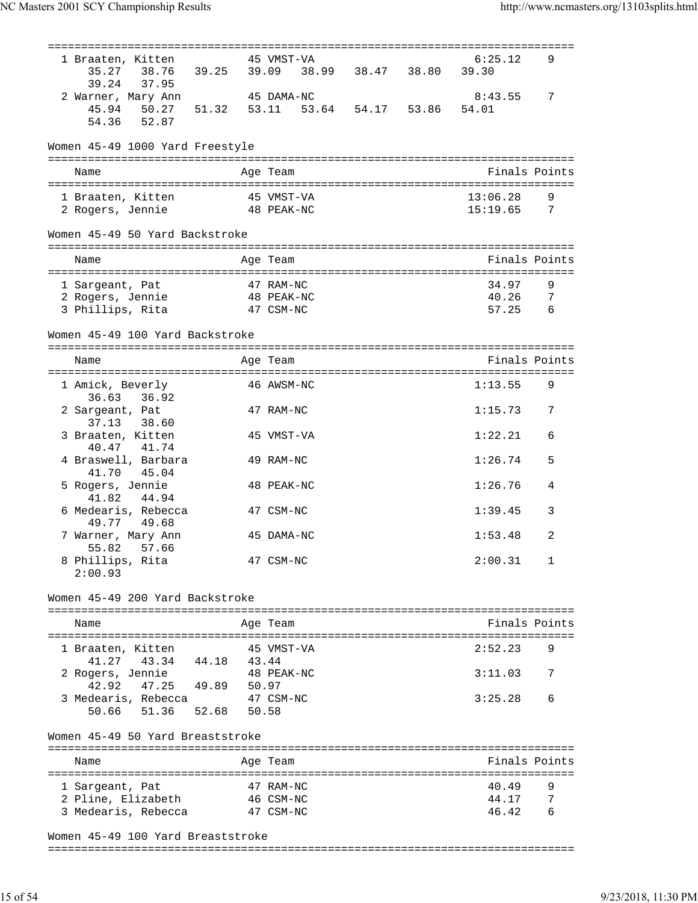| Place | Name | Age | Team | Finals | Points |
|---|---|---|---|---|---|
| 1 | Braaten, Kitten | 45 | VMST-VA | 6:25.12 | 9 |
| | 35.27 38.76 39.25 39.09 38.99 38.47 38.80 39.30 39.24 37.95 | | | | |
| 2 | Warner, Mary Ann | 45 | DAMA-NC | 8:43.55 | 7 |
| | 45.94 50.27 51.32 53.11 53.64 54.17 53.86 54.01 54.36 52.87 | | | | |

## Women 45-49 1000 Yard Freestyle

| Place | Name | Age | Team | Finals | Points |
|---|---|---|---|---|---|
| 1 | Braaten, Kitten | 45 | VMST-VA | 13:06.28 | 9 |
| 2 | Rogers, Jennie | 48 | PEAK-NC | 15:19.65 | 7 |

## Women 45-49 50 Yard Backstroke

| Place | Name | Age | Team | Finals | Points |
|---|---|---|---|---|---|
| 1 | Sargeant, Pat | 47 | RAM-NC | 34.97 | 9 |
| 2 | Rogers, Jennie | 48 | PEAK-NC | 40.26 | 7 |
| 3 | Phillips, Rita | 47 | CSM-NC | 57.25 | 6 |

## Women 45-49 100 Yard Backstroke

| Place | Name | Age | Team | Finals | Points |
|---|---|---|---|---|---|
| 1 | Amick, Beverly | 46 | AWSM-NC | 1:13.55 | 9 |
| | 36.63 36.92 | | | | |
| 2 | Sargeant, Pat | 47 | RAM-NC | 1:15.73 | 7 |
| | 37.13 38.60 | | | | |
| 3 | Braaten, Kitten | 45 | VMST-VA | 1:22.21 | 6 |
| | 40.47 41.74 | | | | |
| 4 | Braswell, Barbara | 49 | RAM-NC | 1:26.74 | 5 |
| | 41.70 45.04 | | | | |
| 5 | Rogers, Jennie | 48 | PEAK-NC | 1:26.76 | 4 |
| | 41.82 44.94 | | | | |
| 6 | Medearis, Rebecca | 47 | CSM-NC | 1:39.45 | 3 |
| | 49.77 49.68 | | | | |
| 7 | Warner, Mary Ann | 45 | DAMA-NC | 1:53.48 | 2 |
| | 55.82 57.66 | | | | |
| 8 | Phillips, Rita | 47 | CSM-NC | 2:00.31 | 1 |
| | 2:00.93 | | | | |

## Women 45-49 200 Yard Backstroke

| Place | Name | Age | Team | Finals | Points |
|---|---|---|---|---|---|
| 1 | Braaten, Kitten | 45 | VMST-VA | 2:52.23 | 9 |
| | 41.27 43.34 44.18 43.44 | | | | |
| 2 | Rogers, Jennie | 48 | PEAK-NC | 3:11.03 | 7 |
| | 42.92 47.25 49.89 50.97 | | | | |
| 3 | Medearis, Rebecca | 47 | CSM-NC | 3:25.28 | 6 |
| | 50.66 51.36 52.68 50.58 | | | | |

## Women 45-49 50 Yard Breaststroke

| Place | Name | Age | Team | Finals | Points |
|---|---|---|---|---|---|
| 1 | Sargeant, Pat | 47 | RAM-NC | 40.49 | 9 |
| 2 | Pline, Elizabeth | 46 | CSM-NC | 44.17 | 7 |
| 3 | Medearis, Rebecca | 47 | CSM-NC | 46.42 | 6 |

## Women 45-49 100 Yard Breaststroke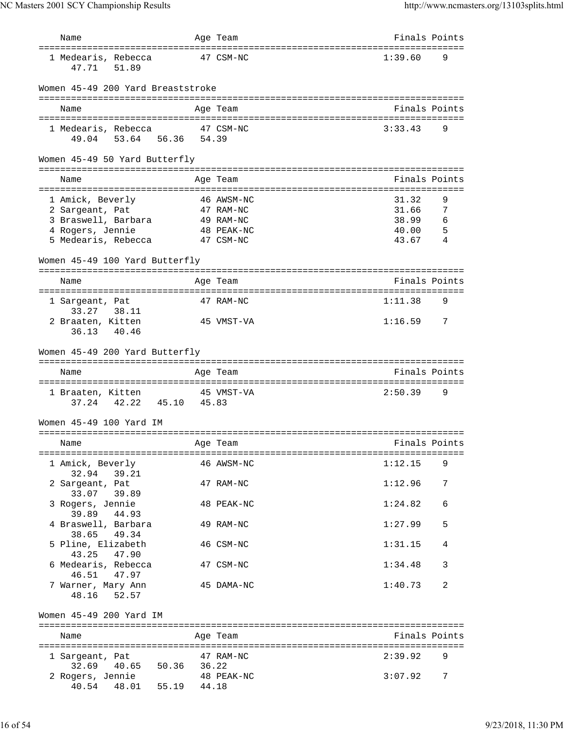| Name | Age | Team | Finals | Points |
|---|---|---|---|---|
| 1 Medearis, Rebecca | 47 | CSM-NC | 1:39.60 | 9 |
| 47.71   51.89 | | | | |

Women 45-49 200 Yard Breaststroke

| Name | Age | Team | Finals | Points |
|---|---|---|---|---|
| 1 Medearis, Rebecca | 47 | CSM-NC | 3:33.43 | 9 |
| 49.04   53.64   56.36   54.39 | | | | |

Women 45-49 50 Yard Butterfly

| Name | Age | Team | Finals | Points |
|---|---|---|---|---|
| 1 Amick, Beverly | 46 | AWSM-NC | 31.32 | 9 |
| 2 Sargeant, Pat | 47 | RAM-NC | 31.66 | 7 |
| 3 Braswell, Barbara | 49 | RAM-NC | 38.99 | 6 |
| 4 Rogers, Jennie | 48 | PEAK-NC | 40.00 | 5 |
| 5 Medearis, Rebecca | 47 | CSM-NC | 43.67 | 4 |

Women 45-49 100 Yard Butterfly

| Name | Age | Team | Finals | Points |
|---|---|---|---|---|
| 1 Sargeant, Pat | 47 | RAM-NC | 1:11.38 | 9 |
| 33.27   38.11 | | | | |
| 2 Braaten, Kitten | 45 | VMST-VA | 1:16.59 | 7 |
| 36.13   40.46 | | | | |

Women 45-49 200 Yard Butterfly

| Name | Age | Team | Finals | Points |
|---|---|---|---|---|
| 1 Braaten, Kitten | 45 | VMST-VA | 2:50.39 | 9 |
| 37.24   42.22   45.10   45.83 | | | | |

Women 45-49 100 Yard IM

| Name | Age | Team | Finals | Points |
|---|---|---|---|---|
| 1 Amick, Beverly | 46 | AWSM-NC | 1:12.15 | 9 |
| 32.94   39.21 | | | | |
| 2 Sargeant, Pat | 47 | RAM-NC | 1:12.96 | 7 |
| 33.07   39.89 | | | | |
| 3 Rogers, Jennie | 48 | PEAK-NC | 1:24.82 | 6 |
| 39.89   44.93 | | | | |
| 4 Braswell, Barbara | 49 | RAM-NC | 1:27.99 | 5 |
| 38.65   49.34 | | | | |
| 5 Pline, Elizabeth | 46 | CSM-NC | 1:31.15 | 4 |
| 43.25   47.90 | | | | |
| 6 Medearis, Rebecca | 47 | CSM-NC | 1:34.48 | 3 |
| 46.51   47.97 | | | | |
| 7 Warner, Mary Ann | 45 | DAMA-NC | 1:40.73 | 2 |
| 48.16   52.57 | | | | |

Women 45-49 200 Yard IM

| Name | Age | Team | Finals | Points |
|---|---|---|---|---|
| 1 Sargeant, Pat | 47 | RAM-NC | 2:39.92 | 9 |
| 32.69   40.65   50.36   36.22 | | | | |
| 2 Rogers, Jennie | 48 | PEAK-NC | 3:07.92 | 7 |
| 40.54   48.01   55.19   44.18 | | | | |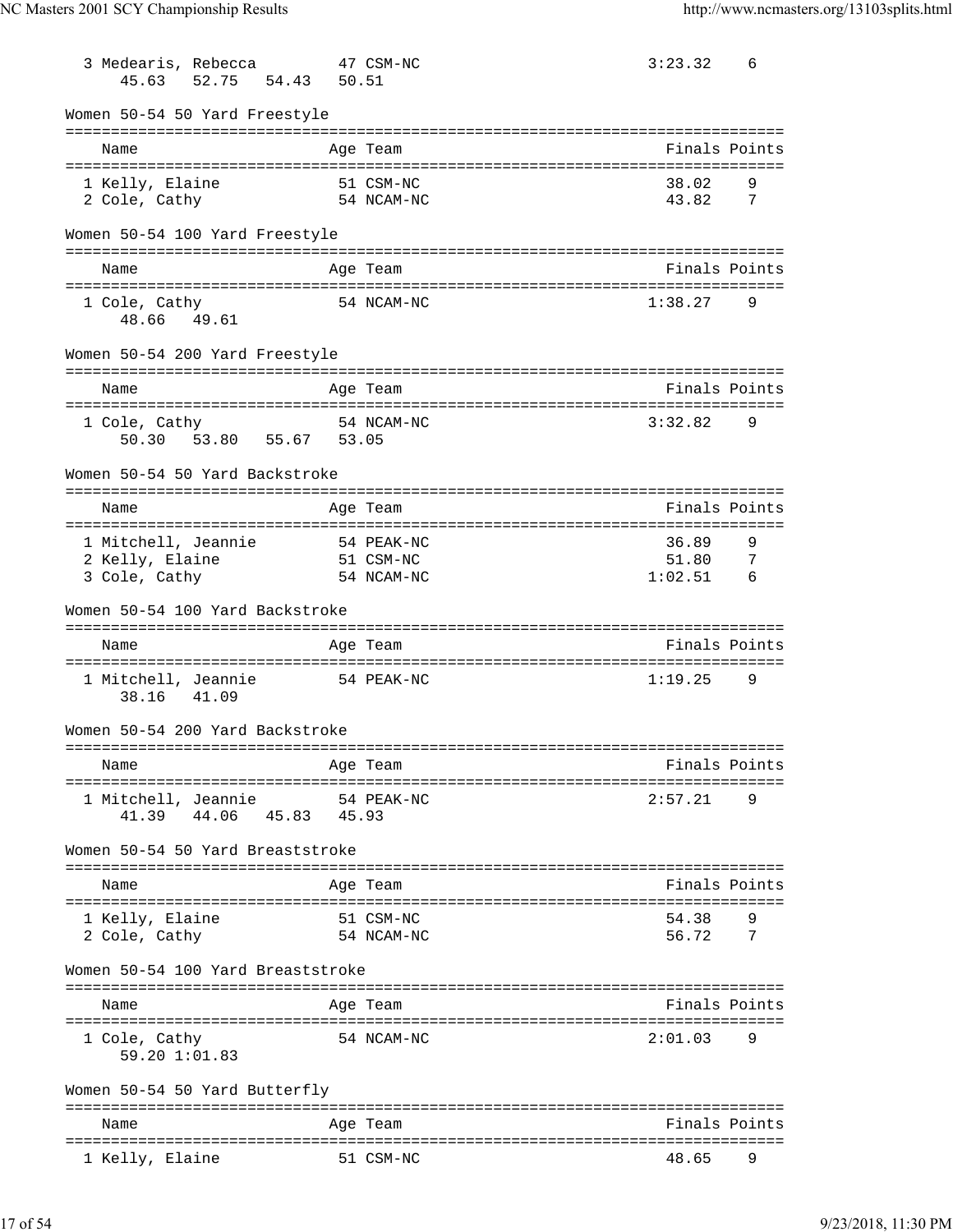| Name | Age | Team | Finals | Points |
|---|---|---|---|---|
| 3 Medearis, Rebecca | 47 | CSM-NC | 3:23.32 | 6 |
| 45.63 52.75 54.43 50.51 | | | | |

### Women 50-54 50 Yard Freestyle

| Name | Age | Team | Finals | Points |
|---|---|---|---|---|
| 1 Kelly, Elaine | 51 | CSM-NC | 38.02 | 9 |
| 2 Cole, Cathy | 54 | NCAM-NC | 43.82 | 7 |

### Women 50-54 100 Yard Freestyle

| Name | Age | Team | Finals | Points |
|---|---|---|---|---|
| 1 Cole, Cathy | 54 | NCAM-NC | 1:38.27 | 9 |
| 48.66 49.61 | | | | |

### Women 50-54 200 Yard Freestyle

| Name | Age | Team | Finals | Points |
|---|---|---|---|---|
| 1 Cole, Cathy | 54 | NCAM-NC | 3:32.82 | 9 |
| 50.30 53.80 55.67 53.05 | | | | |

### Women 50-54 50 Yard Backstroke

| Name | Age | Team | Finals | Points |
|---|---|---|---|---|
| 1 Mitchell, Jeannie | 54 | PEAK-NC | 36.89 | 9 |
| 2 Kelly, Elaine | 51 | CSM-NC | 51.80 | 7 |
| 3 Cole, Cathy | 54 | NCAM-NC | 1:02.51 | 6 |

### Women 50-54 100 Yard Backstroke

| Name | Age | Team | Finals | Points |
|---|---|---|---|---|
| 1 Mitchell, Jeannie | 54 | PEAK-NC | 1:19.25 | 9 |
| 38.16 41.09 | | | | |

### Women 50-54 200 Yard Backstroke

| Name | Age | Team | Finals | Points |
|---|---|---|---|---|
| 1 Mitchell, Jeannie | 54 | PEAK-NC | 2:57.21 | 9 |
| 41.39 44.06 45.83 45.93 | | | | |

### Women 50-54 50 Yard Breaststroke

| Name | Age | Team | Finals | Points |
|---|---|---|---|---|
| 1 Kelly, Elaine | 51 | CSM-NC | 54.38 | 9 |
| 2 Cole, Cathy | 54 | NCAM-NC | 56.72 | 7 |

### Women 50-54 100 Yard Breaststroke

| Name | Age | Team | Finals | Points |
|---|---|---|---|---|
| 1 Cole, Cathy | 54 | NCAM-NC | 2:01.03 | 9 |
| 59.20 1:01.83 | | | | |

### Women 50-54 50 Yard Butterfly

| Name | Age | Team | Finals | Points |
|---|---|---|---|---|
| 1 Kelly, Elaine | 51 | CSM-NC | 48.65 | 9 |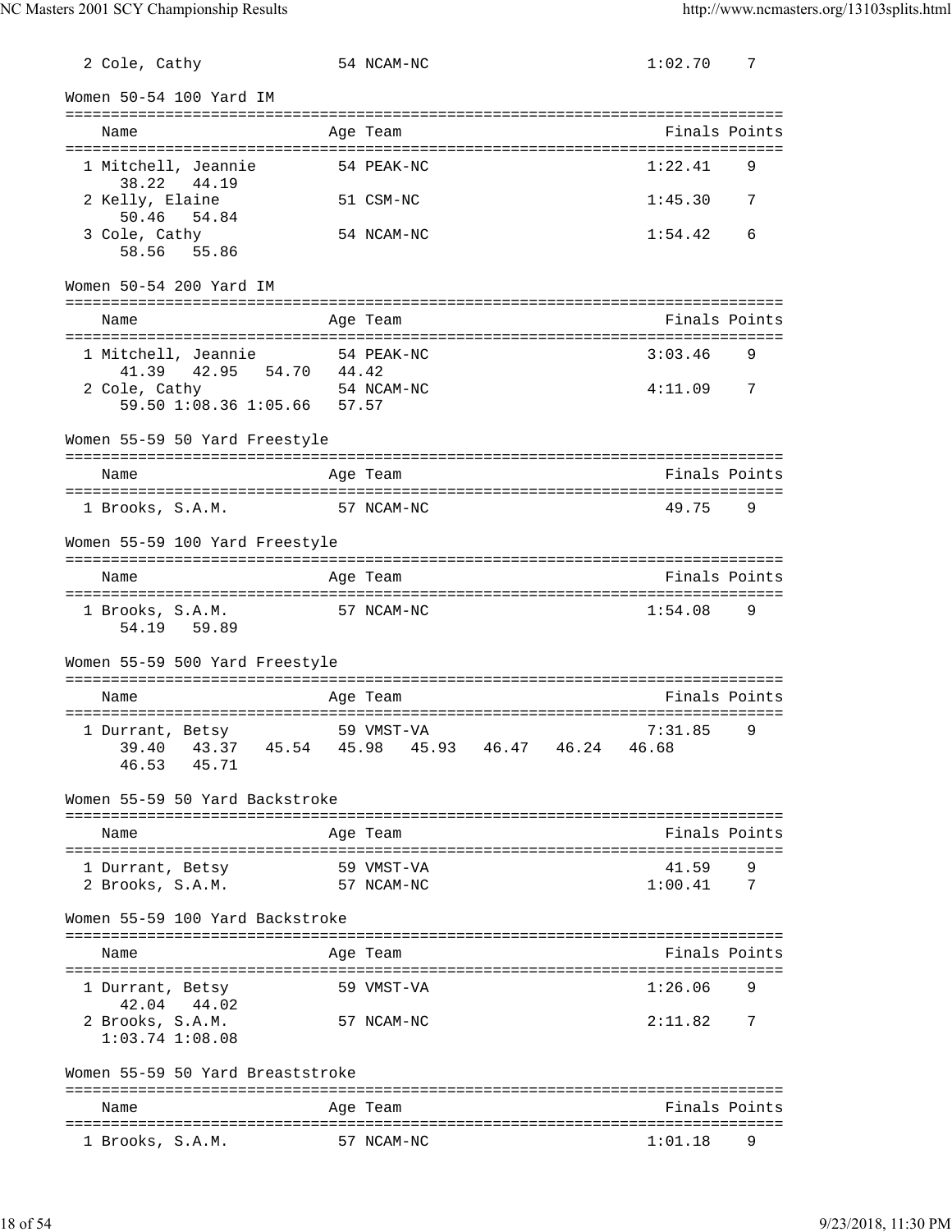| Name | Age | Team | Finals | Points |
|---|---|---|---|---|
| 2 Cole, Cathy | 54 | NCAM-NC | 1:02.70 | 7 |

Women 50-54 100 Yard IM

| Name | Age | Team | Finals | Points |
|---|---|---|---|---|
| 1 Mitchell, Jeannie | 54 | PEAK-NC | 1:22.41 | 9 |
| 38.22 44.19 | | | | |
| 2 Kelly, Elaine | 51 | CSM-NC | 1:45.30 | 7 |
| 50.46 54.84 | | | | |
| 3 Cole, Cathy | 54 | NCAM-NC | 1:54.42 | 6 |
| 58.56 55.86 | | | | |

Women 50-54 200 Yard IM

| Name | Age | Team | Finals | Points |
|---|---|---|---|---|
| 1 Mitchell, Jeannie | 54 | PEAK-NC | 3:03.46 | 9 |
| 41.39 42.95 54.70 44.42 | | | | |
| 2 Cole, Cathy | 54 | NCAM-NC | 4:11.09 | 7 |
| 59.50 1:08.36 1:05.66 57.57 | | | | |

Women 55-59 50 Yard Freestyle

| Name | Age | Team | Finals | Points |
|---|---|---|---|---|
| 1 Brooks, S.A.M. | 57 | NCAM-NC | 49.75 | 9 |

Women 55-59 100 Yard Freestyle

| Name | Age | Team | Finals | Points |
|---|---|---|---|---|
| 1 Brooks, S.A.M. | 57 | NCAM-NC | 1:54.08 | 9 |
| 54.19 59.89 | | | | |

Women 55-59 500 Yard Freestyle

| Name | Age | Team | Finals | Points |
|---|---|---|---|---|
| 1 Durrant, Betsy | 59 | VMST-VA | 7:31.85 | 9 |
| 39.40 43.37 45.54 45.98 45.93 46.47 46.24 46.68 | | | | |
| 46.53 45.71 | | | | |

Women 55-59 50 Yard Backstroke

| Name | Age | Team | Finals | Points |
|---|---|---|---|---|
| 1 Durrant, Betsy | 59 | VMST-VA | 41.59 | 9 |
| 2 Brooks, S.A.M. | 57 | NCAM-NC | 1:00.41 | 7 |

Women 55-59 100 Yard Backstroke

| Name | Age | Team | Finals | Points |
|---|---|---|---|---|
| 1 Durrant, Betsy | 59 | VMST-VA | 1:26.06 | 9 |
| 42.04 44.02 | | | | |
| 2 Brooks, S.A.M. | 57 | NCAM-NC | 2:11.82 | 7 |
| 1:03.74 1:08.08 | | | | |

Women 55-59 50 Yard Breaststroke

| Name | Age | Team | Finals | Points |
|---|---|---|---|---|
| 1 Brooks, S.A.M. | 57 | NCAM-NC | 1:01.18 | 9 |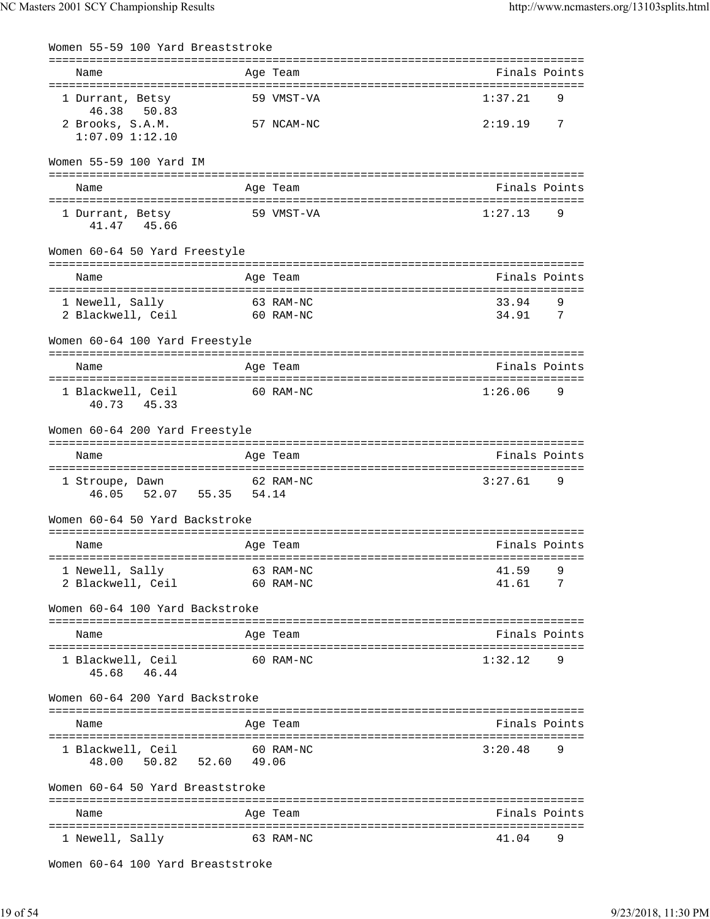## Women 55-59 100 Yard Breaststroke

| Name | Age | Team | Finals | Points |
|---|---|---|---|---|
| 1 Durrant, Betsy | 59 | VMST-VA | 1:37.21 | 9 |
| 46.38 50.83 | | | | |
| 2 Brooks, S.A.M. | 57 | NCAM-NC | 2:19.19 | 7 |
| 1:07.09 1:12.10 | | | | |

## Women 55-59 100 Yard IM

| Name | Age | Team | Finals | Points |
|---|---|---|---|---|
| 1 Durrant, Betsy | 59 | VMST-VA | 1:27.13 | 9 |
| 41.47 45.66 | | | | |

## Women 60-64 50 Yard Freestyle

| Name | Age | Team | Finals | Points |
|---|---|---|---|---|
| 1 Newell, Sally | 63 | RAM-NC | 33.94 | 9 |
| 2 Blackwell, Ceil | 60 | RAM-NC | 34.91 | 7 |

## Women 60-64 100 Yard Freestyle

| Name | Age | Team | Finals | Points |
|---|---|---|---|---|
| 1 Blackwell, Ceil | 60 | RAM-NC | 1:26.06 | 9 |
| 40.73 45.33 | | | | |

## Women 60-64 200 Yard Freestyle

| Name | Age | Team | Finals | Points |
|---|---|---|---|---|
| 1 Stroupe, Dawn | 62 | RAM-NC | 3:27.61 | 9 |
| 46.05 52.07 55.35 54.14 | | | | |

## Women 60-64 50 Yard Backstroke

| Name | Age | Team | Finals | Points |
|---|---|---|---|---|
| 1 Newell, Sally | 63 | RAM-NC | 41.59 | 9 |
| 2 Blackwell, Ceil | 60 | RAM-NC | 41.61 | 7 |

## Women 60-64 100 Yard Backstroke

| Name | Age | Team | Finals | Points |
|---|---|---|---|---|
| 1 Blackwell, Ceil | 60 | RAM-NC | 1:32.12 | 9 |
| 45.68 46.44 | | | | |

## Women 60-64 200 Yard Backstroke

| Name | Age | Team | Finals | Points |
|---|---|---|---|---|
| 1 Blackwell, Ceil | 60 | RAM-NC | 3:20.48 | 9 |
| 48.00 50.82 52.60 49.06 | | | | |

## Women 60-64 50 Yard Breaststroke

| Name | Age | Team | Finals | Points |
|---|---|---|---|---|
| 1 Newell, Sally | 63 | RAM-NC | 41.04 | 9 |

## Women 60-64 100 Yard Breaststroke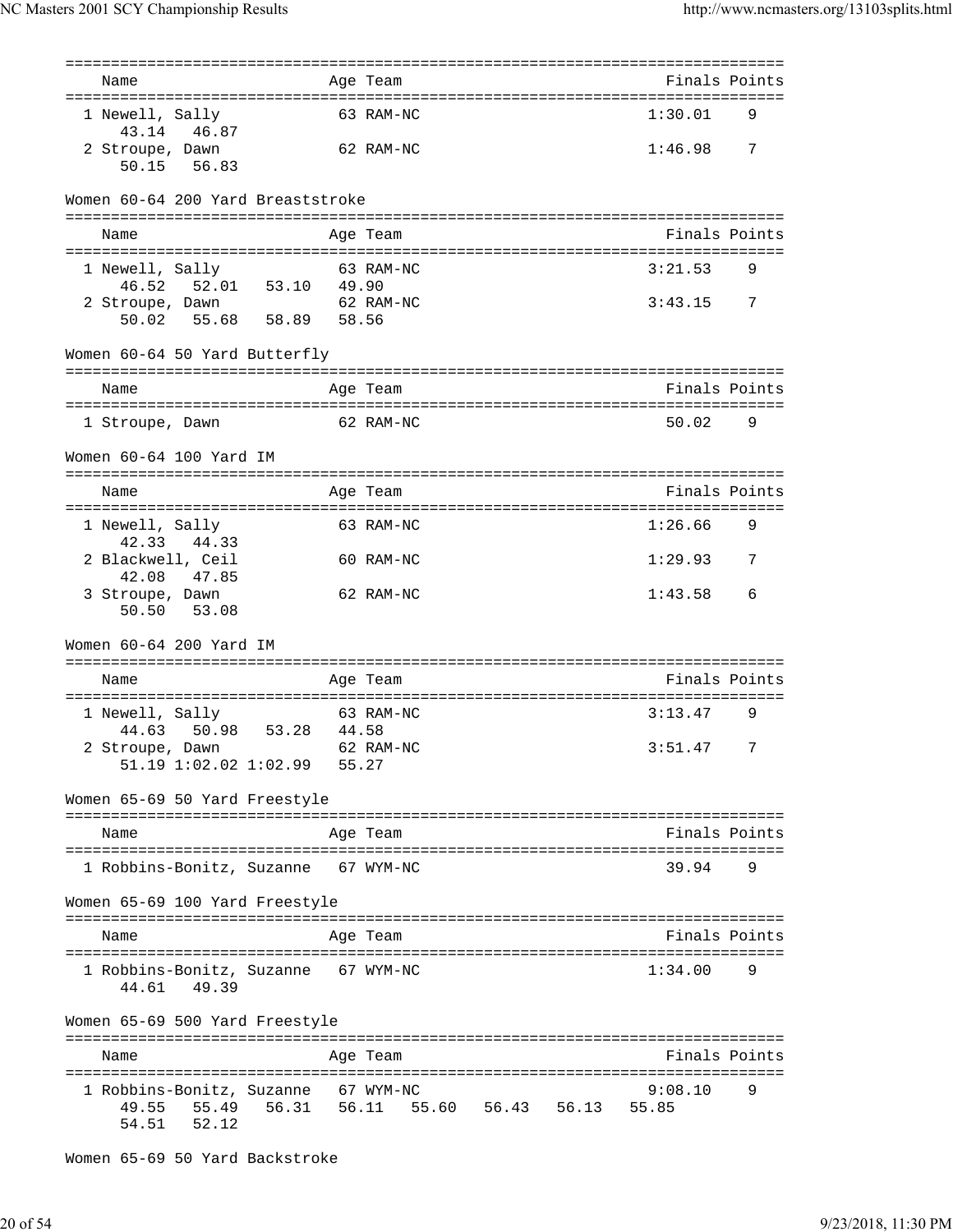| Name | Age | Team | Finals | Points |
|---|---|---|---|---|
| 1 Newell, Sally | 63 | RAM-NC | 1:30.01 | 9 |
| 43.14 46.87 | | | | |
| 2 Stroupe, Dawn | 62 | RAM-NC | 1:46.98 | 7 |
| 50.15 56.83 | | | | |

Women 60-64 200 Yard Breaststroke

| Name | Age | Team | Finals | Points |
|---|---|---|---|---|
| 1 Newell, Sally | 63 | RAM-NC | 3:21.53 | 9 |
| 46.52 52.01 53.10 49.90 | | | | |
| 2 Stroupe, Dawn | 62 | RAM-NC | 3:43.15 | 7 |
| 50.02 55.68 58.89 58.56 | | | | |

Women 60-64 50 Yard Butterfly

| Name | Age | Team | Finals | Points |
|---|---|---|---|---|
| 1 Stroupe, Dawn | 62 | RAM-NC | 50.02 | 9 |

Women 60-64 100 Yard IM

| Name | Age | Team | Finals | Points |
|---|---|---|---|---|
| 1 Newell, Sally | 63 | RAM-NC | 1:26.66 | 9 |
| 42.33 44.33 | | | | |
| 2 Blackwell, Ceil | 60 | RAM-NC | 1:29.93 | 7 |
| 42.08 47.85 | | | | |
| 3 Stroupe, Dawn | 62 | RAM-NC | 1:43.58 | 6 |
| 50.50 53.08 | | | | |

Women 60-64 200 Yard IM

| Name | Age | Team | Finals | Points |
|---|---|---|---|---|
| 1 Newell, Sally | 63 | RAM-NC | 3:13.47 | 9 |
| 44.63 50.98 53.28 44.58 | | | | |
| 2 Stroupe, Dawn | 62 | RAM-NC | 3:51.47 | 7 |
| 51.19 1:02.02 1:02.99 55.27 | | | | |

Women 65-69 50 Yard Freestyle

| Name | Age | Team | Finals | Points |
|---|---|---|---|---|
| 1 Robbins-Bonitz, Suzanne | 67 | WYM-NC | 39.94 | 9 |

Women 65-69 100 Yard Freestyle

| Name | Age | Team | Finals | Points |
|---|---|---|---|---|
| 1 Robbins-Bonitz, Suzanne | 67 | WYM-NC | 1:34.00 | 9 |
| 44.61 49.39 | | | | |

Women 65-69 500 Yard Freestyle

| Name | Age | Team | Finals | Points |
|---|---|---|---|---|
| 1 Robbins-Bonitz, Suzanne | 67 | WYM-NC | 9:08.10 | 9 |
| 49.55 55.49 56.31 56.11 55.60 56.43 56.13 55.85 | | | | |
| 54.51 52.12 | | | | |

Women 65-69 50 Yard Backstroke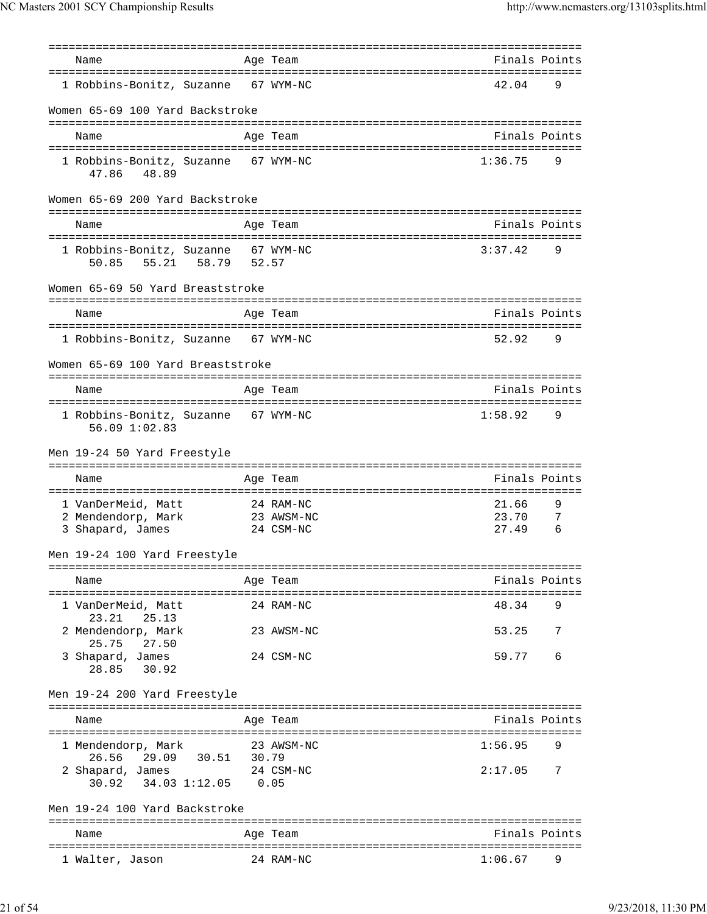| Name | Age | Team | Finals | Points |
|---|---|---|---|---|
| 1 Robbins-Bonitz, Suzanne | 67 | WYM-NC | 42.04 | 9 |

Women 65-69 100 Yard Backstroke

| Name | Age | Team | Finals | Points |
|---|---|---|---|---|
| 1 Robbins-Bonitz, Suzanne | 67 | WYM-NC | 1:36.75 | 9 |
| 47.86 48.89 | | | | |

Women 65-69 200 Yard Backstroke

| Name | Age | Team | Finals | Points |
|---|---|---|---|---|
| 1 Robbins-Bonitz, Suzanne | 67 | WYM-NC | 3:37.42 | 9 |
| 50.85 55.21 58.79 52.57 | | | | |

Women 65-69 50 Yard Breaststroke

| Name | Age | Team | Finals | Points |
|---|---|---|---|---|
| 1 Robbins-Bonitz, Suzanne | 67 | WYM-NC | 52.92 | 9 |

Women 65-69 100 Yard Breaststroke

| Name | Age | Team | Finals | Points |
|---|---|---|---|---|
| 1 Robbins-Bonitz, Suzanne | 67 | WYM-NC | 1:58.92 | 9 |
| 56.09 1:02.83 | | | | |

Men 19-24 50 Yard Freestyle

| Name | Age | Team | Finals | Points |
|---|---|---|---|---|
| 1 VanDerMeid, Matt | 24 | RAM-NC | 21.66 | 9 |
| 2 Mendendorp, Mark | 23 | AWSM-NC | 23.70 | 7 |
| 3 Shapard, James | 24 | CSM-NC | 27.49 | 6 |

Men 19-24 100 Yard Freestyle

| Name | Age | Team | Finals | Points |
|---|---|---|---|---|
| 1 VanDerMeid, Matt | 24 | RAM-NC | 48.34 | 9 |
| 23.21 25.13 | | | | |
| 2 Mendendorp, Mark | 23 | AWSM-NC | 53.25 | 7 |
| 25.75 27.50 | | | | |
| 3 Shapard, James | 24 | CSM-NC | 59.77 | 6 |
| 28.85 30.92 | | | | |

Men 19-24 200 Yard Freestyle

| Name | Age | Team | Finals | Points |
|---|---|---|---|---|
| 1 Mendendorp, Mark | 23 | AWSM-NC | 1:56.95 | 9 |
| 26.56 29.09 30.51 30.79 | | | | |
| 2 Shapard, James | 24 | CSM-NC | 2:17.05 | 7 |
| 30.92 34.03 1:12.05 0.05 | | | | |

Men 19-24 100 Yard Backstroke

| Name | Age | Team | Finals | Points |
|---|---|---|---|---|
| 1 Walter, Jason | 24 | RAM-NC | 1:06.67 | 9 |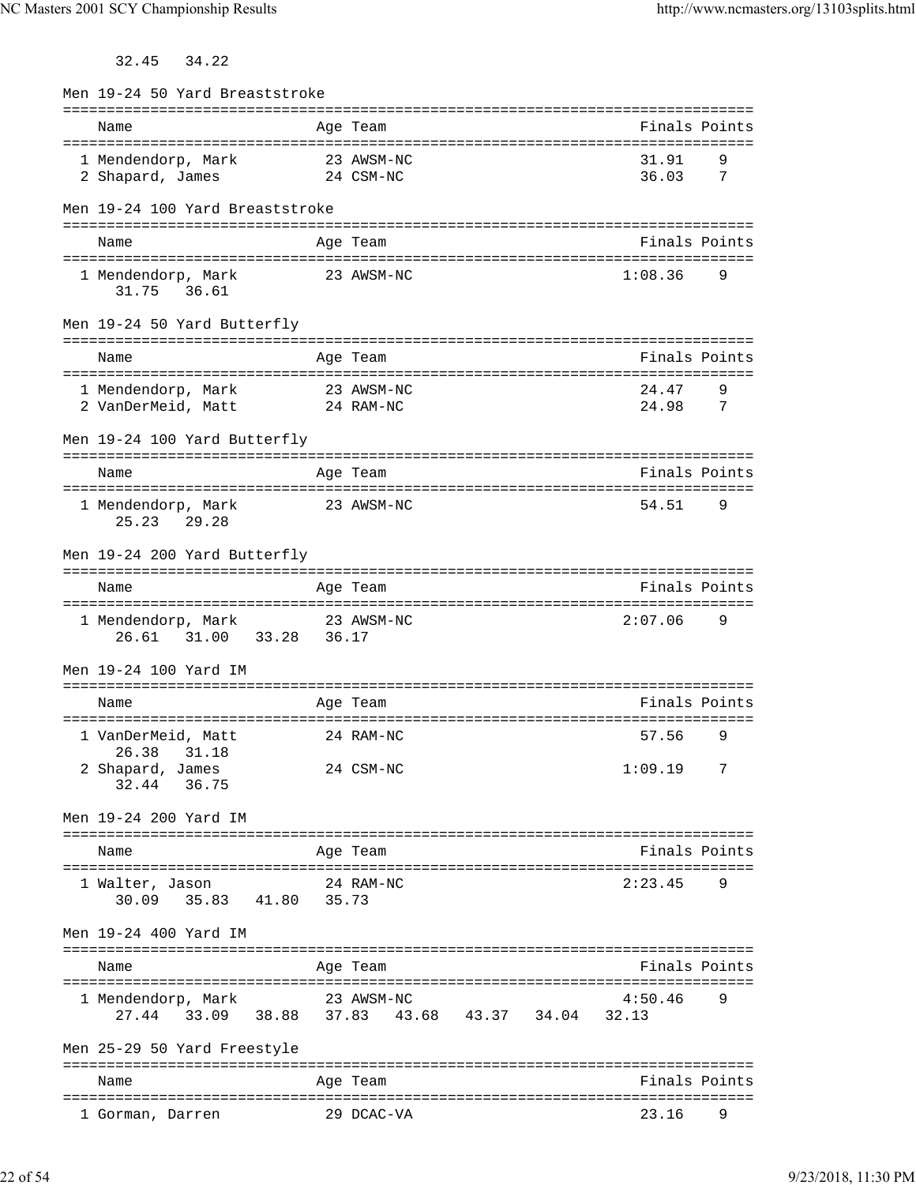32.45 34.22

### Men 19-24 50 Yard Breaststroke

| | Name | Age | Team | Finals | Points |
|---|---|---|---|---|---|
| 1 | Mendendorp, Mark | 23 | AWSM-NC | 31.91 | 9 |
| 2 | Shapard, James | 24 | CSM-NC | 36.03 | 7 |

### Men 19-24 100 Yard Breaststroke

| | Name | Age | Team | Finals | Points |
|---|---|---|---|---|---|
| 1 | Mendendorp, Mark | 23 | AWSM-NC | 1:08.36 | 9 |
| | 31.75 36.61 | | | | |

### Men 19-24 50 Yard Butterfly

| | Name | Age | Team | Finals | Points |
|---|---|---|---|---|---|
| 1 | Mendendorp, Mark | 23 | AWSM-NC | 24.47 | 9 |
| 2 | VanDerMeid, Matt | 24 | RAM-NC | 24.98 | 7 |

### Men 19-24 100 Yard Butterfly

| | Name | Age | Team | Finals | Points |
|---|---|---|---|---|---|
| 1 | Mendendorp, Mark | 23 | AWSM-NC | 54.51 | 9 |
| | 25.23 29.28 | | | | |

### Men 19-24 200 Yard Butterfly

| | Name | Age | Team | Finals | Points |
|---|---|---|---|---|---|
| 1 | Mendendorp, Mark | 23 | AWSM-NC | 2:07.06 | 9 |
| | 26.61 31.00 33.28 36.17 | | | | |

### Men 19-24 100 Yard IM

| | Name | Age | Team | Finals | Points |
|---|---|---|---|---|---|
| 1 | VanDerMeid, Matt | 24 | RAM-NC | 57.56 | 9 |
| | 26.38 31.18 | | | | |
| 2 | Shapard, James | 24 | CSM-NC | 1:09.19 | 7 |
| | 32.44 36.75 | | | | |

### Men 19-24 200 Yard IM

| | Name | Age | Team | Finals | Points |
|---|---|---|---|---|---|
| 1 | Walter, Jason | 24 | RAM-NC | 2:23.45 | 9 |
| | 30.09 35.83 41.80 35.73 | | | | |

### Men 19-24 400 Yard IM

| | Name | Age | Team | Finals | Points |
|---|---|---|---|---|---|
| 1 | Mendendorp, Mark | 23 | AWSM-NC | 4:50.46 | 9 |
| | 27.44 33.09 38.88 37.83 43.68 43.37 34.04 32.13 | | | | |

### Men 25-29 50 Yard Freestyle

| | Name | Age | Team | Finals | Points |
|---|---|---|---|---|---|
| 1 | Gorman, Darren | 29 | DCAC-VA | 23.16 | 9 |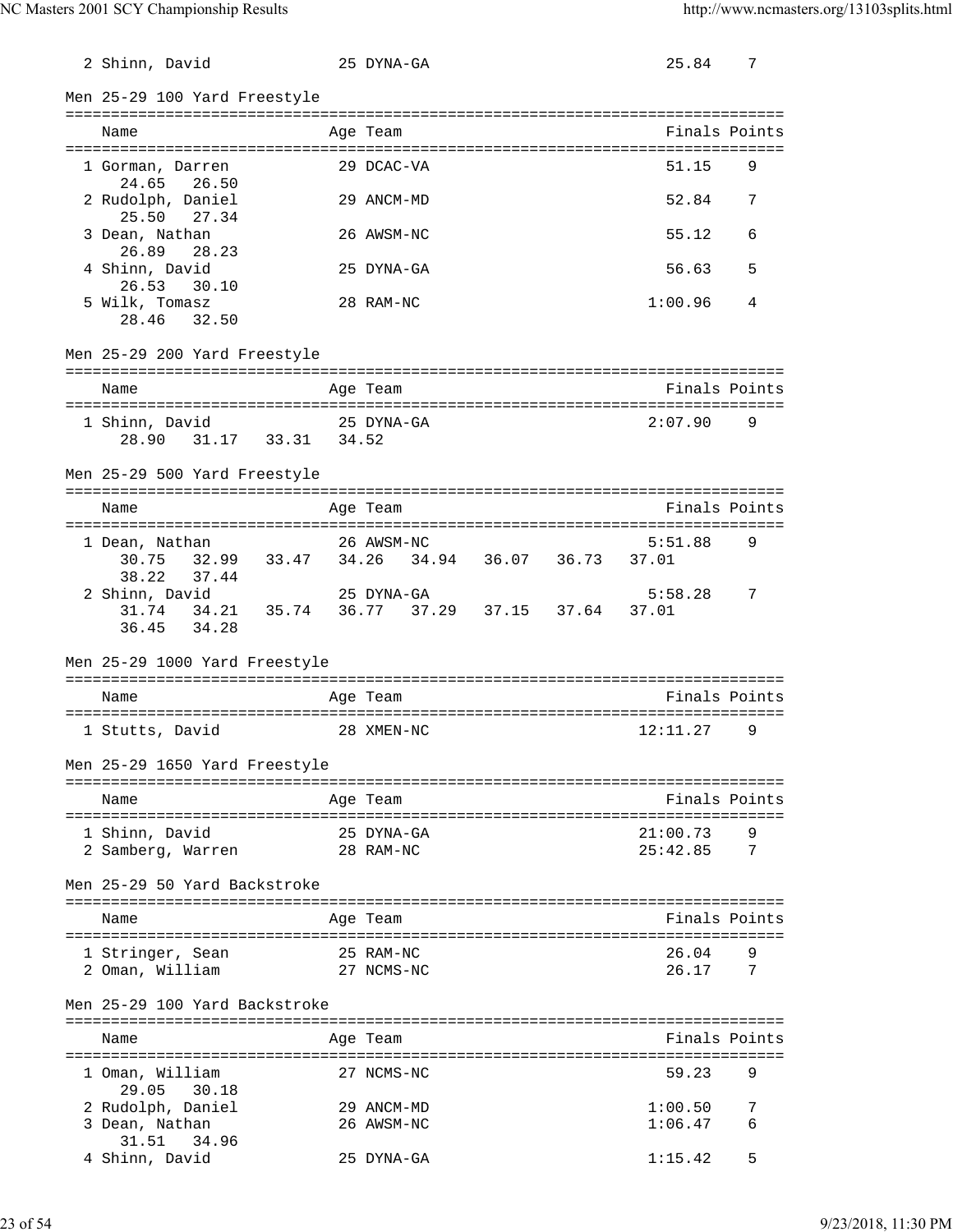| | Name | Age | Team | Finals | Points |
|---|---|---|---|---|---|
| 2 | Shinn, David | 25 | DYNA-GA | 25.84 | 7 |

## Men 25-29 100 Yard Freestyle

| | Name | Age | Team | Finals | Points |
|---|---|---|---|---|---|
| 1 | Gorman, Darren | 29 | DCAC-VA | 51.15 | 9 |
| | 24.65 26.50 | | | | |
| 2 | Rudolph, Daniel | 29 | ANCM-MD | 52.84 | 7 |
| | 25.50 27.34 | | | | |
| 3 | Dean, Nathan | 26 | AWSM-NC | 55.12 | 6 |
| | 26.89 28.23 | | | | |
| 4 | Shinn, David | 25 | DYNA-GA | 56.63 | 5 |
| | 26.53 30.10 | | | | |
| 5 | Wilk, Tomasz | 28 | RAM-NC | 1:00.96 | 4 |
| | 28.46 32.50 | | | | |

## Men 25-29 200 Yard Freestyle

| | Name | Age | Team | Finals | Points |
|---|---|---|---|---|---|
| 1 | Shinn, David | 25 | DYNA-GA | 2:07.90 | 9 |
| | 28.90 31.17 33.31 34.52 | | | | |

## Men 25-29 500 Yard Freestyle

| | Name | Age | Team | Finals | Points |
|---|---|---|---|---|---|
| 1 | Dean, Nathan | 26 | AWSM-NC | 5:51.88 | 9 |
| | 30.75 32.99 33.47 34.26 34.94 36.07 36.73 37.01 38.22 37.44 | | | | |
| 2 | Shinn, David | 25 | DYNA-GA | 5:58.28 | 7 |
| | 31.74 34.21 35.74 36.77 37.29 37.15 37.64 37.01 36.45 34.28 | | | | |

## Men 25-29 1000 Yard Freestyle

| | Name | Age | Team | Finals | Points |
|---|---|---|---|---|---|
| 1 | Stutts, David | 28 | XMEN-NC | 12:11.27 | 9 |

## Men 25-29 1650 Yard Freestyle

| | Name | Age | Team | Finals | Points |
|---|---|---|---|---|---|
| 1 | Shinn, David | 25 | DYNA-GA | 21:00.73 | 9 |
| 2 | Samberg, Warren | 28 | RAM-NC | 25:42.85 | 7 |

## Men 25-29 50 Yard Backstroke

| | Name | Age | Team | Finals | Points |
|---|---|---|---|---|---|
| 1 | Stringer, Sean | 25 | RAM-NC | 26.04 | 9 |
| 2 | Oman, William | 27 | NCMS-NC | 26.17 | 7 |

## Men 25-29 100 Yard Backstroke

| | Name | Age | Team | Finals | Points |
|---|---|---|---|---|---|
| 1 | Oman, William | 27 | NCMS-NC | 59.23 | 9 |
| | 29.05 30.18 | | | | |
| 2 | Rudolph, Daniel | 29 | ANCM-MD | 1:00.50 | 7 |
| 3 | Dean, Nathan | 26 | AWSM-NC | 1:06.47 | 6 |
| | 31.51 34.96 | | | | |
| 4 | Shinn, David | 25 | DYNA-GA | 1:15.42 | 5 |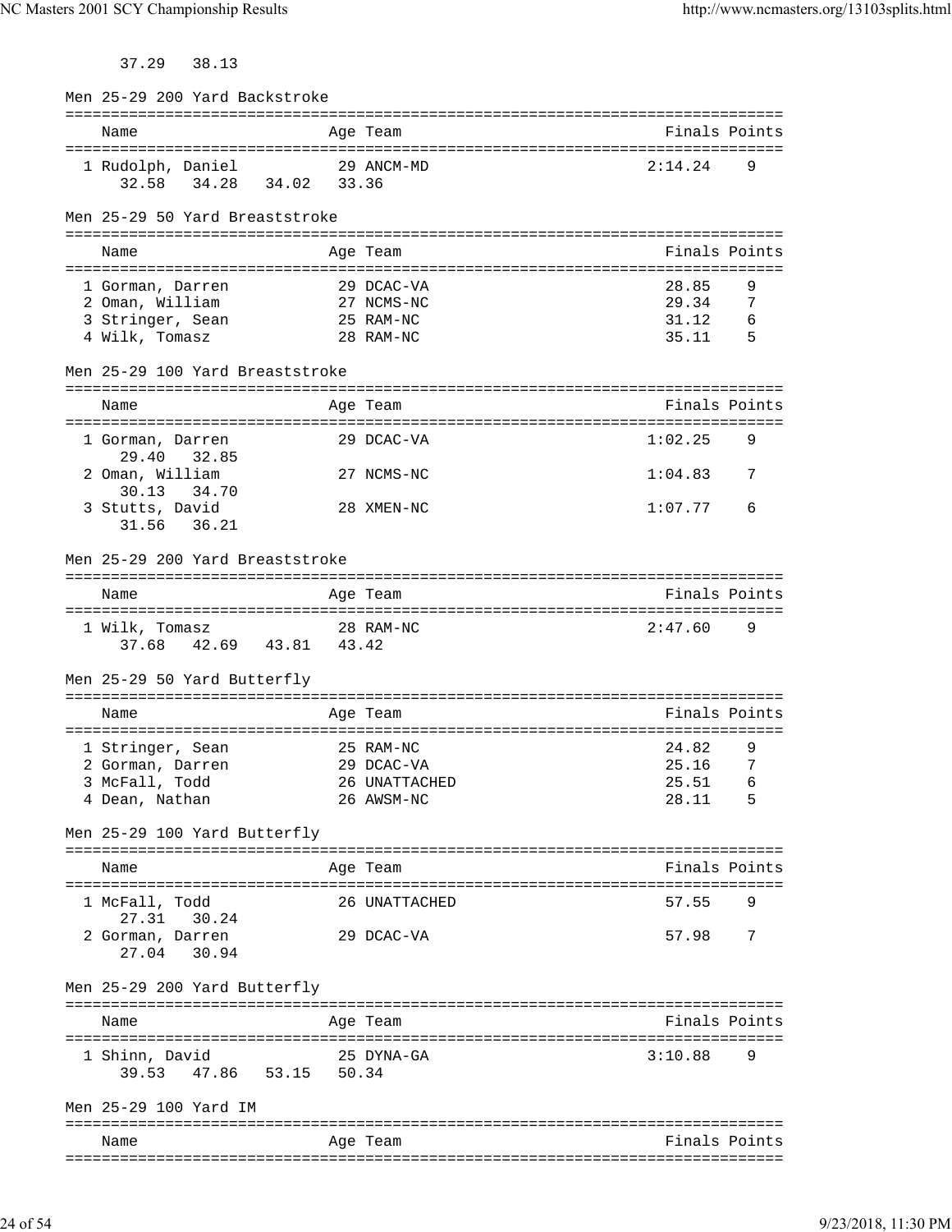37.29   38.13

## Men 25-29 200 Yard Backstroke

| Name | Age | Team | Finals | Points |
|---|---|---|---|---|
| 1 Rudolph, Daniel | 29 | ANCM-MD | 2:14.24 | 9 |
| 32.58   34.28   34.02   33.36 | | | | |

## Men 25-29 50 Yard Breaststroke

| Name | Age | Team | Finals | Points |
|---|---|---|---|---|
| 1 Gorman, Darren | 29 | DCAC-VA | 28.85 | 9 |
| 2 Oman, William | 27 | NCMS-NC | 29.34 | 7 |
| 3 Stringer, Sean | 25 | RAM-NC | 31.12 | 6 |
| 4 Wilk, Tomasz | 28 | RAM-NC | 35.11 | 5 |

## Men 25-29 100 Yard Breaststroke

| Name | Age | Team | Finals | Points |
|---|---|---|---|---|
| 1 Gorman, Darren | 29 | DCAC-VA | 1:02.25 | 9 |
| 29.40   32.85 | | | | |
| 2 Oman, William | 27 | NCMS-NC | 1:04.83 | 7 |
| 30.13   34.70 | | | | |
| 3 Stutts, David | 28 | XMEN-NC | 1:07.77 | 6 |
| 31.56   36.21 | | | | |

## Men 25-29 200 Yard Breaststroke

| Name | Age | Team | Finals | Points |
|---|---|---|---|---|
| 1 Wilk, Tomasz | 28 | RAM-NC | 2:47.60 | 9 |
| 37.68   42.69   43.81   43.42 | | | | |

## Men 25-29 50 Yard Butterfly

| Name | Age | Team | Finals | Points |
|---|---|---|---|---|
| 1 Stringer, Sean | 25 | RAM-NC | 24.82 | 9 |
| 2 Gorman, Darren | 29 | DCAC-VA | 25.16 | 7 |
| 3 McFall, Todd | 26 | UNATTACHED | 25.51 | 6 |
| 4 Dean, Nathan | 26 | AWSM-NC | 28.11 | 5 |

## Men 25-29 100 Yard Butterfly

| Name | Age | Team | Finals | Points |
|---|---|---|---|---|
| 1 McFall, Todd | 26 | UNATTACHED | 57.55 | 9 |
| 27.31   30.24 | | | | |
| 2 Gorman, Darren | 29 | DCAC-VA | 57.98 | 7 |
| 27.04   30.94 | | | | |

## Men 25-29 200 Yard Butterfly

| Name | Age | Team | Finals | Points |
|---|---|---|---|---|
| 1 Shinn, David | 25 | DYNA-GA | 3:10.88 | 9 |
| 39.53   47.86   53.15   50.34 | | | | |

## Men 25-29 100 Yard IM

| Name | Age | Team | Finals | Points |
|---|---|---|---|---|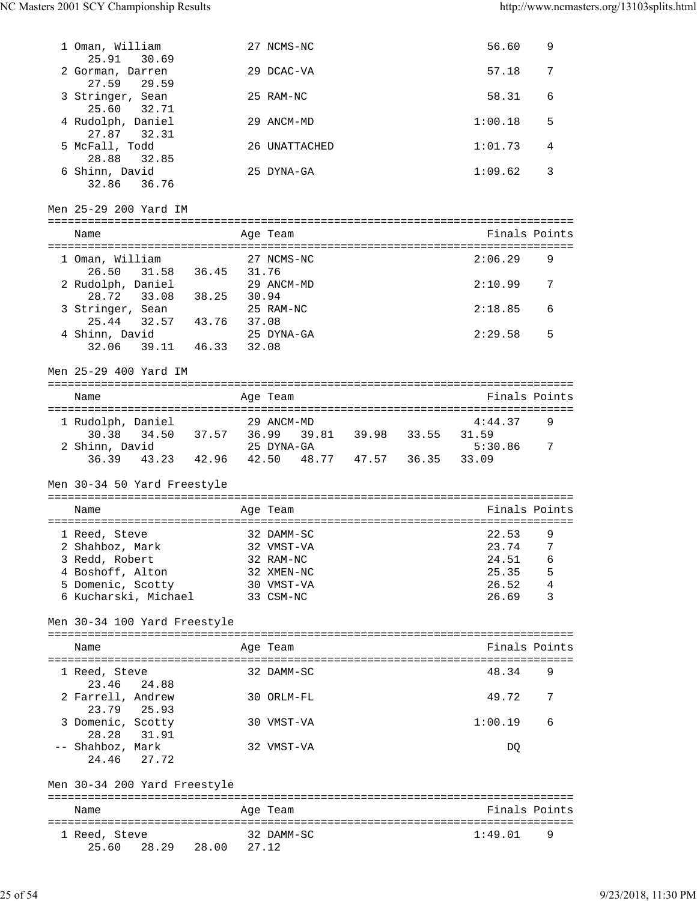| Name | Age | Team | Finals | Points |
|---|---|---|---|---|
| 1 Oman, William | 27 | NCMS-NC | 56.60 | 9 |
| 25.91 30.69 | | | | |
| 2 Gorman, Darren | 29 | DCAC-VA | 57.18 | 7 |
| 27.59 29.59 | | | | |
| 3 Stringer, Sean | 25 | RAM-NC | 58.31 | 6 |
| 25.60 32.71 | | | | |
| 4 Rudolph, Daniel | 29 | ANCM-MD | 1:00.18 | 5 |
| 27.87 32.31 | | | | |
| 5 McFall, Todd | 26 | UNATTACHED | 1:01.73 | 4 |
| 28.88 32.85 | | | | |
| 6 Shinn, David | 25 | DYNA-GA | 1:09.62 | 3 |
| 32.86 36.76 | | | | |

## Men 25-29 200 Yard IM

| Name | Age | Team | Finals | Points |
|---|---|---|---|---|
| 1 Oman, William | 27 | NCMS-NC | 2:06.29 | 9 |
| 26.50 31.58 36.45 31.76 | | | | |
| 2 Rudolph, Daniel | 29 | ANCM-MD | 2:10.99 | 7 |
| 28.72 33.08 38.25 30.94 | | | | |
| 3 Stringer, Sean | 25 | RAM-NC | 2:18.85 | 6 |
| 25.44 32.57 43.76 37.08 | | | | |
| 4 Shinn, David | 25 | DYNA-GA | 2:29.58 | 5 |
| 32.06 39.11 46.33 32.08 | | | | |

## Men 25-29 400 Yard IM

| Name | Age | Team | Finals | Points |
|---|---|---|---|---|
| 1 Rudolph, Daniel | 29 | ANCM-MD | 4:44.37 | 9 |
| 30.38 34.50 37.57 36.99 39.81 39.98 33.55 31.59 | | | | |
| 2 Shinn, David | 25 | DYNA-GA | 5:30.86 | 7 |
| 36.39 43.23 42.96 42.50 48.77 47.57 36.35 33.09 | | | | |

## Men 30-34 50 Yard Freestyle

| Name | Age | Team | Finals | Points |
|---|---|---|---|---|
| 1 Reed, Steve | 32 | DAMM-SC | 22.53 | 9 |
| 2 Shahboz, Mark | 32 | VMST-VA | 23.74 | 7 |
| 3 Redd, Robert | 32 | RAM-NC | 24.51 | 6 |
| 4 Boshoff, Alton | 32 | XMEN-NC | 25.35 | 5 |
| 5 Domenic, Scotty | 30 | VMST-VA | 26.52 | 4 |
| 6 Kucharski, Michael | 33 | CSM-NC | 26.69 | 3 |

## Men 30-34 100 Yard Freestyle

| Name | Age | Team | Finals | Points |
|---|---|---|---|---|
| 1 Reed, Steve | 32 | DAMM-SC | 48.34 | 9 |
| 23.46 24.88 | | | | |
| 2 Farrell, Andrew | 30 | ORLM-FL | 49.72 | 7 |
| 23.79 25.93 | | | | |
| 3 Domenic, Scotty | 30 | VMST-VA | 1:00.19 | 6 |
| 28.28 31.91 | | | | |
| -- Shahboz, Mark | 32 | VMST-VA | DQ | |
| 24.46 27.72 | | | | |

## Men 30-34 200 Yard Freestyle

| Name | Age | Team | Finals | Points |
|---|---|---|---|---|
| 1 Reed, Steve | 32 | DAMM-SC | 1:49.01 | 9 |
| 25.60 28.29 28.00 27.12 | | | | |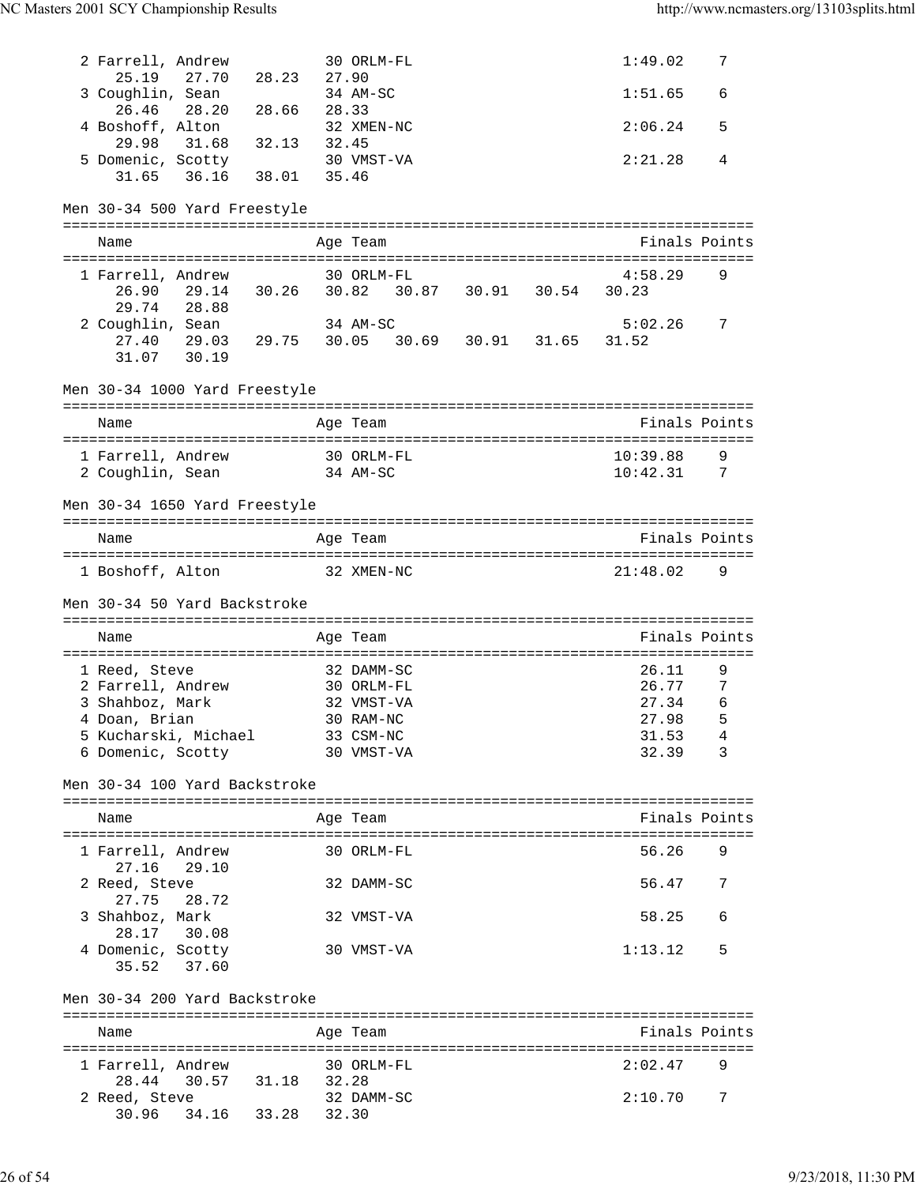| Place | Name | Age | Team | Finals | Points |
|---|---|---|---|---|---|
| 2 | Farrell, Andrew | 30 | ORLM-FL | 1:49.02 | 7 |
| | 25.19 27.70 28.23 27.90 | | | | |
| 3 | Coughlin, Sean | 34 | AM-SC | 1:51.65 | 6 |
| | 26.46 28.20 28.66 28.33 | | | | |
| 4 | Boshoff, Alton | 32 | XMEN-NC | 2:06.24 | 5 |
| | 29.98 31.68 32.13 32.45 | | | | |
| 5 | Domenic, Scotty | 30 | VMST-VA | 2:21.28 | 4 |
| | 31.65 36.16 38.01 35.46 | | | | |

Men 30-34 500 Yard Freestyle

| Place | Name | Age | Team | Finals | Points |
|---|---|---|---|---|---|
| 1 | Farrell, Andrew | 30 | ORLM-FL | 4:58.29 | 9 |
| | 26.90 29.14 30.26 30.82 30.87 30.91 30.54 30.23 29.74 28.88 | | | | |
| 2 | Coughlin, Sean | 34 | AM-SC | 5:02.26 | 7 |
| | 27.40 29.03 29.75 30.05 30.69 30.91 31.65 31.52 31.07 30.19 | | | | |

Men 30-34 1000 Yard Freestyle

| Place | Name | Age | Team | Finals | Points |
|---|---|---|---|---|---|
| 1 | Farrell, Andrew | 30 | ORLM-FL | 10:39.88 | 9 |
| 2 | Coughlin, Sean | 34 | AM-SC | 10:42.31 | 7 |

Men 30-34 1650 Yard Freestyle

| Place | Name | Age | Team | Finals | Points |
|---|---|---|---|---|---|
| 1 | Boshoff, Alton | 32 | XMEN-NC | 21:48.02 | 9 |

Men 30-34 50 Yard Backstroke

| Place | Name | Age | Team | Finals | Points |
|---|---|---|---|---|---|
| 1 | Reed, Steve | 32 | DAMM-SC | 26.11 | 9 |
| 2 | Farrell, Andrew | 30 | ORLM-FL | 26.77 | 7 |
| 3 | Shahboz, Mark | 32 | VMST-VA | 27.34 | 6 |
| 4 | Doan, Brian | 30 | RAM-NC | 27.98 | 5 |
| 5 | Kucharski, Michael | 33 | CSM-NC | 31.53 | 4 |
| 6 | Domenic, Scotty | 30 | VMST-VA | 32.39 | 3 |

Men 30-34 100 Yard Backstroke

| Place | Name | Age | Team | Finals | Points |
|---|---|---|---|---|---|
| 1 | Farrell, Andrew | 30 | ORLM-FL | 56.26 | 9 |
| | 27.16 29.10 | | | | |
| 2 | Reed, Steve | 32 | DAMM-SC | 56.47 | 7 |
| | 27.75 28.72 | | | | |
| 3 | Shahboz, Mark | 32 | VMST-VA | 58.25 | 6 |
| | 28.17 30.08 | | | | |
| 4 | Domenic, Scotty | 30 | VMST-VA | 1:13.12 | 5 |
| | 35.52 37.60 | | | | |

Men 30-34 200 Yard Backstroke

| Place | Name | Age | Team | Finals | Points |
|---|---|---|---|---|---|
| 1 | Farrell, Andrew | 30 | ORLM-FL | 2:02.47 | 9 |
| | 28.44 30.57 31.18 32.28 | | | | |
| 2 | Reed, Steve | 32 | DAMM-SC | 2:10.70 | 7 |
| | 30.96 34.16 33.28 32.30 | | | | |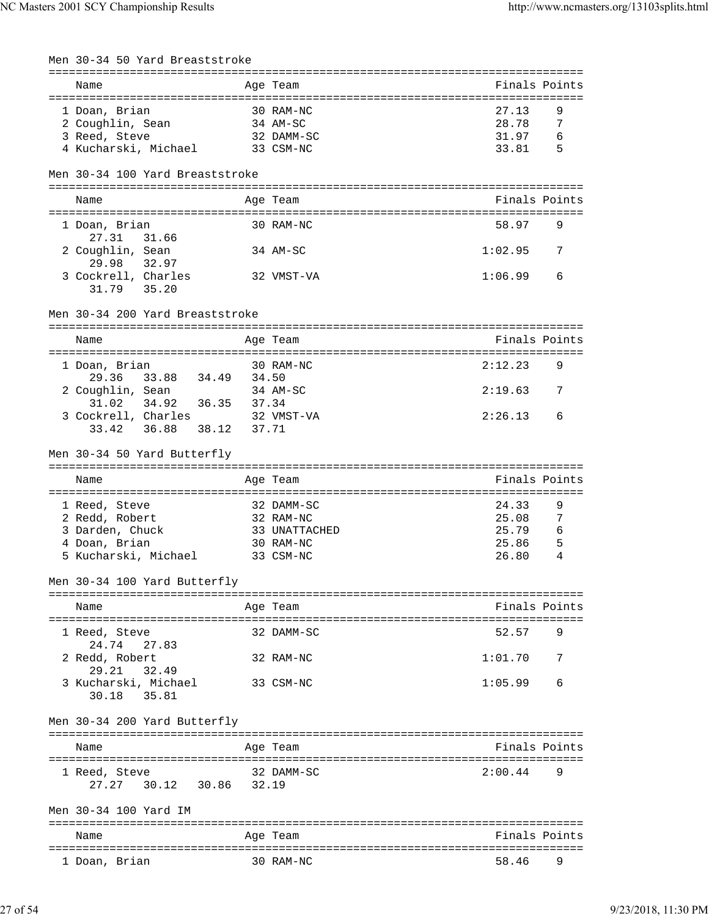### Men 30-34 50 Yard Breaststroke

| Name | Age | Team | Finals | Points |
|---|---|---|---|---|
| 1 Doan, Brian | 30 | RAM-NC | 27.13 | 9 |
| 2 Coughlin, Sean | 34 | AM-SC | 28.78 | 7 |
| 3 Reed, Steve | 32 | DAMM-SC | 31.97 | 6 |
| 4 Kucharski, Michael | 33 | CSM-NC | 33.81 | 5 |

### Men 30-34 100 Yard Breaststroke

| Name | Age | Team | Finals | Points |
|---|---|---|---|---|
| 1 Doan, Brian | 30 | RAM-NC | 58.97 | 9 |
| 27.31  31.66 | | | | |
| 2 Coughlin, Sean | 34 | AM-SC | 1:02.95 | 7 |
| 29.98  32.97 | | | | |
| 3 Cockrell, Charles | 32 | VMST-VA | 1:06.99 | 6 |
| 31.79  35.20 | | | | |

### Men 30-34 200 Yard Breaststroke

| Name | Age | Team | Finals | Points |
|---|---|---|---|---|
| 1 Doan, Brian | 30 | RAM-NC | 2:12.23 | 9 |
| 29.36  33.88  34.49  34.50 | | | | |
| 2 Coughlin, Sean | 34 | AM-SC | 2:19.63 | 7 |
| 31.02  34.92  36.35  37.34 | | | | |
| 3 Cockrell, Charles | 32 | VMST-VA | 2:26.13 | 6 |
| 33.42  36.88  38.12  37.71 | | | | |

### Men 30-34 50 Yard Butterfly

| Name | Age | Team | Finals | Points |
|---|---|---|---|---|
| 1 Reed, Steve | 32 | DAMM-SC | 24.33 | 9 |
| 2 Redd, Robert | 32 | RAM-NC | 25.08 | 7 |
| 3 Darden, Chuck | 33 | UNATTACHED | 25.79 | 6 |
| 4 Doan, Brian | 30 | RAM-NC | 25.86 | 5 |
| 5 Kucharski, Michael | 33 | CSM-NC | 26.80 | 4 |

### Men 30-34 100 Yard Butterfly

| Name | Age | Team | Finals | Points |
|---|---|---|---|---|
| 1 Reed, Steve | 32 | DAMM-SC | 52.57 | 9 |
| 24.74  27.83 | | | | |
| 2 Redd, Robert | 32 | RAM-NC | 1:01.70 | 7 |
| 29.21  32.49 | | | | |
| 3 Kucharski, Michael | 33 | CSM-NC | 1:05.99 | 6 |
| 30.18  35.81 | | | | |

### Men 30-34 200 Yard Butterfly

| Name | Age | Team | Finals | Points |
|---|---|---|---|---|
| 1 Reed, Steve | 32 | DAMM-SC | 2:00.44 | 9 |
| 27.27  30.12  30.86  32.19 | | | | |

### Men 30-34 100 Yard IM

| Name | Age | Team | Finals | Points |
|---|---|---|---|---|
| 1 Doan, Brian | 30 | RAM-NC | 58.46 | 9 |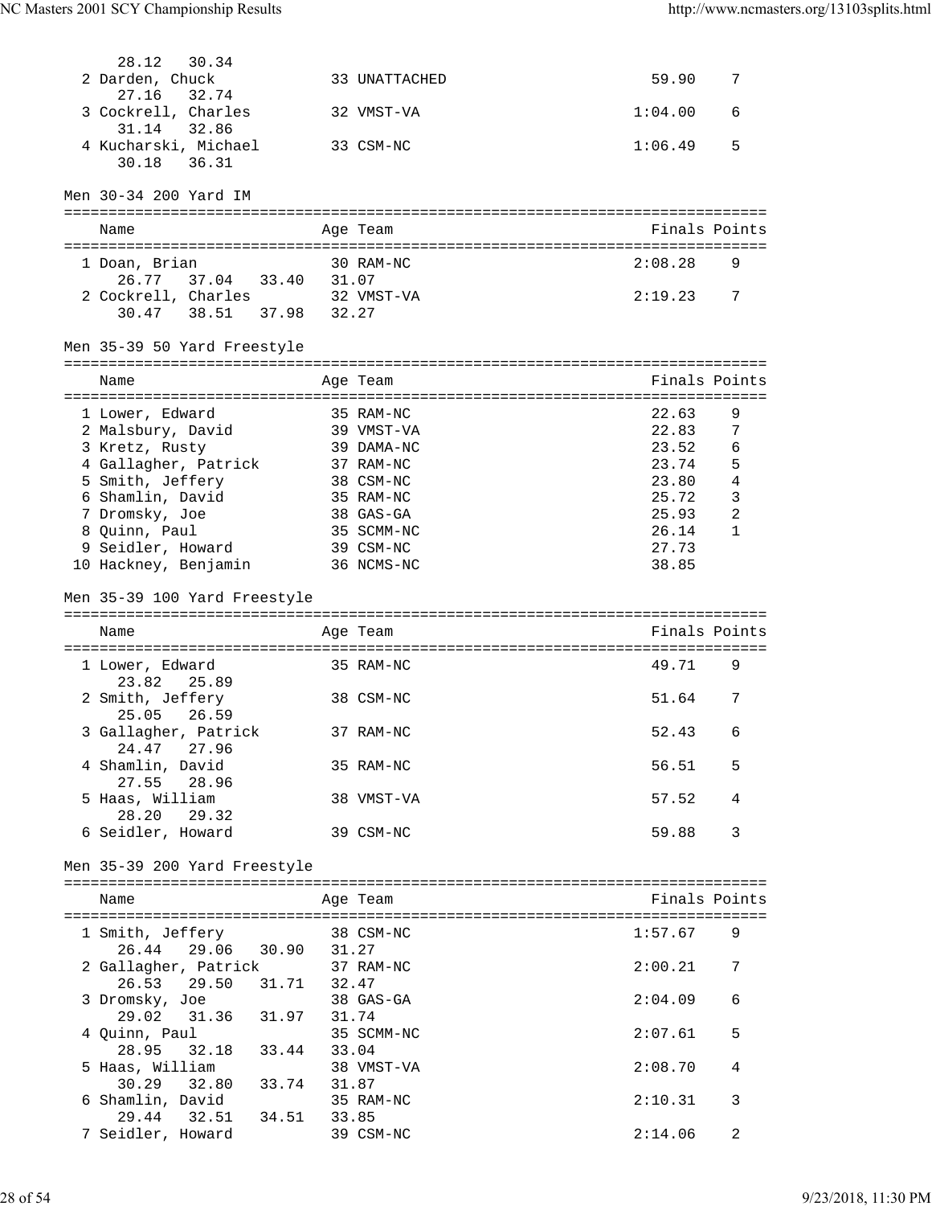| Name | Age | Team | Finals | Points |
|---|---|---|---|---|
| 28.12 30.34 | | | | |
| 2 Darden, Chuck | 33 | UNATTACHED | 59.90 | 7 |
| 27.16 32.74 | | | | |
| 3 Cockrell, Charles | 32 | VMST-VA | 1:04.00 | 6 |
| 31.14 32.86 | | | | |
| 4 Kucharski, Michael | 33 | CSM-NC | 1:06.49 | 5 |
| 30.18 36.31 | | | | |

### Men 30-34 200 Yard IM

| Name | Age | Team | Finals | Points |
|---|---|---|---|---|
| 1 Doan, Brian | 30 | RAM-NC | 2:08.28 | 9 |
| 26.77 37.04 33.40 31.07 | | | | |
| 2 Cockrell, Charles | 32 | VMST-VA | 2:19.23 | 7 |
| 30.47 38.51 37.98 32.27 | | | | |

### Men 35-39 50 Yard Freestyle

| Name | Age | Team | Finals | Points |
|---|---|---|---|---|
| 1 Lower, Edward | 35 | RAM-NC | 22.63 | 9 |
| 2 Malsbury, David | 39 | VMST-VA | 22.83 | 7 |
| 3 Kretz, Rusty | 39 | DAMA-NC | 23.52 | 6 |
| 4 Gallagher, Patrick | 37 | RAM-NC | 23.74 | 5 |
| 5 Smith, Jeffery | 38 | CSM-NC | 23.80 | 4 |
| 6 Shamlin, David | 35 | RAM-NC | 25.72 | 3 |
| 7 Dromsky, Joe | 38 | GAS-GA | 25.93 | 2 |
| 8 Quinn, Paul | 35 | SCMM-NC | 26.14 | 1 |
| 9 Seidler, Howard | 39 | CSM-NC | 27.73 | |
| 10 Hackney, Benjamin | 36 | NCMS-NC | 38.85 | |

### Men 35-39 100 Yard Freestyle

| Name | Age | Team | Finals | Points |
|---|---|---|---|---|
| 1 Lower, Edward | 35 | RAM-NC | 49.71 | 9 |
| 23.82 25.89 | | | | |
| 2 Smith, Jeffery | 38 | CSM-NC | 51.64 | 7 |
| 25.05 26.59 | | | | |
| 3 Gallagher, Patrick | 37 | RAM-NC | 52.43 | 6 |
| 24.47 27.96 | | | | |
| 4 Shamlin, David | 35 | RAM-NC | 56.51 | 5 |
| 27.55 28.96 | | | | |
| 5 Haas, William | 38 | VMST-VA | 57.52 | 4 |
| 28.20 29.32 | | | | |
| 6 Seidler, Howard | 39 | CSM-NC | 59.88 | 3 |

### Men 35-39 200 Yard Freestyle

| Name | Age | Team | Finals | Points |
|---|---|---|---|---|
| 1 Smith, Jeffery | 38 | CSM-NC | 1:57.67 | 9 |
| 26.44 29.06 30.90 31.27 | | | | |
| 2 Gallagher, Patrick | 37 | RAM-NC | 2:00.21 | 7 |
| 26.53 29.50 31.71 32.47 | | | | |
| 3 Dromsky, Joe | 38 | GAS-GA | 2:04.09 | 6 |
| 29.02 31.36 31.97 31.74 | | | | |
| 4 Quinn, Paul | 35 | SCMM-NC | 2:07.61 | 5 |
| 28.95 32.18 33.44 33.04 | | | | |
| 5 Haas, William | 38 | VMST-VA | 2:08.70 | 4 |
| 30.29 32.80 33.74 31.87 | | | | |
| 6 Shamlin, David | 35 | RAM-NC | 2:10.31 | 3 |
| 29.44 32.51 34.51 33.85 | | | | |
| 7 Seidler, Howard | 39 | CSM-NC | 2:14.06 | 2 |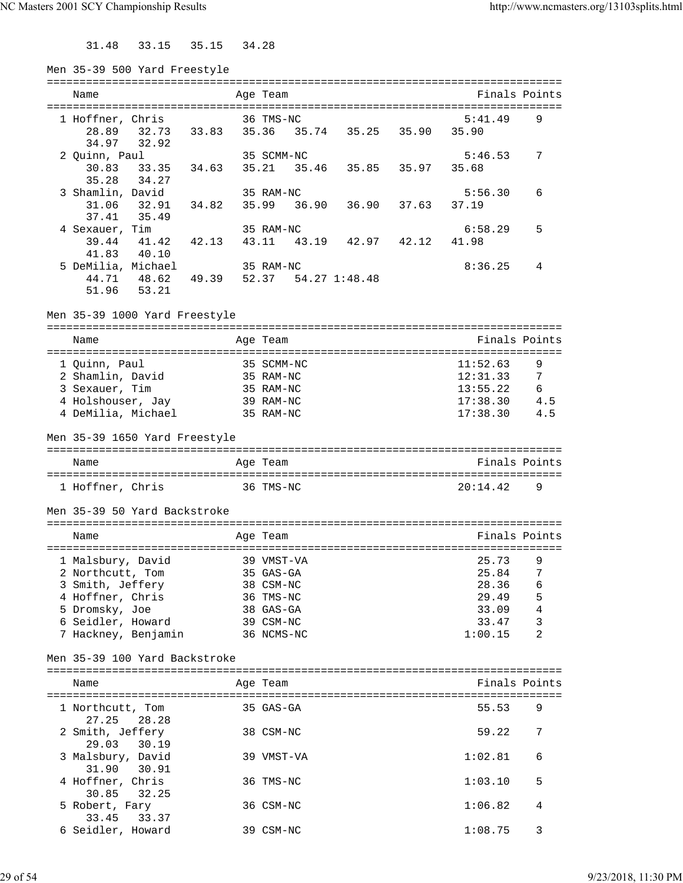31.48   33.15   35.15   34.28

## Men 35-39 500 Yard Freestyle

| Name | Age | Team | Finals | Points |
|---|---|---|---|---|
| 1 Hoffner, Chris | 36 | TMS-NC | 5:41.49 | 9 |
| 28.89  32.73  33.83  35.36  35.74  35.25  35.90  35.90  34.97  32.92 | | | | |
| 2 Quinn, Paul | 35 | SCMM-NC | 5:46.53 | 7 |
| 30.83  33.35  34.63  35.21  35.46  35.85  35.97  35.68  35.28  34.27 | | | | |
| 3 Shamlin, David | 35 | RAM-NC | 5:56.30 | 6 |
| 31.06  32.91  34.82  35.99  36.90  36.90  37.63  37.19  37.41  35.49 | | | | |
| 4 Sexauer, Tim | 35 | RAM-NC | 6:58.29 | 5 |
| 39.44  41.42  42.13  43.11  43.19  42.97  42.12  41.98  41.83  40.10 | | | | |
| 5 DeMilia, Michael | 35 | RAM-NC | 8:36.25 | 4 |
| 44.71  48.62  49.39  52.37  54.27 1:48.48  51.96  53.21 | | | | |

## Men 35-39 1000 Yard Freestyle

| Name | Age | Team | Finals | Points |
|---|---|---|---|---|
| 1 Quinn, Paul | 35 | SCMM-NC | 11:52.63 | 9 |
| 2 Shamlin, David | 35 | RAM-NC | 12:31.33 | 7 |
| 3 Sexauer, Tim | 35 | RAM-NC | 13:55.22 | 6 |
| 4 Holshouser, Jay | 39 | RAM-NC | 17:38.30 | 4.5 |
| 4 DeMilia, Michael | 35 | RAM-NC | 17:38.30 | 4.5 |

## Men 35-39 1650 Yard Freestyle

| Name | Age | Team | Finals | Points |
|---|---|---|---|---|
| 1 Hoffner, Chris | 36 | TMS-NC | 20:14.42 | 9 |

## Men 35-39 50 Yard Backstroke

| Name | Age | Team | Finals | Points |
|---|---|---|---|---|
| 1 Malsbury, David | 39 | VMST-VA | 25.73 | 9 |
| 2 Northcutt, Tom | 35 | GAS-GA | 25.84 | 7 |
| 3 Smith, Jeffery | 38 | CSM-NC | 28.36 | 6 |
| 4 Hoffner, Chris | 36 | TMS-NC | 29.49 | 5 |
| 5 Dromsky, Joe | 38 | GAS-GA | 33.09 | 4 |
| 6 Seidler, Howard | 39 | CSM-NC | 33.47 | 3 |
| 7 Hackney, Benjamin | 36 | NCMS-NC | 1:00.15 | 2 |

## Men 35-39 100 Yard Backstroke

| Name | Age | Team | Finals | Points |
|---|---|---|---|---|
| 1 Northcutt, Tom | 35 | GAS-GA | 55.53 | 9 |
| 27.25  28.28 | | | | |
| 2 Smith, Jeffery | 38 | CSM-NC | 59.22 | 7 |
| 29.03  30.19 | | | | |
| 3 Malsbury, David | 39 | VMST-VA | 1:02.81 | 6 |
| 31.90  30.91 | | | | |
| 4 Hoffner, Chris | 36 | TMS-NC | 1:03.10 | 5 |
| 30.85  32.25 | | | | |
| 5 Robert, Fary | 36 | CSM-NC | 1:06.82 | 4 |
| 33.45  33.37 | | | | |
| 6 Seidler, Howard | 39 | CSM-NC | 1:08.75 | 3 |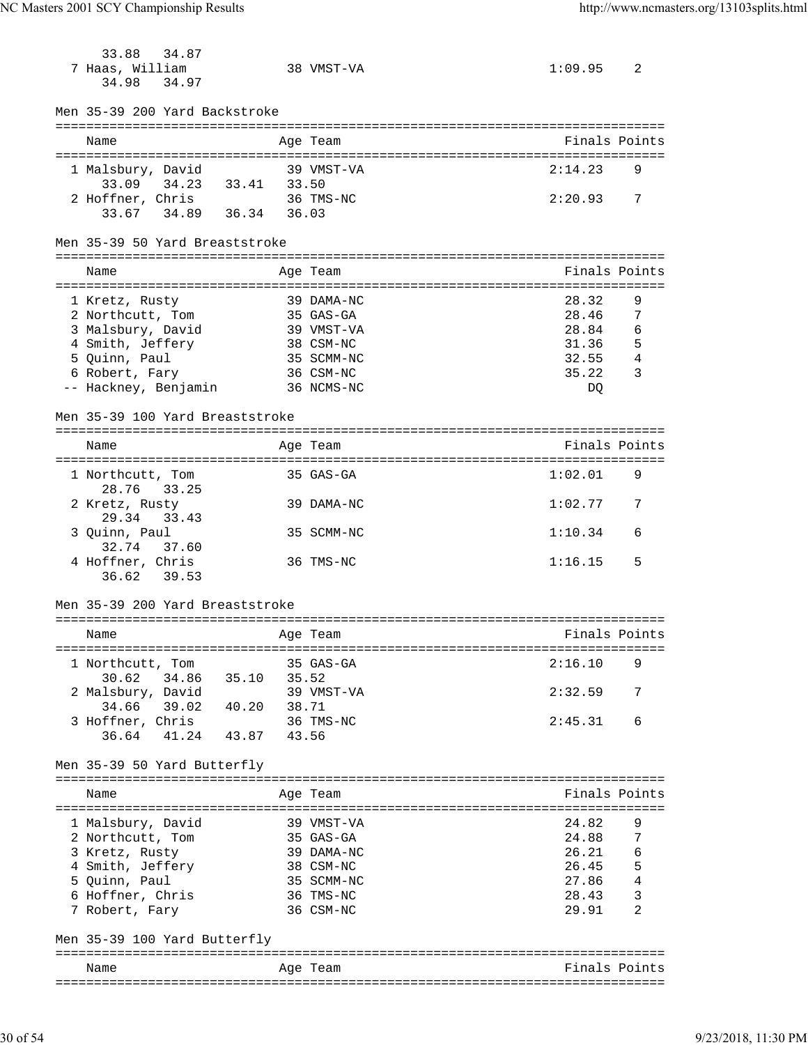33.88 34.87

| | Name | Age | Team | Finals | Points |
|---|---|---|---|---|---|
| 7 | Haas, William | 38 | VMST-VA | 1:09.95 | 2 |
| | 34.98 34.97 | | | | |

## Men 35-39 200 Yard Backstroke

| | Name | Age | Team | Finals | Points |
|---|---|---|---|---|---|
| 1 | Malsbury, David | 39 | VMST-VA | 2:14.23 | 9 |
| | 33.09 34.23 33.41 33.50 | | | | |
| 2 | Hoffner, Chris | 36 | TMS-NC | 2:20.93 | 7 |
| | 33.67 34.89 36.34 36.03 | | | | |

## Men 35-39 50 Yard Breaststroke

| | Name | Age | Team | Finals | Points |
|---|---|---|---|---|---|
| 1 | Kretz, Rusty | 39 | DAMA-NC | 28.32 | 9 |
| 2 | Northcutt, Tom | 35 | GAS-GA | 28.46 | 7 |
| 3 | Malsbury, David | 39 | VMST-VA | 28.84 | 6 |
| 4 | Smith, Jeffery | 38 | CSM-NC | 31.36 | 5 |
| 5 | Quinn, Paul | 35 | SCMM-NC | 32.55 | 4 |
| 6 | Robert, Fary | 36 | CSM-NC | 35.22 | 3 |
| -- | Hackney, Benjamin | 36 | NCMS-NC | DQ | |

## Men 35-39 100 Yard Breaststroke

| | Name | Age | Team | Finals | Points |
|---|---|---|---|---|---|
| 1 | Northcutt, Tom | 35 | GAS-GA | 1:02.01 | 9 |
| | 28.76 33.25 | | | | |
| 2 | Kretz, Rusty | 39 | DAMA-NC | 1:02.77 | 7 |
| | 29.34 33.43 | | | | |
| 3 | Quinn, Paul | 35 | SCMM-NC | 1:10.34 | 6 |
| | 32.74 37.60 | | | | |
| 4 | Hoffner, Chris | 36 | TMS-NC | 1:16.15 | 5 |
| | 36.62 39.53 | | | | |

## Men 35-39 200 Yard Breaststroke

| | Name | Age | Team | Finals | Points |
|---|---|---|---|---|---|
| 1 | Northcutt, Tom | 35 | GAS-GA | 2:16.10 | 9 |
| | 30.62 34.86 35.10 35.52 | | | | |
| 2 | Malsbury, David | 39 | VMST-VA | 2:32.59 | 7 |
| | 34.66 39.02 40.20 38.71 | | | | |
| 3 | Hoffner, Chris | 36 | TMS-NC | 2:45.31 | 6 |
| | 36.64 41.24 43.87 43.56 | | | | |

## Men 35-39 50 Yard Butterfly

| | Name | Age | Team | Finals | Points |
|---|---|---|---|---|---|
| 1 | Malsbury, David | 39 | VMST-VA | 24.82 | 9 |
| 2 | Northcutt, Tom | 35 | GAS-GA | 24.88 | 7 |
| 3 | Kretz, Rusty | 39 | DAMA-NC | 26.21 | 6 |
| 4 | Smith, Jeffery | 38 | CSM-NC | 26.45 | 5 |
| 5 | Quinn, Paul | 35 | SCMM-NC | 27.86 | 4 |
| 6 | Hoffner, Chris | 36 | TMS-NC | 28.43 | 3 |
| 7 | Robert, Fary | 36 | CSM-NC | 29.91 | 2 |

## Men 35-39 100 Yard Butterfly

| Name | Age | Team | Finals | Points |
|---|---|---|---|---|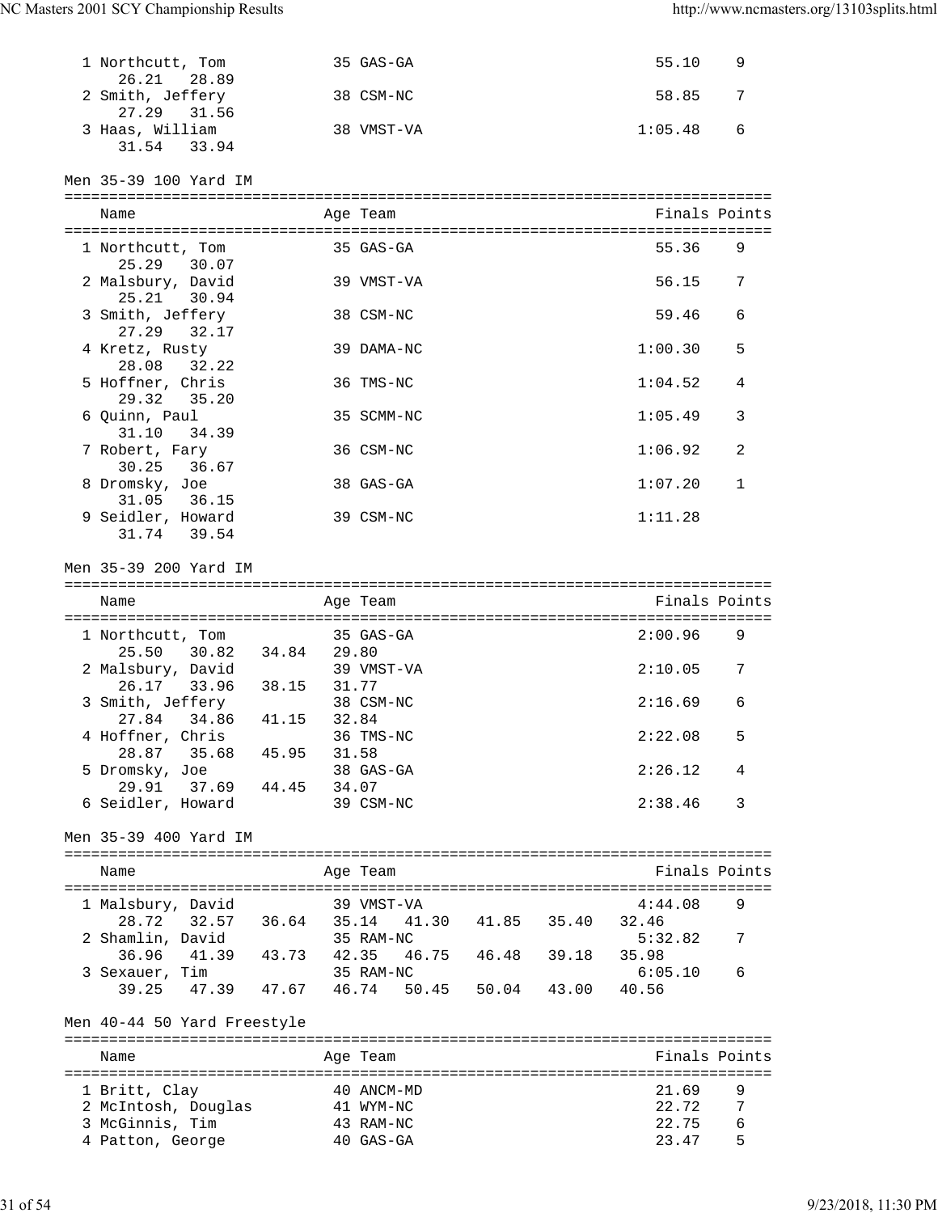| Name | Age | Team | Finals | Points |
|---|---|---|---|---|
| 1 Northcutt, Tom | 35 | GAS-GA | 55.10 | 9 |
| 26.21 28.89 | | | | |
| 2 Smith, Jeffery | 38 | CSM-NC | 58.85 | 7 |
| 27.29 31.56 | | | | |
| 3 Haas, William | 38 | VMST-VA | 1:05.48 | 6 |
| 31.54 33.94 | | | | |

## Men 35-39 100 Yard IM

| Name | Age | Team | Finals | Points |
|---|---|---|---|---|
| 1 Northcutt, Tom | 35 | GAS-GA | 55.36 | 9 |
| 25.29 30.07 | | | | |
| 2 Malsbury, David | 39 | VMST-VA | 56.15 | 7 |
| 25.21 30.94 | | | | |
| 3 Smith, Jeffery | 38 | CSM-NC | 59.46 | 6 |
| 27.29 32.17 | | | | |
| 4 Kretz, Rusty | 39 | DAMA-NC | 1:00.30 | 5 |
| 28.08 32.22 | | | | |
| 5 Hoffner, Chris | 36 | TMS-NC | 1:04.52 | 4 |
| 29.32 35.20 | | | | |
| 6 Quinn, Paul | 35 | SCMM-NC | 1:05.49 | 3 |
| 31.10 34.39 | | | | |
| 7 Robert, Fary | 36 | CSM-NC | 1:06.92 | 2 |
| 30.25 36.67 | | | | |
| 8 Dromsky, Joe | 38 | GAS-GA | 1:07.20 | 1 |
| 31.05 36.15 | | | | |
| 9 Seidler, Howard | 39 | CSM-NC | 1:11.28 | |
| 31.74 39.54 | | | | |

## Men 35-39 200 Yard IM

| Name | Age | Team | Finals | Points |
|---|---|---|---|---|
| 1 Northcutt, Tom | 35 | GAS-GA | 2:00.96 | 9 |
| 25.50 30.82 34.84 29.80 | | | | |
| 2 Malsbury, David | 39 | VMST-VA | 2:10.05 | 7 |
| 26.17 33.96 38.15 31.77 | | | | |
| 3 Smith, Jeffery | 38 | CSM-NC | 2:16.69 | 6 |
| 27.84 34.86 41.15 32.84 | | | | |
| 4 Hoffner, Chris | 36 | TMS-NC | 2:22.08 | 5 |
| 28.87 35.68 45.95 31.58 | | | | |
| 5 Dromsky, Joe | 38 | GAS-GA | 2:26.12 | 4 |
| 29.91 37.69 44.45 34.07 | | | | |
| 6 Seidler, Howard | 39 | CSM-NC | 2:38.46 | 3 |

## Men 35-39 400 Yard IM

| Name | Age | Team | Finals | Points |
|---|---|---|---|---|
| 1 Malsbury, David | 39 | VMST-VA | 4:44.08 | 9 |
| 28.72 32.57 36.64 35.14 41.30 41.85 35.40 32.46 | | | | |
| 2 Shamlin, David | 35 | RAM-NC | 5:32.82 | 7 |
| 36.96 41.39 43.73 42.35 46.75 46.48 39.18 35.98 | | | | |
| 3 Sexauer, Tim | 35 | RAM-NC | 6:05.10 | 6 |
| 39.25 47.39 47.67 46.74 50.45 50.04 43.00 40.56 | | | | |

## Men 40-44 50 Yard Freestyle

| Name | Age | Team | Finals | Points |
|---|---|---|---|---|
| 1 Britt, Clay | 40 | ANCM-MD | 21.69 | 9 |
| 2 McIntosh, Douglas | 41 | WYM-NC | 22.72 | 7 |
| 3 McGinnis, Tim | 43 | RAM-NC | 22.75 | 6 |
| 4 Patton, George | 40 | GAS-GA | 23.47 | 5 |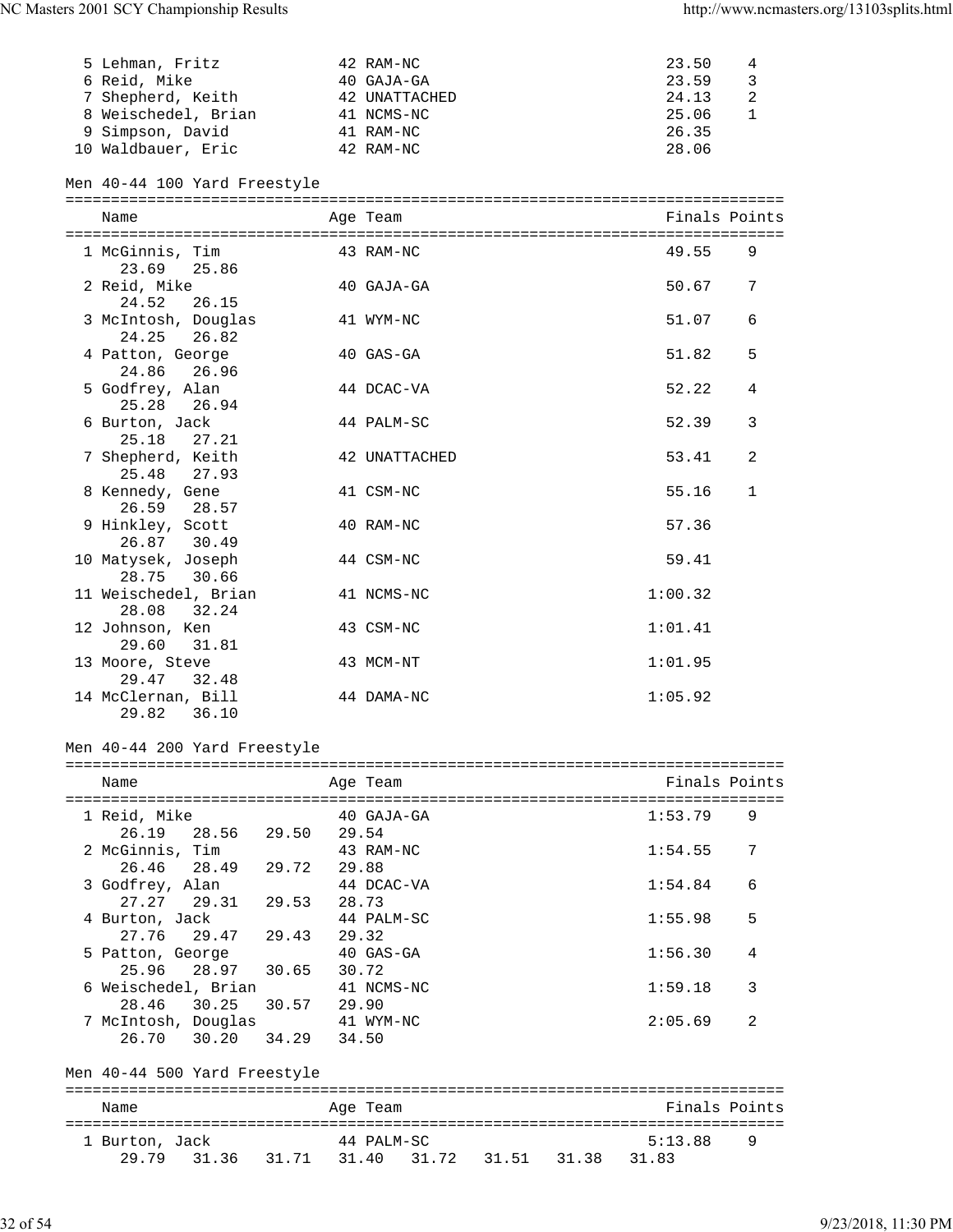| Place | Name | Age | Team | Finals | Points |
|---|---|---|---|---|---|
| 5 | Lehman, Fritz | 42 | RAM-NC | 23.50 | 4 |
| 6 | Reid, Mike | 40 | GAJA-GA | 23.59 | 3 |
| 7 | Shepherd, Keith | 42 | UNATTACHED | 24.13 | 2 |
| 8 | Weischedel, Brian | 41 | NCMS-NC | 25.06 | 1 |
| 9 | Simpson, David | 41 | RAM-NC | 26.35 | |
| 10 | Waldbauer, Eric | 42 | RAM-NC | 28.06 | |

## Men 40-44 100 Yard Freestyle

| Place | Name | Age | Team | Finals | Points | Splits |
|---|---|---|---|---|---|---|
| 1 | McGinnis, Tim | 43 | RAM-NC | 49.55 | 9 | 23.69 25.86 |
| 2 | Reid, Mike | 40 | GAJA-GA | 50.67 | 7 | 24.52 26.15 |
| 3 | McIntosh, Douglas | 41 | WYM-NC | 51.07 | 6 | 24.25 26.82 |
| 4 | Patton, George | 40 | GAS-GA | 51.82 | 5 | 24.86 26.96 |
| 5 | Godfrey, Alan | 44 | DCAC-VA | 52.22 | 4 | 25.28 26.94 |
| 6 | Burton, Jack | 44 | PALM-SC | 52.39 | 3 | 25.18 27.21 |
| 7 | Shepherd, Keith | 42 | UNATTACHED | 53.41 | 2 | 25.48 27.93 |
| 8 | Kennedy, Gene | 41 | CSM-NC | 55.16 | 1 | 26.59 28.57 |
| 9 | Hinkley, Scott | 40 | RAM-NC | 57.36 | | 26.87 30.49 |
| 10 | Matysek, Joseph | 44 | CSM-NC | 59.41 | | 28.75 30.66 |
| 11 | Weischedel, Brian | 41 | NCMS-NC | 1:00.32 | | 28.08 32.24 |
| 12 | Johnson, Ken | 43 | CSM-NC | 1:01.41 | | 29.60 31.81 |
| 13 | Moore, Steve | 43 | MCM-NT | 1:01.95 | | 29.47 32.48 |
| 14 | McClernan, Bill | 44 | DAMA-NC | 1:05.92 | | 29.82 36.10 |

## Men 40-44 200 Yard Freestyle

| Place | Name | Age | Team | Finals | Points | Splits |
|---|---|---|---|---|---|---|
| 1 | Reid, Mike | 40 | GAJA-GA | 1:53.79 | 9 | 26.19 28.56 29.50 29.54 |
| 2 | McGinnis, Tim | 43 | RAM-NC | 1:54.55 | 7 | 26.46 28.49 29.72 29.88 |
| 3 | Godfrey, Alan | 44 | DCAC-VA | 1:54.84 | 6 | 27.27 29.31 29.53 28.73 |
| 4 | Burton, Jack | 44 | PALM-SC | 1:55.98 | 5 | 27.76 29.47 29.43 29.32 |
| 5 | Patton, George | 40 | GAS-GA | 1:56.30 | 4 | 25.96 28.97 30.65 30.72 |
| 6 | Weischedel, Brian | 41 | NCMS-NC | 1:59.18 | 3 | 28.46 30.25 30.57 29.90 |
| 7 | McIntosh, Douglas | 41 | WYM-NC | 2:05.69 | 2 | 26.70 30.20 34.29 34.50 |

## Men 40-44 500 Yard Freestyle

| Place | Name | Age | Team | Finals | Points | Splits |
|---|---|---|---|---|---|---|
| 1 | Burton, Jack | 44 | PALM-SC | 5:13.88 | 9 | 29.79 31.36 31.71 31.40 31.72 31.51 31.38 31.83 |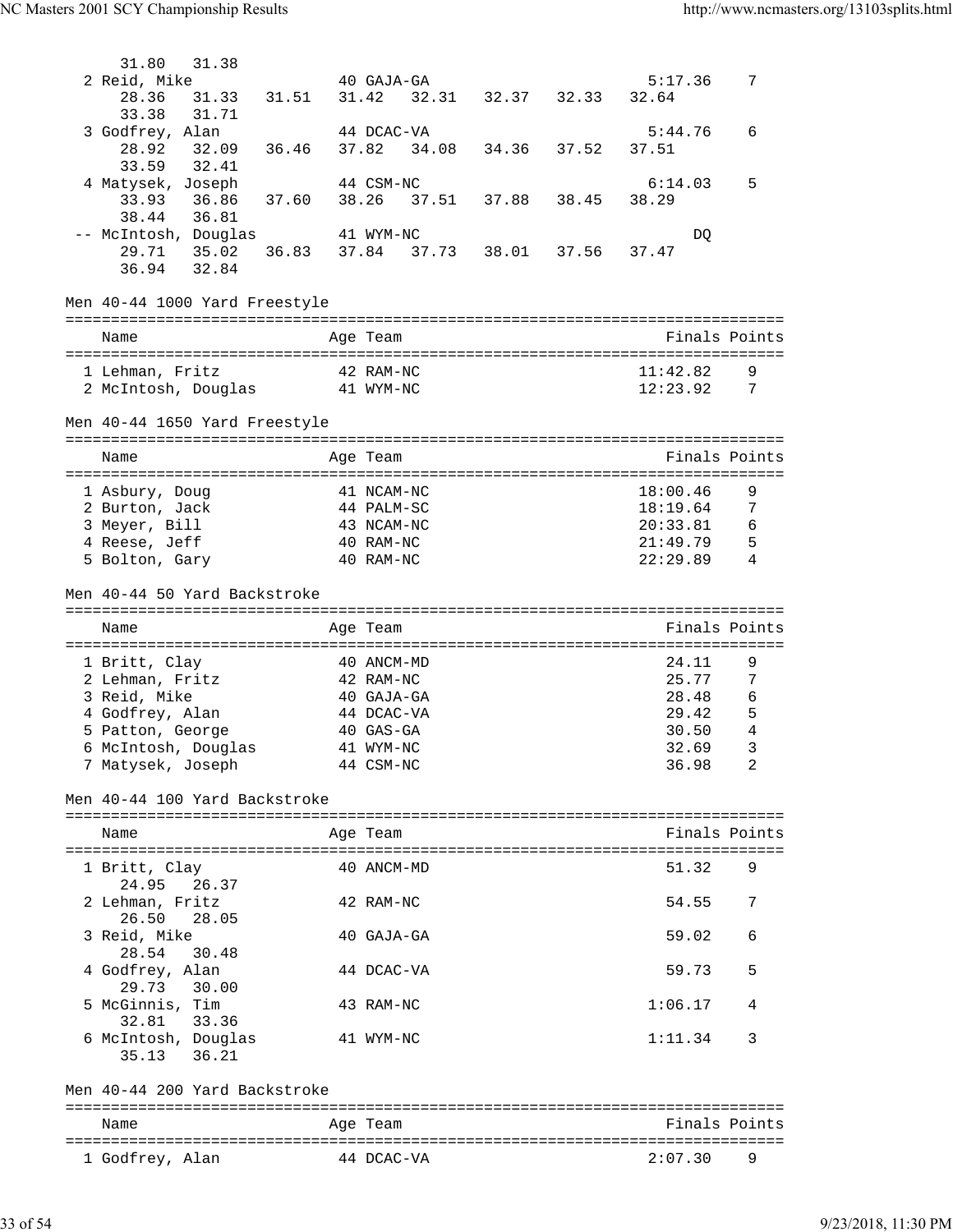31.80 31.38

| | Name | Age | Team | Finals | Points |
|---|---|---|---|---|---|
| 2 | Reid, Mike | 40 | GAJA-GA | 5:17.36 | 7 |
| | 28.36 31.33 31.51 31.42 32.31 32.37 32.33 32.64 33.38 31.71 | | | | |
| 3 | Godfrey, Alan | 44 | DCAC-VA | 5:44.76 | 6 |
| | 28.92 32.09 36.46 37.82 34.08 34.36 37.52 37.51 33.59 32.41 | | | | |
| 4 | Matysek, Joseph | 44 | CSM-NC | 6:14.03 | 5 |
| | 33.93 36.86 37.60 38.26 37.51 37.88 38.45 38.29 38.44 36.81 | | | | |
| -- | McIntosh, Douglas | 41 | WYM-NC | DQ | |
| | 29.71 35.02 36.83 37.84 37.73 38.01 37.56 37.47 36.94 32.84 | | | | |

## Men 40-44 1000 Yard Freestyle

| | Name | Age | Team | Finals | Points |
|---|---|---|---|---|---|
| 1 | Lehman, Fritz | 42 | RAM-NC | 11:42.82 | 9 |
| 2 | McIntosh, Douglas | 41 | WYM-NC | 12:23.92 | 7 |

## Men 40-44 1650 Yard Freestyle

| | Name | Age | Team | Finals | Points |
|---|---|---|---|---|---|
| 1 | Asbury, Doug | 41 | NCAM-NC | 18:00.46 | 9 |
| 2 | Burton, Jack | 44 | PALM-SC | 18:19.64 | 7 |
| 3 | Meyer, Bill | 43 | NCAM-NC | 20:33.81 | 6 |
| 4 | Reese, Jeff | 40 | RAM-NC | 21:49.79 | 5 |
| 5 | Bolton, Gary | 40 | RAM-NC | 22:29.89 | 4 |

## Men 40-44 50 Yard Backstroke

| | Name | Age | Team | Finals | Points |
|---|---|---|---|---|---|
| 1 | Britt, Clay | 40 | ANCM-MD | 24.11 | 9 |
| 2 | Lehman, Fritz | 42 | RAM-NC | 25.77 | 7 |
| 3 | Reid, Mike | 40 | GAJA-GA | 28.48 | 6 |
| 4 | Godfrey, Alan | 44 | DCAC-VA | 29.42 | 5 |
| 5 | Patton, George | 40 | GAS-GA | 30.50 | 4 |
| 6 | McIntosh, Douglas | 41 | WYM-NC | 32.69 | 3 |
| 7 | Matysek, Joseph | 44 | CSM-NC | 36.98 | 2 |

## Men 40-44 100 Yard Backstroke

| | Name | Age | Team | Finals | Points |
|---|---|---|---|---|---|
| 1 | Britt, Clay | 40 | ANCM-MD | 51.32 | 9 |
| | 24.95 26.37 | | | | |
| 2 | Lehman, Fritz | 42 | RAM-NC | 54.55 | 7 |
| | 26.50 28.05 | | | | |
| 3 | Reid, Mike | 40 | GAJA-GA | 59.02 | 6 |
| | 28.54 30.48 | | | | |
| 4 | Godfrey, Alan | 44 | DCAC-VA | 59.73 | 5 |
| | 29.73 30.00 | | | | |
| 5 | McGinnis, Tim | 43 | RAM-NC | 1:06.17 | 4 |
| | 32.81 33.36 | | | | |
| 6 | McIntosh, Douglas | 41 | WYM-NC | 1:11.34 | 3 |
| | 35.13 36.21 | | | | |

## Men 40-44 200 Yard Backstroke

| | Name | Age | Team | Finals | Points |
|---|---|---|---|---|---|
| 1 | Godfrey, Alan | 44 | DCAC-VA | 2:07.30 | 9 |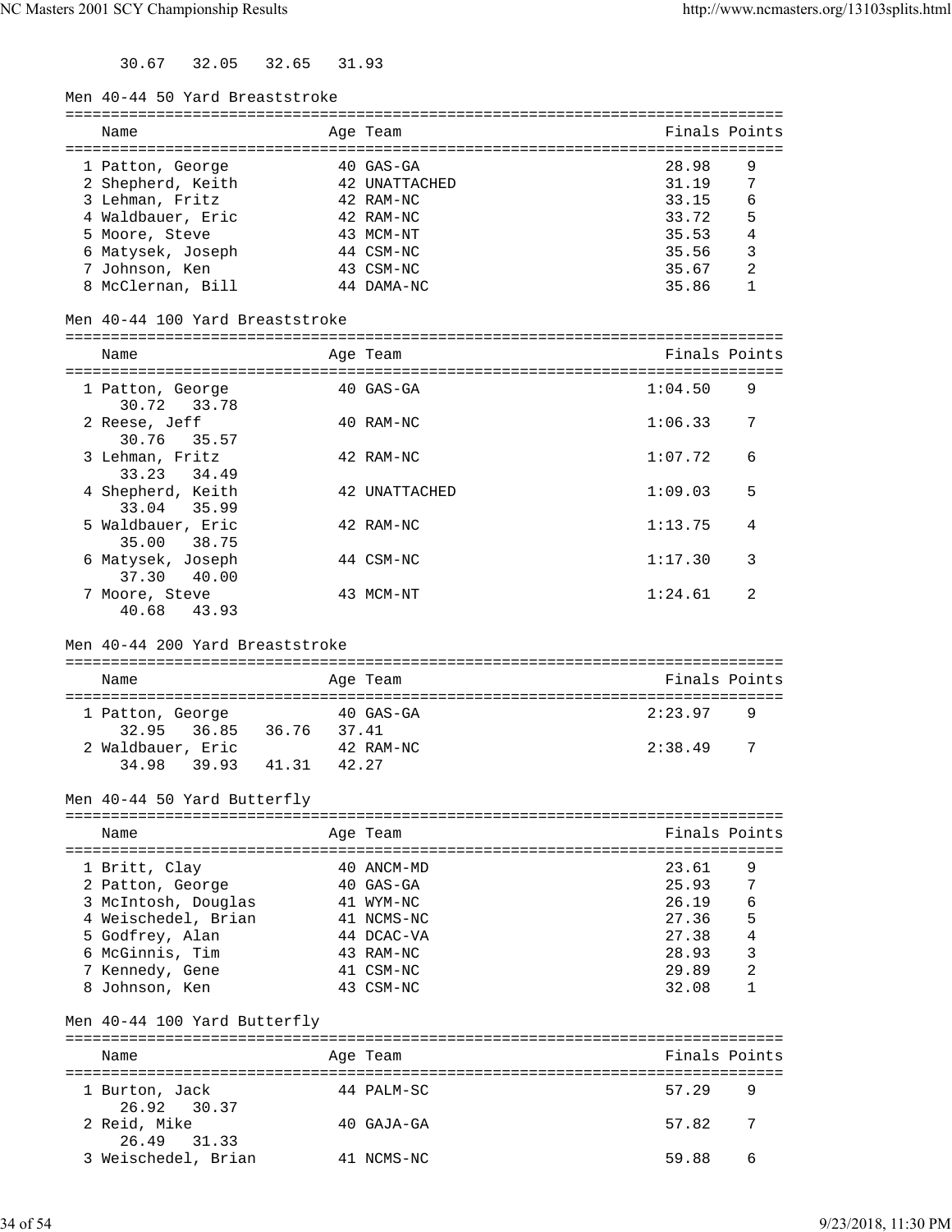30.67   32.05   32.65   31.93

### Men 40-44 50 Yard Breaststroke

| Name | Age | Team | Finals | Points |
|---|---|---|---|---|
| 1 Patton, George | 40 | GAS-GA | 28.98 | 9 |
| 2 Shepherd, Keith | 42 | UNATTACHED | 31.19 | 7 |
| 3 Lehman, Fritz | 42 | RAM-NC | 33.15 | 6 |
| 4 Waldbauer, Eric | 42 | RAM-NC | 33.72 | 5 |
| 5 Moore, Steve | 43 | MCM-NT | 35.53 | 4 |
| 6 Matysek, Joseph | 44 | CSM-NC | 35.56 | 3 |
| 7 Johnson, Ken | 43 | CSM-NC | 35.67 | 2 |
| 8 McClernan, Bill | 44 | DAMA-NC | 35.86 | 1 |

### Men 40-44 100 Yard Breaststroke

| Name | Age | Team | Finals | Points |
|---|---|---|---|---|
| 1 Patton, George | 40 | GAS-GA | 1:04.50 | 9 |
| 30.72   33.78 | | | | |
| 2 Reese, Jeff | 40 | RAM-NC | 1:06.33 | 7 |
| 30.76   35.57 | | | | |
| 3 Lehman, Fritz | 42 | RAM-NC | 1:07.72 | 6 |
| 33.23   34.49 | | | | |
| 4 Shepherd, Keith | 42 | UNATTACHED | 1:09.03 | 5 |
| 33.04   35.99 | | | | |
| 5 Waldbauer, Eric | 42 | RAM-NC | 1:13.75 | 4 |
| 35.00   38.75 | | | | |
| 6 Matysek, Joseph | 44 | CSM-NC | 1:17.30 | 3 |
| 37.30   40.00 | | | | |
| 7 Moore, Steve | 43 | MCM-NT | 1:24.61 | 2 |
| 40.68   43.93 | | | | |

### Men 40-44 200 Yard Breaststroke

| Name | Age | Team | Finals | Points |
|---|---|---|---|---|
| 1 Patton, George | 40 | GAS-GA | 2:23.97 | 9 |
| 32.95   36.85   36.76   37.41 | | | | |
| 2 Waldbauer, Eric | 42 | RAM-NC | 2:38.49 | 7 |
| 34.98   39.93   41.31   42.27 | | | | |

### Men 40-44 50 Yard Butterfly

| Name | Age | Team | Finals | Points |
|---|---|---|---|---|
| 1 Britt, Clay | 40 | ANCM-MD | 23.61 | 9 |
| 2 Patton, George | 40 | GAS-GA | 25.93 | 7 |
| 3 McIntosh, Douglas | 41 | WYM-NC | 26.19 | 6 |
| 4 Weischedel, Brian | 41 | NCMS-NC | 27.36 | 5 |
| 5 Godfrey, Alan | 44 | DCAC-VA | 27.38 | 4 |
| 6 McGinnis, Tim | 43 | RAM-NC | 28.93 | 3 |
| 7 Kennedy, Gene | 41 | CSM-NC | 29.89 | 2 |
| 8 Johnson, Ken | 43 | CSM-NC | 32.08 | 1 |

### Men 40-44 100 Yard Butterfly

| Name | Age | Team | Finals | Points |
|---|---|---|---|---|
| 1 Burton, Jack | 44 | PALM-SC | 57.29 | 9 |
| 26.92   30.37 | | | | |
| 2 Reid, Mike | 40 | GAJA-GA | 57.82 | 7 |
| 26.49   31.33 | | | | |
| 3 Weischedel, Brian | 41 | NCMS-NC | 59.88 | 6 |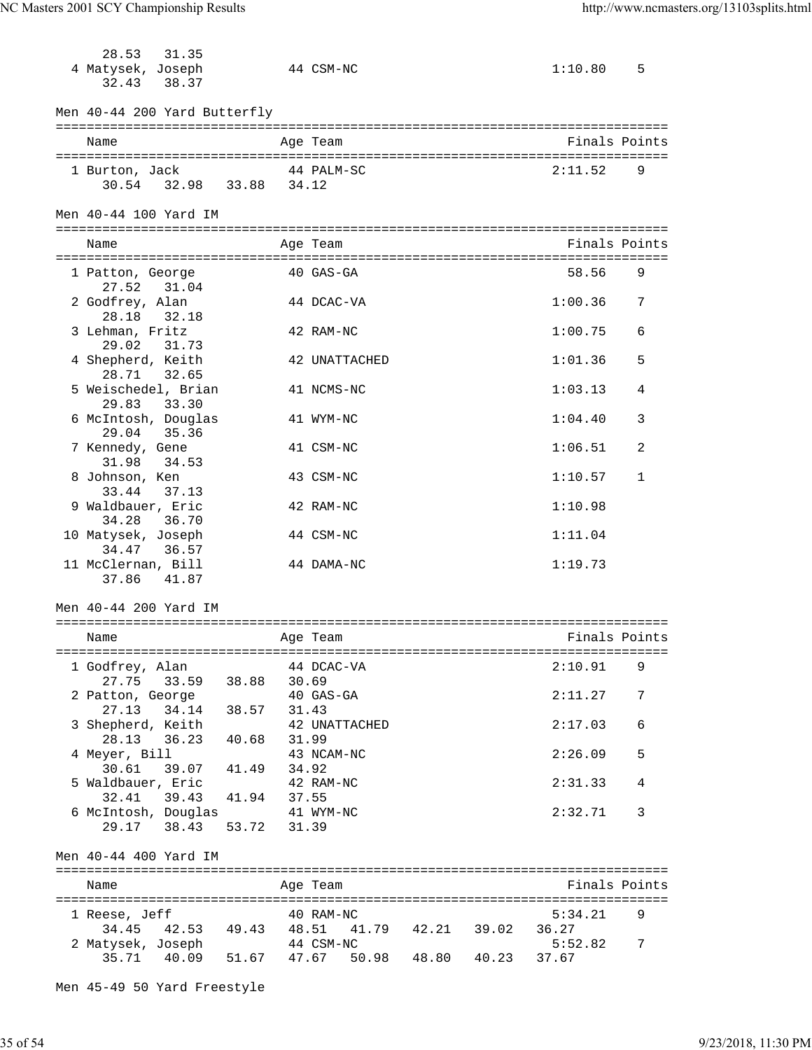```
    28.53   31.35
  4 Matysek, Joseph          44 CSM-NC                    1:10.80    5
    32.43   38.37
```

Men 40-44 200 Yard Butterfly

| Name | Age | Team | Finals | Points |
|---|---|---|---|---|
| 1 Burton, Jack | 44 | PALM-SC | 2:11.52 | 9 |
| 30.54  32.98  33.88  34.12 | | | | |

Men 40-44 100 Yard IM

| Name | Age | Team | Finals | Points |
|---|---|---|---|---|
| 1 Patton, George | 40 | GAS-GA | 58.56 | 9 |
| 27.52  31.04 | | | | |
| 2 Godfrey, Alan | 44 | DCAC-VA | 1:00.36 | 7 |
| 28.18  32.18 | | | | |
| 3 Lehman, Fritz | 42 | RAM-NC | 1:00.75 | 6 |
| 29.02  31.73 | | | | |
| 4 Shepherd, Keith | 42 | UNATTACHED | 1:01.36 | 5 |
| 28.71  32.65 | | | | |
| 5 Weischedel, Brian | 41 | NCMS-NC | 1:03.13 | 4 |
| 29.83  33.30 | | | | |
| 6 McIntosh, Douglas | 41 | WYM-NC | 1:04.40 | 3 |
| 29.04  35.36 | | | | |
| 7 Kennedy, Gene | 41 | CSM-NC | 1:06.51 | 2 |
| 31.98  34.53 | | | | |
| 8 Johnson, Ken | 43 | CSM-NC | 1:10.57 | 1 |
| 33.44  37.13 | | | | |
| 9 Waldbauer, Eric | 42 | RAM-NC | 1:10.98 | |
| 34.28  36.70 | | | | |
| 10 Matysek, Joseph | 44 | CSM-NC | 1:11.04 | |
| 34.47  36.57 | | | | |
| 11 McClernan, Bill | 44 | DAMA-NC | 1:19.73 | |
| 37.86  41.87 | | | | |

Men 40-44 200 Yard IM

| Name | Age | Team | Finals | Points |
|---|---|---|---|---|
| 1 Godfrey, Alan | 44 | DCAC-VA | 2:10.91 | 9 |
| 27.75  33.59  38.88  30.69 | | | | |
| 2 Patton, George | 40 | GAS-GA | 2:11.27 | 7 |
| 27.13  34.14  38.57  31.43 | | | | |
| 3 Shepherd, Keith | 42 | UNATTACHED | 2:17.03 | 6 |
| 28.13  36.23  40.68  31.99 | | | | |
| 4 Meyer, Bill | 43 | NCAM-NC | 2:26.09 | 5 |
| 30.61  39.07  41.49  34.92 | | | | |
| 5 Waldbauer, Eric | 42 | RAM-NC | 2:31.33 | 4 |
| 32.41  39.43  41.94  37.55 | | | | |
| 6 McIntosh, Douglas | 41 | WYM-NC | 2:32.71 | 3 |
| 29.17  38.43  53.72  31.39 | | | | |

Men 40-44 400 Yard IM

| Name | Age | Team | Finals | Points |
|---|---|---|---|---|
| 1 Reese, Jeff | 40 | RAM-NC | 5:34.21 | 9 |
| 34.45  42.53  49.43  48.51  41.79  42.21  39.02  36.27 | | | | |
| 2 Matysek, Joseph | 44 | CSM-NC | 5:52.82 | 7 |
| 35.71  40.09  51.67  47.67  50.98  48.80  40.23  37.67 | | | | |

Men 45-49 50 Yard Freestyle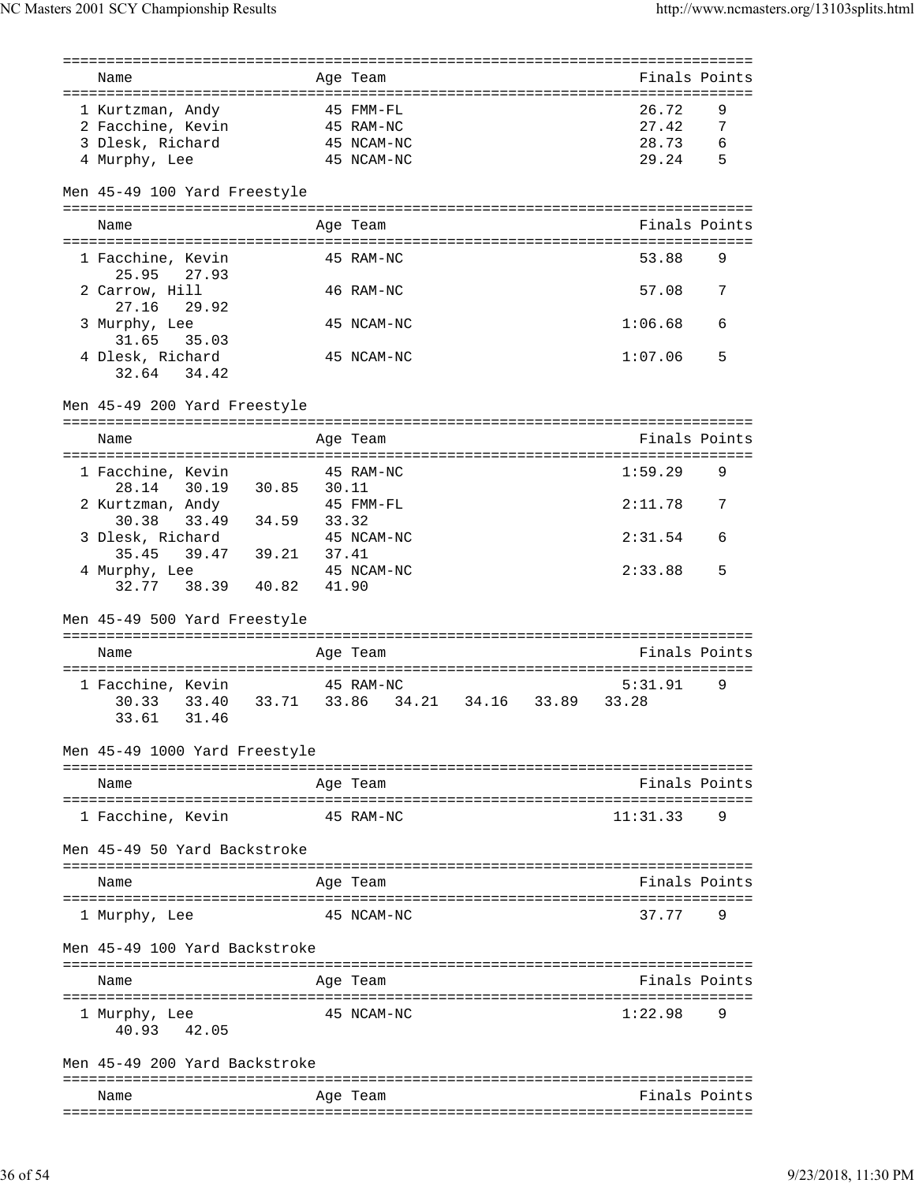| Name | Age | Team | Finals | Points |
|---|---|---|---|---|
| 1 Kurtzman, Andy | 45 | FMM-FL | 26.72 | 9 |
| 2 Facchine, Kevin | 45 | RAM-NC | 27.42 | 7 |
| 3 Dlesk, Richard | 45 | NCAM-NC | 28.73 | 6 |
| 4 Murphy, Lee | 45 | NCAM-NC | 29.24 | 5 |

Men 45-49 100 Yard Freestyle

| Name | Age | Team | Finals | Points |
|---|---|---|---|---|
| 1 Facchine, Kevin | 45 | RAM-NC | 53.88 | 9 |
| 25.95  27.93 | | | | |
| 2 Carrow, Hill | 46 | RAM-NC | 57.08 | 7 |
| 27.16  29.92 | | | | |
| 3 Murphy, Lee | 45 | NCAM-NC | 1:06.68 | 6 |
| 31.65  35.03 | | | | |
| 4 Dlesk, Richard | 45 | NCAM-NC | 1:07.06 | 5 |
| 32.64  34.42 | | | | |

Men 45-49 200 Yard Freestyle

| Name | Age | Team | Finals | Points |
|---|---|---|---|---|
| 1 Facchine, Kevin | 45 | RAM-NC | 1:59.29 | 9 |
| 28.14  30.19  30.85  30.11 | | | | |
| 2 Kurtzman, Andy | 45 | FMM-FL | 2:11.78 | 7 |
| 30.38  33.49  34.59  33.32 | | | | |
| 3 Dlesk, Richard | 45 | NCAM-NC | 2:31.54 | 6 |
| 35.45  39.47  39.21  37.41 | | | | |
| 4 Murphy, Lee | 45 | NCAM-NC | 2:33.88 | 5 |
| 32.77  38.39  40.82  41.90 | | | | |

Men 45-49 500 Yard Freestyle

| Name | Age | Team | Finals | Points |
|---|---|---|---|---|
| 1 Facchine, Kevin | 45 | RAM-NC | 5:31.91 | 9 |
| 30.33  33.40  33.71  33.86  34.21  34.16  33.89  33.28 | | | | |
| 33.61  31.46 | | | | |

Men 45-49 1000 Yard Freestyle

| Name | Age | Team | Finals | Points |
|---|---|---|---|---|
| 1 Facchine, Kevin | 45 | RAM-NC | 11:31.33 | 9 |

Men 45-49 50 Yard Backstroke

| Name | Age | Team | Finals | Points |
|---|---|---|---|---|
| 1 Murphy, Lee | 45 | NCAM-NC | 37.77 | 9 |

Men 45-49 100 Yard Backstroke

| Name | Age | Team | Finals | Points |
|---|---|---|---|---|
| 1 Murphy, Lee | 45 | NCAM-NC | 1:22.98 | 9 |
| 40.93  42.05 | | | | |

Men 45-49 200 Yard Backstroke

| Name | Age | Team | Finals | Points |
|---|---|---|---|---|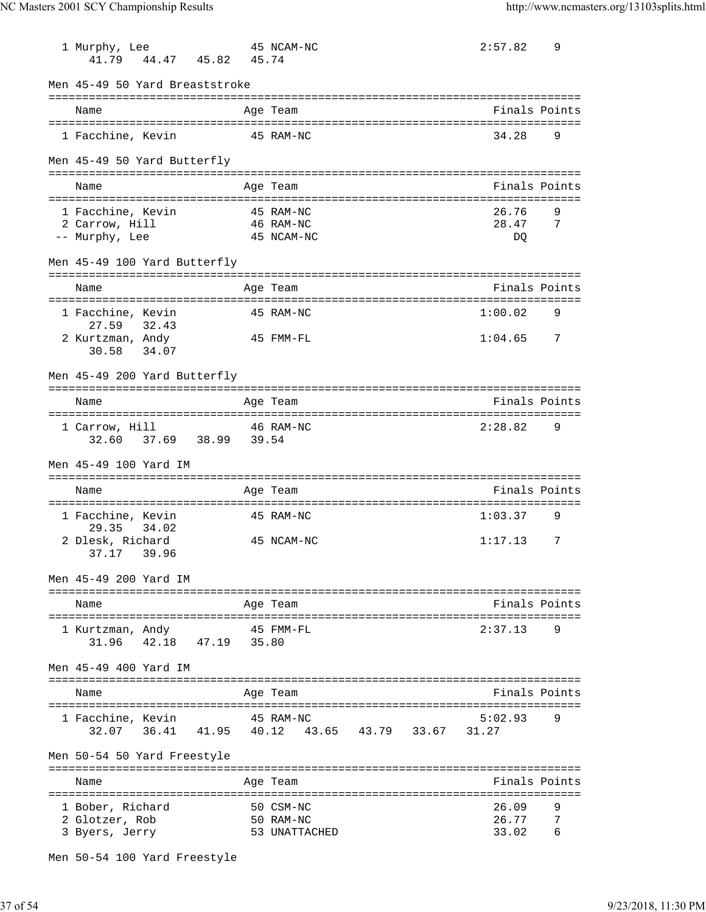| Name | Age | Team | Finals | Points |
|---|---|---|---|---|
| 1 Murphy, Lee | 45 | NCAM-NC | 2:57.82 | 9 |
| 41.79 44.47 45.82 45.74 | | | | |

Men 45-49 50 Yard Breaststroke

| Name | Age | Team | Finals | Points |
|---|---|---|---|---|
| 1 Facchine, Kevin | 45 | RAM-NC | 34.28 | 9 |

Men 45-49 50 Yard Butterfly

| Name | Age | Team | Finals | Points |
|---|---|---|---|---|
| 1 Facchine, Kevin | 45 | RAM-NC | 26.76 | 9 |
| 2 Carrow, Hill | 46 | RAM-NC | 28.47 | 7 |
| -- Murphy, Lee | 45 | NCAM-NC | DQ | |

Men 45-49 100 Yard Butterfly

| Name | Age | Team | Finals | Points |
|---|---|---|---|---|
| 1 Facchine, Kevin | 45 | RAM-NC | 1:00.02 | 9 |
| 27.59 32.43 | | | | |
| 2 Kurtzman, Andy | 45 | FMM-FL | 1:04.65 | 7 |
| 30.58 34.07 | | | | |

Men 45-49 200 Yard Butterfly

| Name | Age | Team | Finals | Points |
|---|---|---|---|---|
| 1 Carrow, Hill | 46 | RAM-NC | 2:28.82 | 9 |
| 32.60 37.69 38.99 39.54 | | | | |

Men 45-49 100 Yard IM

| Name | Age | Team | Finals | Points |
|---|---|---|---|---|
| 1 Facchine, Kevin | 45 | RAM-NC | 1:03.37 | 9 |
| 29.35 34.02 | | | | |
| 2 Dlesk, Richard | 45 | NCAM-NC | 1:17.13 | 7 |
| 37.17 39.96 | | | | |

Men 45-49 200 Yard IM

| Name | Age | Team | Finals | Points |
|---|---|---|---|---|
| 1 Kurtzman, Andy | 45 | FMM-FL | 2:37.13 | 9 |
| 31.96 42.18 47.19 35.80 | | | | |

Men 45-49 400 Yard IM

| Name | Age | Team | Finals | Points |
|---|---|---|---|---|
| 1 Facchine, Kevin | 45 | RAM-NC | 5:02.93 | 9 |
| 32.07 36.41 41.95 40.12 43.65 43.79 33.67 31.27 | | | | |

Men 50-54 50 Yard Freestyle

| Name | Age | Team | Finals | Points |
|---|---|---|---|---|
| 1 Bober, Richard | 50 | CSM-NC | 26.09 | 9 |
| 2 Glotzer, Rob | 50 | RAM-NC | 26.77 | 7 |
| 3 Byers, Jerry | 53 | UNATTACHED | 33.02 | 6 |

Men 50-54 100 Yard Freestyle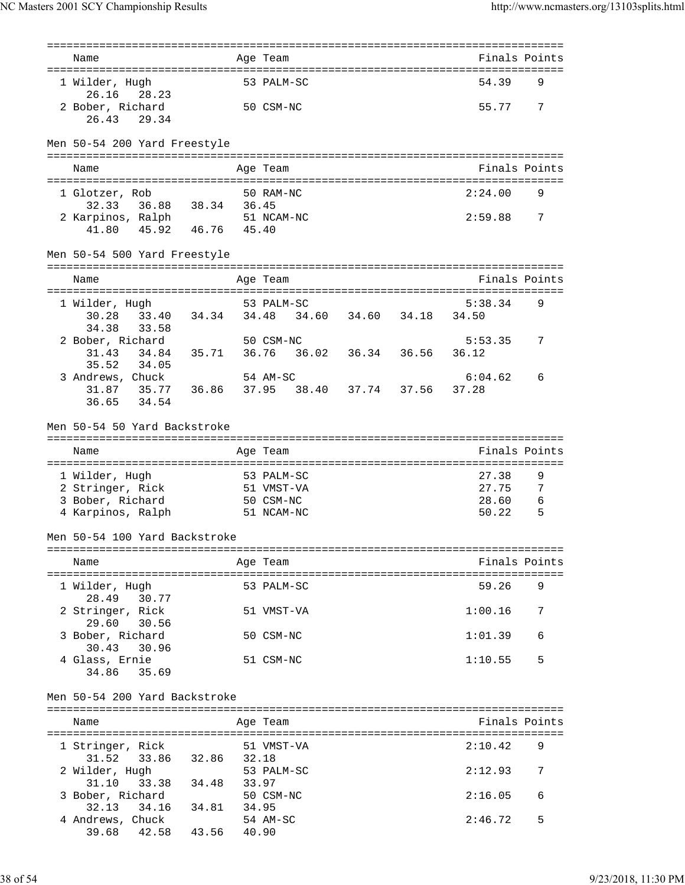| Name | Age | Team | Finals | Points |
|---|---|---|---|---|
| 1 Wilder, Hugh | 53 | PALM-SC | 54.39 | 9 |
| 26.16  28.23 | | | | |
| 2 Bober, Richard | 50 | CSM-NC | 55.77 | 7 |
| 26.43  29.34 | | | | |

Men 50-54 200 Yard Freestyle

| Name | Age | Team | Finals | Points |
|---|---|---|---|---|
| 1 Glotzer, Rob | 50 | RAM-NC | 2:24.00 | 9 |
| 32.33  36.88  38.34  36.45 | | | | |
| 2 Karpinos, Ralph | 51 | NCAM-NC | 2:59.88 | 7 |
| 41.80  45.92  46.76  45.40 | | | | |

Men 50-54 500 Yard Freestyle

| Name | Age | Team | Finals | Points |
|---|---|---|---|---|
| 1 Wilder, Hugh | 53 | PALM-SC | 5:38.34 | 9 |
| 30.28  33.40  34.34  34.48  34.60  34.60  34.18  34.50  34.38  33.58 | | | | |
| 2 Bober, Richard | 50 | CSM-NC | 5:53.35 | 7 |
| 31.43  34.84  35.71  36.76  36.02  36.34  36.56  36.12  35.52  34.05 | | | | |
| 3 Andrews, Chuck | 54 | AM-SC | 6:04.62 | 6 |
| 31.87  35.77  36.86  37.95  38.40  37.74  37.56  37.28  36.65  34.54 | | | | |

Men 50-54 50 Yard Backstroke

| Name | Age | Team | Finals | Points |
|---|---|---|---|---|
| 1 Wilder, Hugh | 53 | PALM-SC | 27.38 | 9 |
| 2 Stringer, Rick | 51 | VMST-VA | 27.75 | 7 |
| 3 Bober, Richard | 50 | CSM-NC | 28.60 | 6 |
| 4 Karpinos, Ralph | 51 | NCAM-NC | 50.22 | 5 |

Men 50-54 100 Yard Backstroke

| Name | Age | Team | Finals | Points |
|---|---|---|---|---|
| 1 Wilder, Hugh | 53 | PALM-SC | 59.26 | 9 |
| 28.49  30.77 | | | | |
| 2 Stringer, Rick | 51 | VMST-VA | 1:00.16 | 7 |
| 29.60  30.56 | | | | |
| 3 Bober, Richard | 50 | CSM-NC | 1:01.39 | 6 |
| 30.43  30.96 | | | | |
| 4 Glass, Ernie | 51 | CSM-NC | 1:10.55 | 5 |
| 34.86  35.69 | | | | |

Men 50-54 200 Yard Backstroke

| Name | Age | Team | Finals | Points |
|---|---|---|---|---|
| 1 Stringer, Rick | 51 | VMST-VA | 2:10.42 | 9 |
| 31.52  33.86  32.86  32.18 | | | | |
| 2 Wilder, Hugh | 53 | PALM-SC | 2:12.93 | 7 |
| 31.10  33.38  34.48  33.97 | | | | |
| 3 Bober, Richard | 50 | CSM-NC | 2:16.05 | 6 |
| 32.13  34.16  34.81  34.95 | | | | |
| 4 Andrews, Chuck | 54 | AM-SC | 2:46.72 | 5 |
| 39.68  42.58  43.56  40.90 | | | | |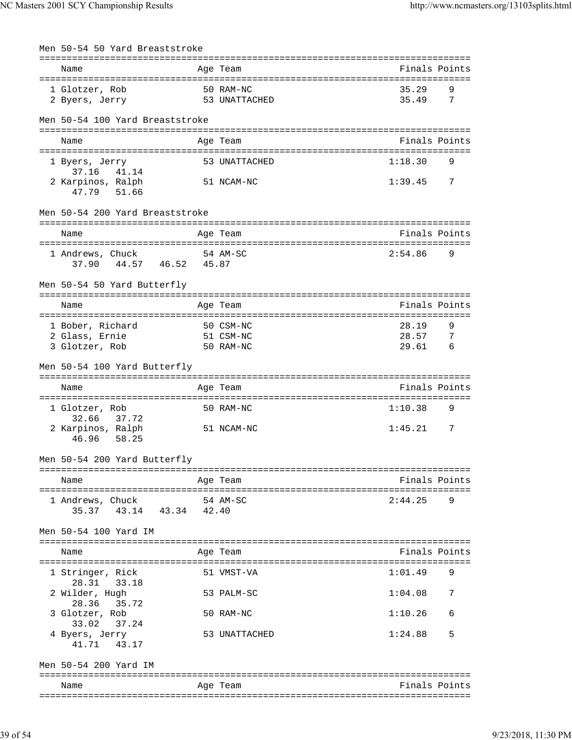### Men 50-54 50 Yard Breaststroke

| Name | Age | Team | Finals | Points |
|---|---|---|---|---|
| 1 Glotzer, Rob | 50 | RAM-NC | 35.29 | 9 |
| 2 Byers, Jerry | 53 | UNATTACHED | 35.49 | 7 |

### Men 50-54 100 Yard Breaststroke

| Name | Age | Team | Finals | Points |
|---|---|---|---|---|
| 1 Byers, Jerry | 53 | UNATTACHED | 1:18.30 | 9 |
| 37.16 41.14 | | | | |
| 2 Karpinos, Ralph | 51 | NCAM-NC | 1:39.45 | 7 |
| 47.79 51.66 | | | | |

### Men 50-54 200 Yard Breaststroke

| Name | Age | Team | Finals | Points |
|---|---|---|---|---|
| 1 Andrews, Chuck | 54 | AM-SC | 2:54.86 | 9 |
| 37.90 44.57 46.52 45.87 | | | | |

### Men 50-54 50 Yard Butterfly

| Name | Age | Team | Finals | Points |
|---|---|---|---|---|
| 1 Bober, Richard | 50 | CSM-NC | 28.19 | 9 |
| 2 Glass, Ernie | 51 | CSM-NC | 28.57 | 7 |
| 3 Glotzer, Rob | 50 | RAM-NC | 29.61 | 6 |

### Men 50-54 100 Yard Butterfly

| Name | Age | Team | Finals | Points |
|---|---|---|---|---|
| 1 Glotzer, Rob | 50 | RAM-NC | 1:10.38 | 9 |
| 32.66 37.72 | | | | |
| 2 Karpinos, Ralph | 51 | NCAM-NC | 1:45.21 | 7 |
| 46.96 58.25 | | | | |

### Men 50-54 200 Yard Butterfly

| Name | Age | Team | Finals | Points |
|---|---|---|---|---|
| 1 Andrews, Chuck | 54 | AM-SC | 2:44.25 | 9 |
| 35.37 43.14 43.34 42.40 | | | | |

### Men 50-54 100 Yard IM

| Name | Age | Team | Finals | Points |
|---|---|---|---|---|
| 1 Stringer, Rick | 51 | VMST-VA | 1:01.49 | 9 |
| 28.31 33.18 | | | | |
| 2 Wilder, Hugh | 53 | PALM-SC | 1:04.08 | 7 |
| 28.36 35.72 | | | | |
| 3 Glotzer, Rob | 50 | RAM-NC | 1:10.26 | 6 |
| 33.02 37.24 | | | | |
| 4 Byers, Jerry | 53 | UNATTACHED | 1:24.88 | 5 |
| 41.71 43.17 | | | | |

### Men 50-54 200 Yard IM

| Name | Age | Team | Finals | Points |
|---|---|---|---|---|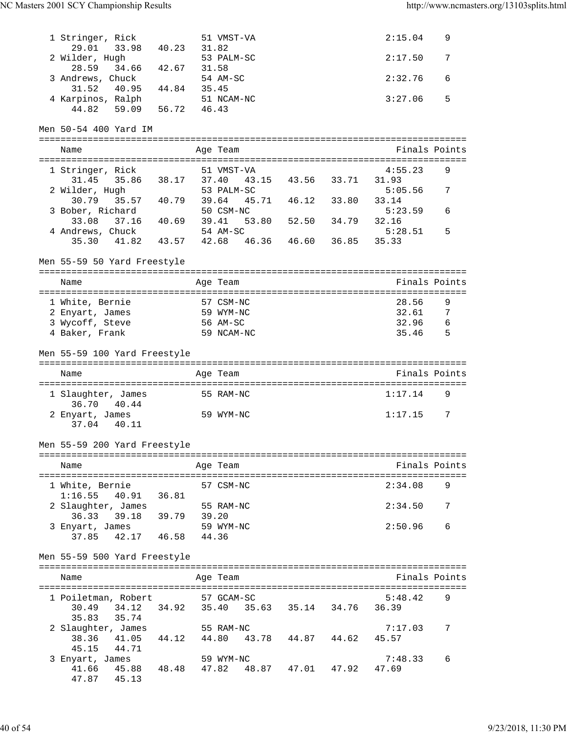```
  1 Stringer, Rick           51 VMST-VA                          2:15.04    9
     29.01   33.98   40.23   31.82
  2 Wilder, Hugh             53 PALM-SC                          2:17.50    7
     28.59   34.66   42.67   31.58
  3 Andrews, Chuck           54 AM-SC                            2:32.76    6
     31.52   40.95   44.84   35.45
  4 Karpinos, Ralph          51 NCAM-NC                          3:27.06    5
     44.82   59.09   56.72   46.43
```

Men 50-54 400 Yard IM

```
===============================================================================
    Name                    Age Team                            Finals Points
===============================================================================
  1 Stringer, Rick           51 VMST-VA                          4:55.23    9
     31.45   35.86   38.17   37.40   43.15   43.56   33.71   31.93
  2 Wilder, Hugh             53 PALM-SC                          5:05.56    7
     30.79   35.57   40.79   39.64   45.71   46.12   33.80   33.14
  3 Bober, Richard           50 CSM-NC                           5:23.59    6
     33.08   37.16   40.69   39.41   53.80   52.50   34.79   32.16
  4 Andrews, Chuck           54 AM-SC                            5:28.51    5
     35.30   41.82   43.57   42.68   46.36   46.60   36.85   35.33
```

Men 55-59 50 Yard Freestyle

```
===============================================================================
    Name                    Age Team                            Finals Points
===============================================================================
  1 White, Bernie            57 CSM-NC                             28.56    9
  2 Enyart, James            59 WYM-NC                             32.61    7
  3 Wycoff, Steve            56 AM-SC                              32.96    6
  4 Baker, Frank             59 NCAM-NC                            35.46    5
```

Men 55-59 100 Yard Freestyle

```
===============================================================================
    Name                    Age Team                            Finals Points
===============================================================================
  1 Slaughter, James         55 RAM-NC                           1:17.14    9
     36.70   40.44
  2 Enyart, James            59 WYM-NC                           1:17.15    7
     37.04   40.11
```

Men 55-59 200 Yard Freestyle

```
===============================================================================
    Name                    Age Team                            Finals Points
===============================================================================
  1 White, Bernie            57 CSM-NC                           2:34.08    9
   1:16.55   40.91   36.81
  2 Slaughter, James         55 RAM-NC                           2:34.50    7
     36.33   39.18   39.79   39.20
  3 Enyart, James            59 WYM-NC                           2:50.96    6
     37.85   42.17   46.58   44.36
```

Men 55-59 500 Yard Freestyle

```
===============================================================================
    Name                    Age Team                            Finals Points
===============================================================================
  1 Poiletman, Robert        57 GCAM-SC                          5:48.42    9
     30.49   34.12   34.92   35.40   35.63   35.14   34.76   36.39
     35.83   35.74
  2 Slaughter, James         55 RAM-NC                           7:17.03    7
     38.36   41.05   44.12   44.80   43.78   44.87   44.62   45.57
     45.15   44.71
  3 Enyart, James            59 WYM-NC                           7:48.33    6
     41.66   45.88   48.48   47.82   48.87   47.01   47.92   47.69
     47.87   45.13
```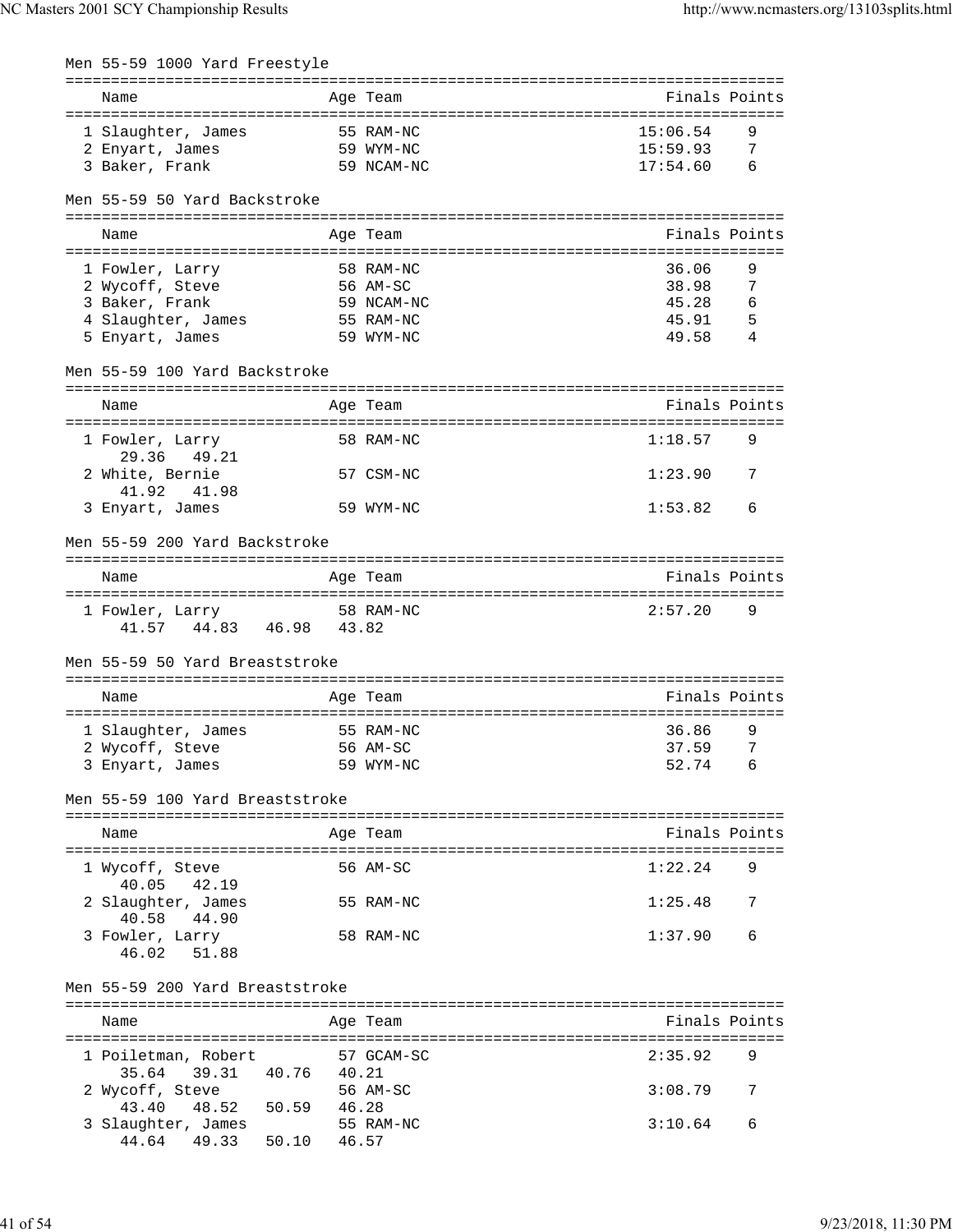## Men 55-59 1000 Yard Freestyle

| Name | Age | Team | Finals | Points |
|---|---|---|---|---|
| 1 Slaughter, James | 55 | RAM-NC | 15:06.54 | 9 |
| 2 Enyart, James | 59 | WYM-NC | 15:59.93 | 7 |
| 3 Baker, Frank | 59 | NCAM-NC | 17:54.60 | 6 |

## Men 55-59 50 Yard Backstroke

| Name | Age | Team | Finals | Points |
|---|---|---|---|---|
| 1 Fowler, Larry | 58 | RAM-NC | 36.06 | 9 |
| 2 Wycoff, Steve | 56 | AM-SC | 38.98 | 7 |
| 3 Baker, Frank | 59 | NCAM-NC | 45.28 | 6 |
| 4 Slaughter, James | 55 | RAM-NC | 45.91 | 5 |
| 5 Enyart, James | 59 | WYM-NC | 49.58 | 4 |

## Men 55-59 100 Yard Backstroke

| Name | Age | Team | Finals | Points |
|---|---|---|---|---|
| 1 Fowler, Larry | 58 | RAM-NC | 1:18.57 | 9 |
| 29.36 49.21 | | | | |
| 2 White, Bernie | 57 | CSM-NC | 1:23.90 | 7 |
| 41.92 41.98 | | | | |
| 3 Enyart, James | 59 | WYM-NC | 1:53.82 | 6 |

## Men 55-59 200 Yard Backstroke

| Name | Age | Team | Finals | Points |
|---|---|---|---|---|
| 1 Fowler, Larry | 58 | RAM-NC | 2:57.20 | 9 |
| 41.57 44.83 46.98 43.82 | | | | |

## Men 55-59 50 Yard Breaststroke

| Name | Age | Team | Finals | Points |
|---|---|---|---|---|
| 1 Slaughter, James | 55 | RAM-NC | 36.86 | 9 |
| 2 Wycoff, Steve | 56 | AM-SC | 37.59 | 7 |
| 3 Enyart, James | 59 | WYM-NC | 52.74 | 6 |

## Men 55-59 100 Yard Breaststroke

| Name | Age | Team | Finals | Points |
|---|---|---|---|---|
| 1 Wycoff, Steve | 56 | AM-SC | 1:22.24 | 9 |
| 40.05 42.19 | | | | |
| 2 Slaughter, James | 55 | RAM-NC | 1:25.48 | 7 |
| 40.58 44.90 | | | | |
| 3 Fowler, Larry | 58 | RAM-NC | 1:37.90 | 6 |
| 46.02 51.88 | | | | |

## Men 55-59 200 Yard Breaststroke

| Name | Age | Team | Finals | Points |
|---|---|---|---|---|
| 1 Poiletman, Robert | 57 | GCAM-SC | 2:35.92 | 9 |
| 35.64 39.31 40.76 40.21 | | | | |
| 2 Wycoff, Steve | 56 | AM-SC | 3:08.79 | 7 |
| 43.40 48.52 50.59 46.28 | | | | |
| 3 Slaughter, James | 55 | RAM-NC | 3:10.64 | 6 |
| 44.64 49.33 50.10 46.57 | | | | |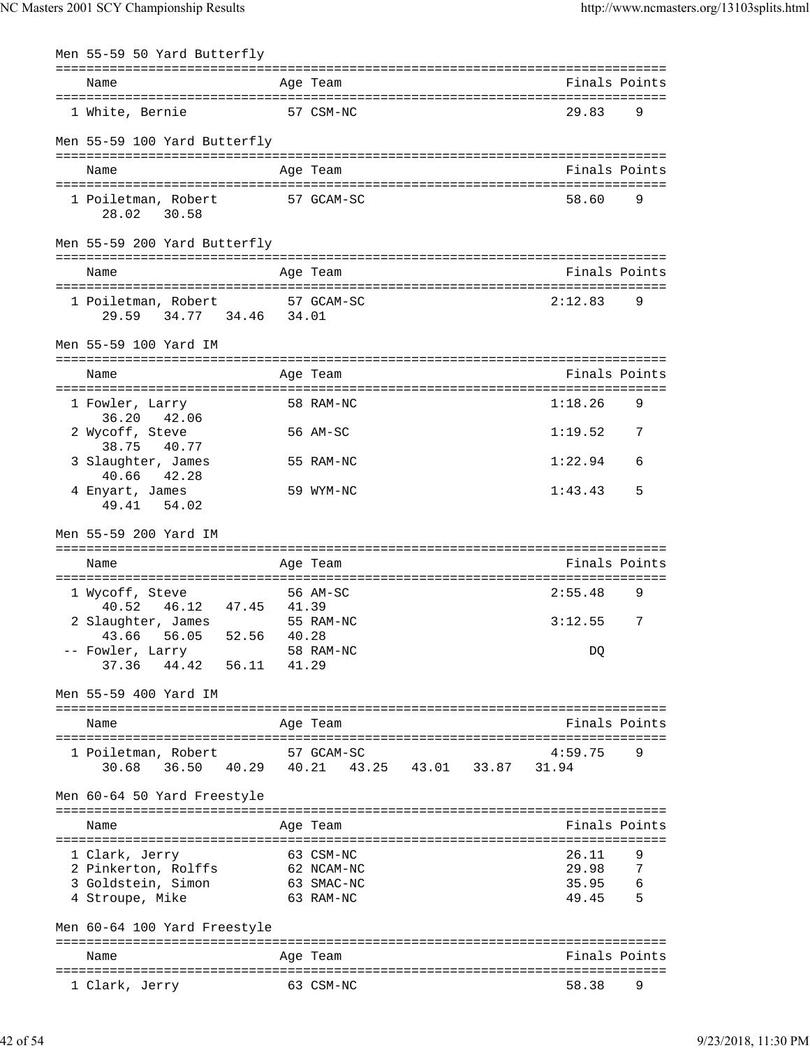## Men 55-59 50 Yard Butterfly

| Place | Name | Age | Team | Finals | Points |
|---|---|---|---|---|---|
| 1 | White, Bernie | 57 | CSM-NC | 29.83 | 9 |

## Men 55-59 100 Yard Butterfly

| Place | Name | Age | Team | Finals | Points |
|---|---|---|---|---|---|
| 1 | Poiletman, Robert | 57 | GCAM-SC | 58.60 | 9 |
| | 28.02 30.58 | | | | |

## Men 55-59 200 Yard Butterfly

| Place | Name | Age | Team | Finals | Points |
|---|---|---|---|---|---|
| 1 | Poiletman, Robert | 57 | GCAM-SC | 2:12.83 | 9 |
| | 29.59 34.77 34.46 34.01 | | | | |

## Men 55-59 100 Yard IM

| Place | Name | Age | Team | Finals | Points |
|---|---|---|---|---|---|
| 1 | Fowler, Larry | 58 | RAM-NC | 1:18.26 | 9 |
| | 36.20 42.06 | | | | |
| 2 | Wycoff, Steve | 56 | AM-SC | 1:19.52 | 7 |
| | 38.75 40.77 | | | | |
| 3 | Slaughter, James | 55 | RAM-NC | 1:22.94 | 6 |
| | 40.66 42.28 | | | | |
| 4 | Enyart, James | 59 | WYM-NC | 1:43.43 | 5 |
| | 49.41 54.02 | | | | |

## Men 55-59 200 Yard IM

| Place | Name | Age | Team | Finals | Points |
|---|---|---|---|---|---|
| 1 | Wycoff, Steve | 56 | AM-SC | 2:55.48 | 9 |
| | 40.52 46.12 47.45 41.39 | | | | |
| 2 | Slaughter, James | 55 | RAM-NC | 3:12.55 | 7 |
| | 43.66 56.05 52.56 40.28 | | | | |
| -- | Fowler, Larry | 58 | RAM-NC | DQ | |
| | 37.36 44.42 56.11 41.29 | | | | |

## Men 55-59 400 Yard IM

| Place | Name | Age | Team | Finals | Points |
|---|---|---|---|---|---|
| 1 | Poiletman, Robert | 57 | GCAM-SC | 4:59.75 | 9 |
| | 30.68 36.50 40.29 40.21 43.25 43.01 33.87 31.94 | | | | |

## Men 60-64 50 Yard Freestyle

| Place | Name | Age | Team | Finals | Points |
|---|---|---|---|---|---|
| 1 | Clark, Jerry | 63 | CSM-NC | 26.11 | 9 |
| 2 | Pinkerton, Rolffs | 62 | NCAM-NC | 29.98 | 7 |
| 3 | Goldstein, Simon | 63 | SMAC-NC | 35.95 | 6 |
| 4 | Stroupe, Mike | 63 | RAM-NC | 49.45 | 5 |

## Men 60-64 100 Yard Freestyle

| Place | Name | Age | Team | Finals | Points |
|---|---|---|---|---|---|
| 1 | Clark, Jerry | 63 | CSM-NC | 58.38 | 9 |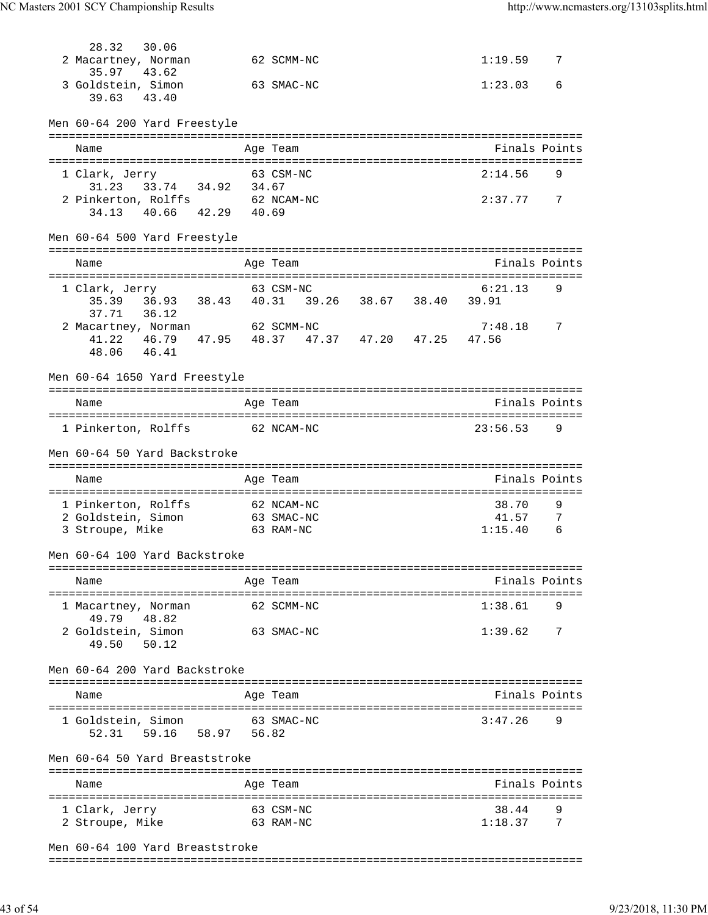```
     28.32   30.06
  2 Macartney, Norman         62 SCMM-NC                        1:19.59    7
     35.97   43.62
  3 Goldstein, Simon          63 SMAC-NC                        1:23.03    6
     39.63   43.40
```

Men 60-64 200 Yard Freestyle

```
===============================================================================
    Name                    Age Team                            Finals Points
===============================================================================
  1 Clark, Jerry              63 CSM-NC                         2:14.56    9
     31.23   33.74   34.92   34.67
  2 Pinkerton, Rolffs         62 NCAM-NC                        2:37.77    7
     34.13   40.66   42.29   40.69
```

Men 60-64 500 Yard Freestyle

```
===============================================================================
    Name                    Age Team                            Finals Points
===============================================================================
  1 Clark, Jerry              63 CSM-NC                         6:21.13    9
     35.39   36.93   38.43   40.31   39.26   38.67   38.40   39.91
     37.71   36.12
  2 Macartney, Norman         62 SCMM-NC                        7:48.18    7
     41.22   46.79   47.95   48.37   47.37   47.20   47.25   47.56
     48.06   46.41
```

Men 60-64 1650 Yard Freestyle

```
===============================================================================
    Name                    Age Team                            Finals Points
===============================================================================
  1 Pinkerton, Rolffs         62 NCAM-NC                       23:56.53    9
```

Men 60-64 50 Yard Backstroke

```
===============================================================================
    Name                    Age Team                            Finals Points
===============================================================================
  1 Pinkerton, Rolffs         62 NCAM-NC                          38.70    9
  2 Goldstein, Simon          63 SMAC-NC                          41.57    7
  3 Stroupe, Mike             63 RAM-NC                         1:15.40    6
```

Men 60-64 100 Yard Backstroke

```
===============================================================================
    Name                    Age Team                            Finals Points
===============================================================================
  1 Macartney, Norman         62 SCMM-NC                        1:38.61    9
     49.79   48.82
  2 Goldstein, Simon          63 SMAC-NC                        1:39.62    7
     49.50   50.12
```

Men 60-64 200 Yard Backstroke

```
===============================================================================
    Name                    Age Team                            Finals Points
===============================================================================
  1 Goldstein, Simon          63 SMAC-NC                        3:47.26    9
     52.31   59.16   58.97   56.82
```

Men 60-64 50 Yard Breaststroke

```
===============================================================================
    Name                    Age Team                            Finals Points
===============================================================================
  1 Clark, Jerry              63 CSM-NC                           38.44    9
  2 Stroupe, Mike             63 RAM-NC                         1:18.37    7
```

Men 60-64 100 Yard Breaststroke

```
===============================================================================
```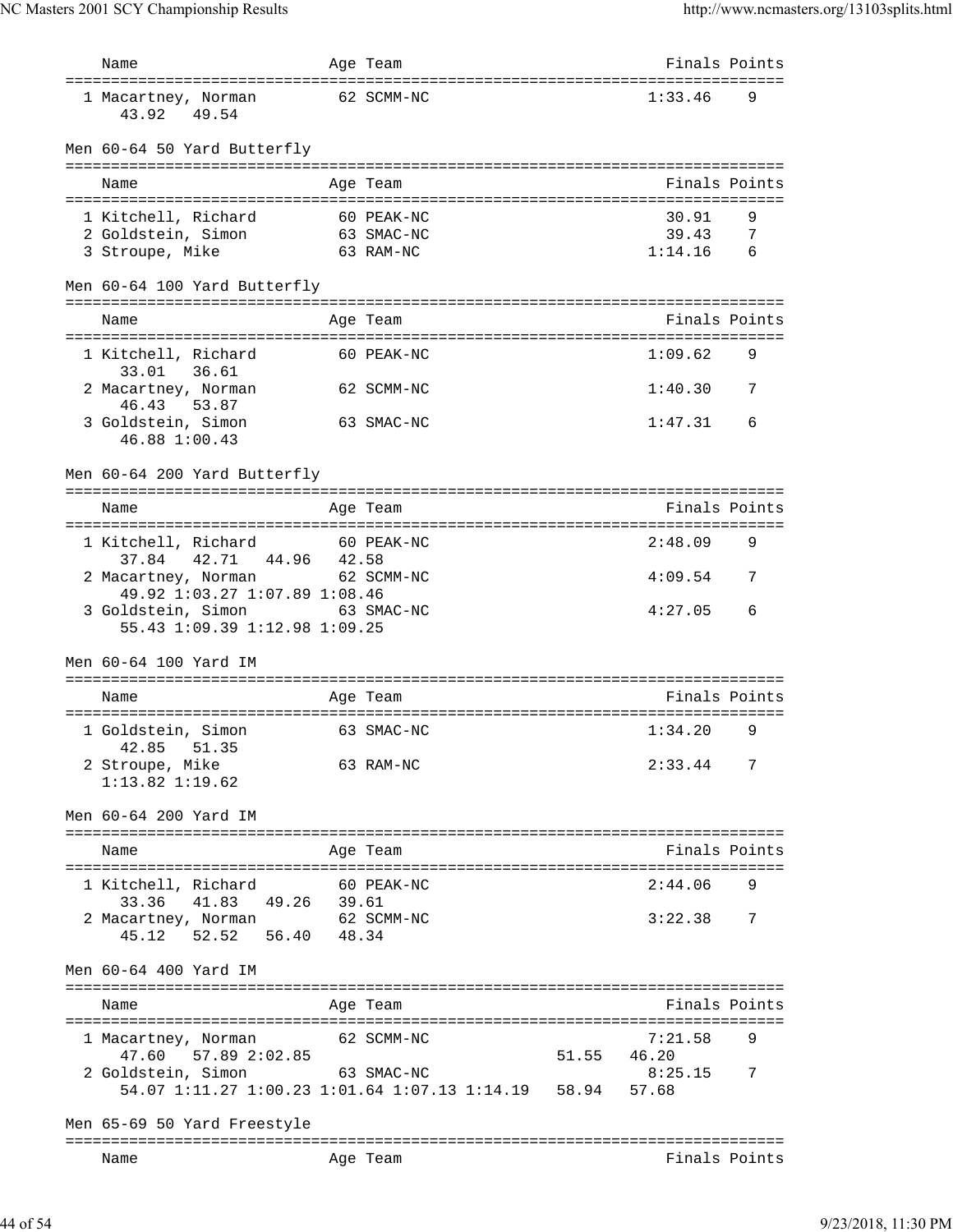| Name | Age | Team | Finals | Points |
|---|---|---|---|---|
| 1 Macartney, Norman | 62 | SCMM-NC | 1:33.46 | 9 |
| 43.92  49.54 | | | | |

Men 60-64 50 Yard Butterfly

| Name | Age | Team | Finals | Points |
|---|---|---|---|---|
| 1 Kitchell, Richard | 60 | PEAK-NC | 30.91 | 9 |
| 2 Goldstein, Simon | 63 | SMAC-NC | 39.43 | 7 |
| 3 Stroupe, Mike | 63 | RAM-NC | 1:14.16 | 6 |

Men 60-64 100 Yard Butterfly

| Name | Age | Team | Finals | Points |
|---|---|---|---|---|
| 1 Kitchell, Richard | 60 | PEAK-NC | 1:09.62 | 9 |
| 33.01  36.61 | | | | |
| 2 Macartney, Norman | 62 | SCMM-NC | 1:40.30 | 7 |
| 46.43  53.87 | | | | |
| 3 Goldstein, Simon | 63 | SMAC-NC | 1:47.31 | 6 |
| 46.88 1:00.43 | | | | |

Men 60-64 200 Yard Butterfly

| Name | Age | Team | Finals | Points |
|---|---|---|---|---|
| 1 Kitchell, Richard | 60 | PEAK-NC | 2:48.09 | 9 |
| 37.84  42.71  44.96  42.58 | | | | |
| 2 Macartney, Norman | 62 | SCMM-NC | 4:09.54 | 7 |
| 49.92 1:03.27 1:07.89 1:08.46 | | | | |
| 3 Goldstein, Simon | 63 | SMAC-NC | 4:27.05 | 6 |
| 55.43 1:09.39 1:12.98 1:09.25 | | | | |

Men 60-64 100 Yard IM

| Name | Age | Team | Finals | Points |
|---|---|---|---|---|
| 1 Goldstein, Simon | 63 | SMAC-NC | 1:34.20 | 9 |
| 42.85  51.35 | | | | |
| 2 Stroupe, Mike | 63 | RAM-NC | 2:33.44 | 7 |
| 1:13.82 1:19.62 | | | | |

Men 60-64 200 Yard IM

| Name | Age | Team | Finals | Points |
|---|---|---|---|---|
| 1 Kitchell, Richard | 60 | PEAK-NC | 2:44.06 | 9 |
| 33.36  41.83  49.26  39.61 | | | | |
| 2 Macartney, Norman | 62 | SCMM-NC | 3:22.38 | 7 |
| 45.12  52.52  56.40  48.34 | | | | |

Men 60-64 400 Yard IM

| Name | Age | Team | Finals | Points |
|---|---|---|---|---|
| 1 Macartney, Norman | 62 | SCMM-NC | 7:21.58 | 9 |
| 47.60  57.89 2:02.85  51.55  46.20 | | | | |
| 2 Goldstein, Simon | 63 | SMAC-NC | 8:25.15 | 7 |
| 54.07 1:11.27 1:00.23 1:01.64 1:07.13 1:14.19  58.94  57.68 | | | | |

Men 65-69 50 Yard Freestyle

| Name | Age | Team | Finals | Points |
|---|---|---|---|---|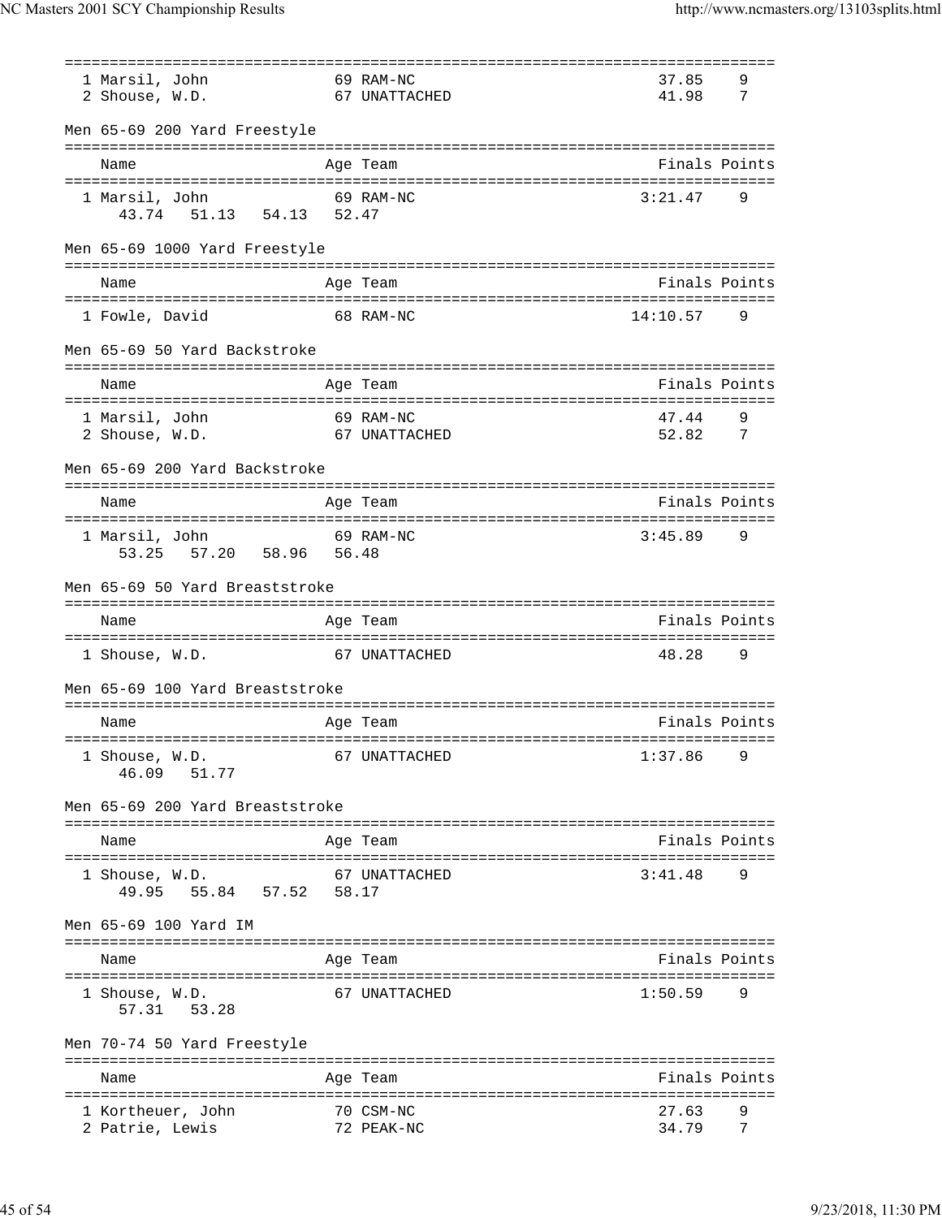| | Name | Age | Team | Finals | Points |
|---|---|---|---|---|---|
| 1 | Marsil, John | 69 | RAM-NC | 37.85 | 9 |
| 2 | Shouse, W.D. | 67 | UNATTACHED | 41.98 | 7 |

### Men 65-69 200 Yard Freestyle

| | Name | Age | Team | Finals | Points |
|---|---|---|---|---|---|
| 1 | Marsil, John | 69 | RAM-NC | 3:21.47 | 9 |
| | 43.74 51.13 54.13 52.47 | | | | |

### Men 65-69 1000 Yard Freestyle

| | Name | Age | Team | Finals | Points |
|---|---|---|---|---|---|
| 1 | Fowle, David | 68 | RAM-NC | 14:10.57 | 9 |

### Men 65-69 50 Yard Backstroke

| | Name | Age | Team | Finals | Points |
|---|---|---|---|---|---|
| 1 | Marsil, John | 69 | RAM-NC | 47.44 | 9 |
| 2 | Shouse, W.D. | 67 | UNATTACHED | 52.82 | 7 |

### Men 65-69 200 Yard Backstroke

| | Name | Age | Team | Finals | Points |
|---|---|---|---|---|---|
| 1 | Marsil, John | 69 | RAM-NC | 3:45.89 | 9 |
| | 53.25 57.20 58.96 56.48 | | | | |

### Men 65-69 50 Yard Breaststroke

| | Name | Age | Team | Finals | Points |
|---|---|---|---|---|---|
| 1 | Shouse, W.D. | 67 | UNATTACHED | 48.28 | 9 |

### Men 65-69 100 Yard Breaststroke

| | Name | Age | Team | Finals | Points |
|---|---|---|---|---|---|
| 1 | Shouse, W.D. | 67 | UNATTACHED | 1:37.86 | 9 |
| | 46.09 51.77 | | | | |

### Men 65-69 200 Yard Breaststroke

| | Name | Age | Team | Finals | Points |
|---|---|---|---|---|---|
| 1 | Shouse, W.D. | 67 | UNATTACHED | 3:41.48 | 9 |
| | 49.95 55.84 57.52 58.17 | | | | |

### Men 65-69 100 Yard IM

| | Name | Age | Team | Finals | Points |
|---|---|---|---|---|---|
| 1 | Shouse, W.D. | 67 | UNATTACHED | 1:50.59 | 9 |
| | 57.31 53.28 | | | | |

### Men 70-74 50 Yard Freestyle

| | Name | Age | Team | Finals | Points |
|---|---|---|---|---|---|
| 1 | Kortheuer, John | 70 | CSM-NC | 27.63 | 9 |
| 2 | Patrie, Lewis | 72 | PEAK-NC | 34.79 | 7 |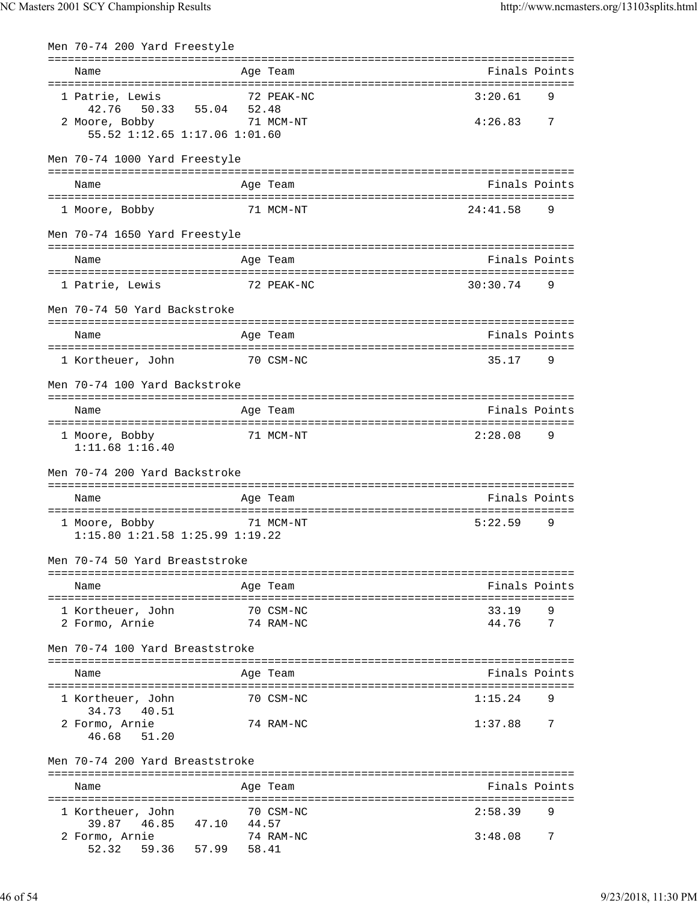Men 70-74 200 Yard Freestyle

| Name | Age | Team | Finals | Points |
|---|---|---|---|---|
| 1 Patrie, Lewis | 72 | PEAK-NC | 3:20.61 | 9 |
| 42.76 50.33 55.04 52.48 | | | | |
| 2 Moore, Bobby | 71 | MCM-NT | 4:26.83 | 7 |
| 55.52 1:12.65 1:17.06 1:01.60 | | | | |

Men 70-74 1000 Yard Freestyle

| Name | Age | Team | Finals | Points |
|---|---|---|---|---|
| 1 Moore, Bobby | 71 | MCM-NT | 24:41.58 | 9 |

Men 70-74 1650 Yard Freestyle

| Name | Age | Team | Finals | Points |
|---|---|---|---|---|
| 1 Patrie, Lewis | 72 | PEAK-NC | 30:30.74 | 9 |

Men 70-74 50 Yard Backstroke

| Name | Age | Team | Finals | Points |
|---|---|---|---|---|
| 1 Kortheuer, John | 70 | CSM-NC | 35.17 | 9 |

Men 70-74 100 Yard Backstroke

| Name | Age | Team | Finals | Points |
|---|---|---|---|---|
| 1 Moore, Bobby | 71 | MCM-NT | 2:28.08 | 9 |
| 1:11.68 1:16.40 | | | | |

Men 70-74 200 Yard Backstroke

| Name | Age | Team | Finals | Points |
|---|---|---|---|---|
| 1 Moore, Bobby | 71 | MCM-NT | 5:22.59 | 9 |
| 1:15.80 1:21.58 1:25.99 1:19.22 | | | | |

Men 70-74 50 Yard Breaststroke

| Name | Age | Team | Finals | Points |
|---|---|---|---|---|
| 1 Kortheuer, John | 70 | CSM-NC | 33.19 | 9 |
| 2 Formo, Arnie | 74 | RAM-NC | 44.76 | 7 |

Men 70-74 100 Yard Breaststroke

| Name | Age | Team | Finals | Points |
|---|---|---|---|---|
| 1 Kortheuer, John | 70 | CSM-NC | 1:15.24 | 9 |
| 34.73 40.51 | | | | |
| 2 Formo, Arnie | 74 | RAM-NC | 1:37.88 | 7 |
| 46.68 51.20 | | | | |

Men 70-74 200 Yard Breaststroke

| Name | Age | Team | Finals | Points |
|---|---|---|---|---|
| 1 Kortheuer, John | 70 | CSM-NC | 2:58.39 | 9 |
| 39.87 46.85 47.10 44.57 | | | | |
| 2 Formo, Arnie | 74 | RAM-NC | 3:48.08 | 7 |
| 52.32 59.36 57.99 58.41 | | | | |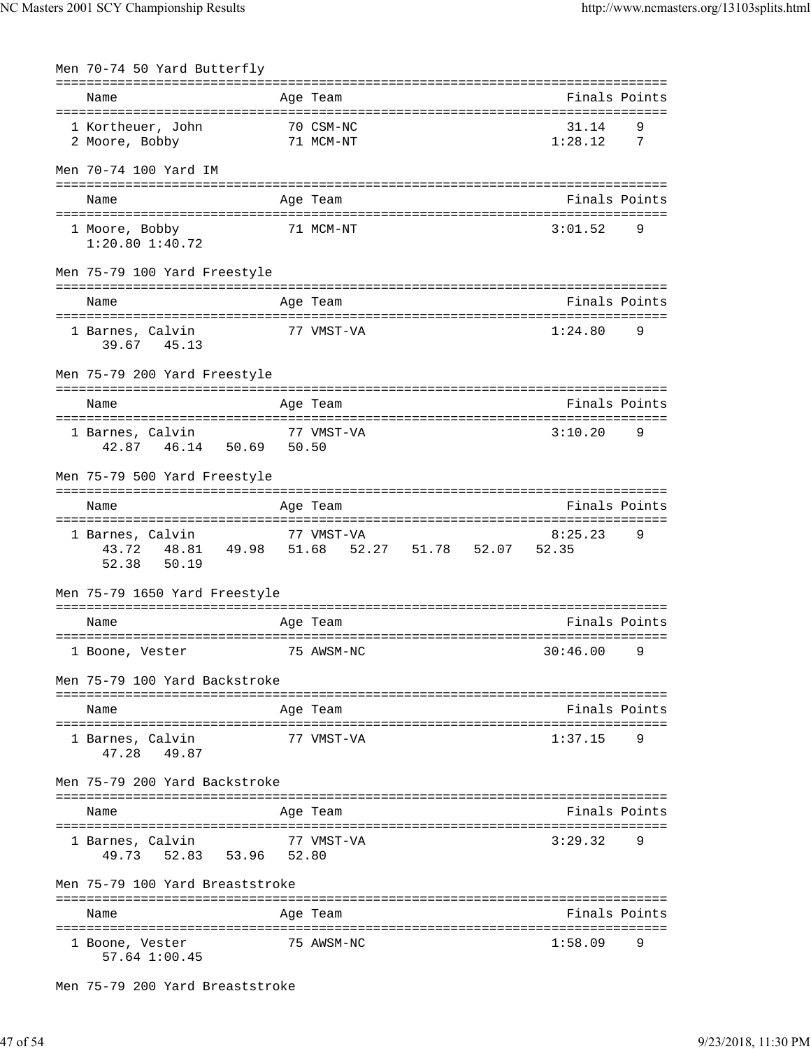Men 70-74 50 Yard Butterfly

| Name | Age | Team | Finals | Points |
|---|---|---|---|---|
| 1 Kortheuer, John | 70 | CSM-NC | 31.14 | 9 |
| 2 Moore, Bobby | 71 | MCM-NT | 1:28.12 | 7 |

Men 70-74 100 Yard IM

| Name | Age | Team | Finals | Points |
|---|---|---|---|---|
| 1 Moore, Bobby | 71 | MCM-NT | 3:01.52 | 9 |
| 1:20.80 1:40.72 | | | | |

Men 75-79 100 Yard Freestyle

| Name | Age | Team | Finals | Points |
|---|---|---|---|---|
| 1 Barnes, Calvin | 77 | VMST-VA | 1:24.80 | 9 |
| 39.67 45.13 | | | | |

Men 75-79 200 Yard Freestyle

| Name | Age | Team | Finals | Points |
|---|---|---|---|---|
| 1 Barnes, Calvin | 77 | VMST-VA | 3:10.20 | 9 |
| 42.87 46.14 50.69 50.50 | | | | |

Men 75-79 500 Yard Freestyle

| Name | Age | Team | Finals | Points |
|---|---|---|---|---|
| 1 Barnes, Calvin | 77 | VMST-VA | 8:25.23 | 9 |
| 43.72 48.81 49.98 51.68 52.27 51.78 52.07 52.35 52.38 50.19 | | | | |

Men 75-79 1650 Yard Freestyle

| Name | Age | Team | Finals | Points |
|---|---|---|---|---|
| 1 Boone, Vester | 75 | AWSM-NC | 30:46.00 | 9 |

Men 75-79 100 Yard Backstroke

| Name | Age | Team | Finals | Points |
|---|---|---|---|---|
| 1 Barnes, Calvin | 77 | VMST-VA | 1:37.15 | 9 |
| 47.28 49.87 | | | | |

Men 75-79 200 Yard Backstroke

| Name | Age | Team | Finals | Points |
|---|---|---|---|---|
| 1 Barnes, Calvin | 77 | VMST-VA | 3:29.32 | 9 |
| 49.73 52.83 53.96 52.80 | | | | |

Men 75-79 100 Yard Breaststroke

| Name | Age | Team | Finals | Points |
|---|---|---|---|---|
| 1 Boone, Vester | 75 | AWSM-NC | 1:58.09 | 9 |
| 57.64 1:00.45 | | | | |

Men 75-79 200 Yard Breaststroke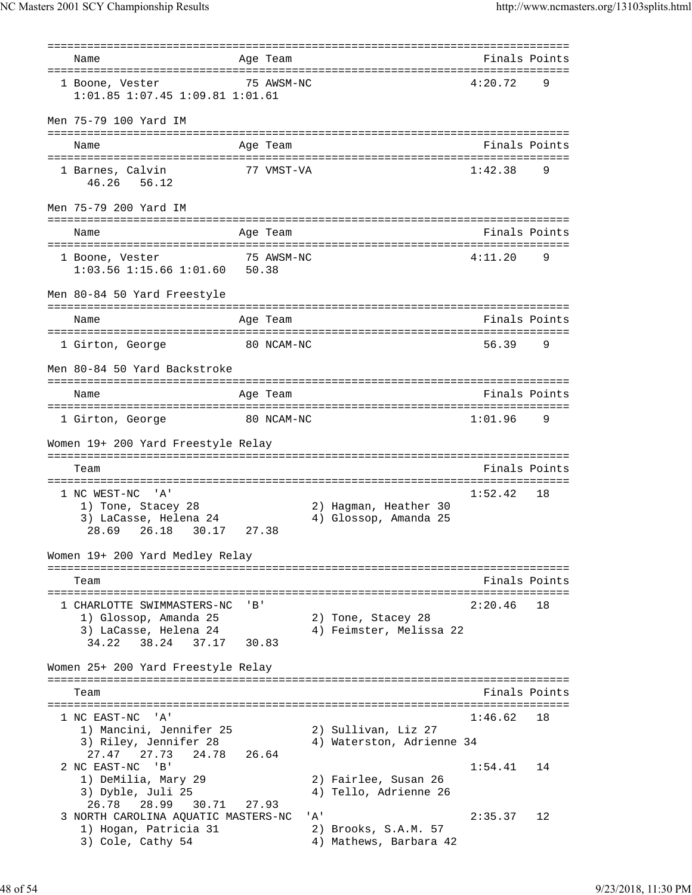| Name | Age | Team | Finals | Points |
|---|---|---|---|---|
| 1 Boone, Vester | 75 | AWSM-NC | 4:20.72 | 9 |

1:01.85 1:07.45 1:09.81 1:01.61

### Men 75-79 100 Yard IM

| Name | Age | Team | Finals | Points |
|---|---|---|---|---|
| 1 Barnes, Calvin | 77 | VMST-VA | 1:42.38 | 9 |

46.26 56.12

### Men 75-79 200 Yard IM

| Name | Age | Team | Finals | Points |
|---|---|---|---|---|
| 1 Boone, Vester | 75 | AWSM-NC | 4:11.20 | 9 |

1:03.56 1:15.66 1:01.60 50.38

### Men 80-84 50 Yard Freestyle

| Name | Age | Team | Finals | Points |
|---|---|---|---|---|
| 1 Girton, George | 80 | NCAM-NC | 56.39 | 9 |

### Men 80-84 50 Yard Backstroke

| Name | Age | Team | Finals | Points |
|---|---|---|---|---|
| 1 Girton, George | 80 | NCAM-NC | 1:01.96 | 9 |

### Women 19+ 200 Yard Freestyle Relay

| Team | Finals | Points |
|---|---|---|
| 1 NC WEST-NC 'A' | 1:52.42 | 18 |

1) Tone, Stacey 28 2) Hagman, Heather 30
3) LaCasse, Helena 24 4) Glossop, Amanda 25
28.69 26.18 30.17 27.38

### Women 19+ 200 Yard Medley Relay

| Team | Finals | Points |
|---|---|---|
| 1 CHARLOTTE SWIMMASTERS-NC 'B' | 2:20.46 | 18 |

1) Glossop, Amanda 25 2) Tone, Stacey 28
3) LaCasse, Helena 24 4) Feimster, Melissa 22
34.22 38.24 37.17 30.83

### Women 25+ 200 Yard Freestyle Relay

| Team | Finals | Points |
|---|---|---|
| 1 NC EAST-NC 'A' | 1:46.62 | 18 |
| 2 NC EAST-NC 'B' | 1:54.41 | 14 |
| 3 NORTH CAROLINA AQUATIC MASTERS-NC 'A' | 2:35.37 | 12 |

1 NC EAST-NC 'A':
1) Mancini, Jennifer 25 2) Sullivan, Liz 27
3) Riley, Jennifer 28 4) Waterston, Adrienne 34
27.47 27.73 24.78 26.64

2 NC EAST-NC 'B':
1) DeMilia, Mary 29 2) Fairlee, Susan 26
3) Dyble, Juli 25 4) Tello, Adrienne 26
26.78 28.99 30.71 27.93

3 NORTH CAROLINA AQUATIC MASTERS-NC 'A':
1) Hogan, Patricia 31 2) Brooks, S.A.M. 57
3) Cole, Cathy 54 4) Mathews, Barbara 42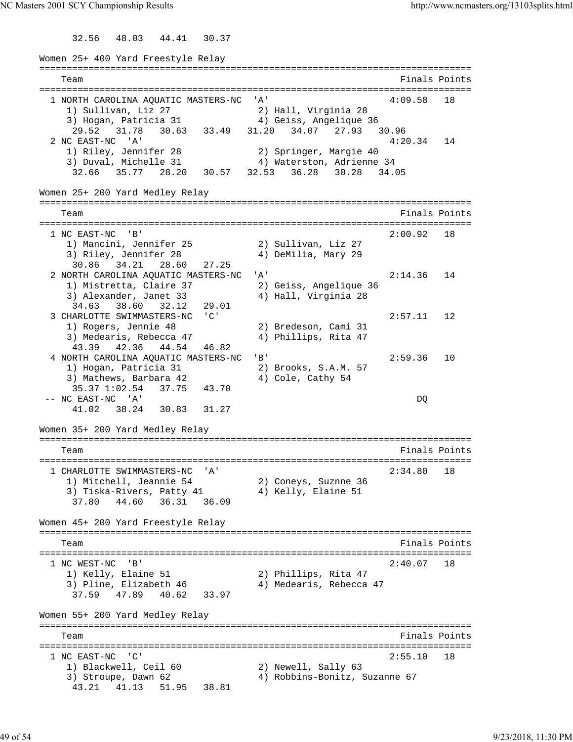32.56   48.03   44.41   30.37

Women 25+ 400 Yard Freestyle Relay

```
===============================================================================
    Team                                                         Finals Points
===============================================================================
  1 NORTH CAROLINA AQUATIC MASTERS-NC  'A'                      4:09.58   18
     1) Sullivan, Liz 27                2) Hall, Virginia 28
     3) Hogan, Patricia 31              4) Geiss, Angelique 36
      29.52   31.78   30.63   33.49   31.20   34.07   27.93   30.96
  2 NC EAST-NC  'A'                                             4:20.34   14
     1) Riley, Jennifer 28              2) Springer, Margie 40
     3) Duval, Michelle 31              4) Waterston, Adrienne 34
      32.66   35.77   28.20   30.57   32.53   36.28   30.28   34.05
```

Women 25+ 200 Yard Medley Relay

```
===============================================================================
    Team                                                         Finals Points
===============================================================================
  1 NC EAST-NC  'B'                                             2:00.92   18
     1) Mancini, Jennifer 25            2) Sullivan, Liz 27
     3) Riley, Jennifer 28              4) DeMilia, Mary 29
      30.86   34.21   28.60   27.25
  2 NORTH CAROLINA AQUATIC MASTERS-NC  'A'                      2:14.36   14
     1) Mistretta, Claire 37            2) Geiss, Angelique 36
     3) Alexander, Janet 33             4) Hall, Virginia 28
      34.63   38.60   32.12   29.01
  3 CHARLOTTE SWIMMASTERS-NC  'C'                               2:57.11   12
     1) Rogers, Jennie 48               2) Bredeson, Cami 31
     3) Medearis, Rebecca 47            4) Phillips, Rita 47
      43.39   42.36   44.54   46.82
  4 NORTH CAROLINA AQUATIC MASTERS-NC  'B'                      2:59.36   10
     1) Hogan, Patricia 31              2) Brooks, S.A.M. 57
     3) Mathews, Barbara 42             4) Cole, Cathy 54
      35.37 1:02.54   37.75   43.70
 -- NC EAST-NC  'A'                                                  DQ
      41.02   38.24   30.83   31.27
```

Women 35+ 200 Yard Medley Relay

```
===============================================================================
    Team                                                         Finals Points
===============================================================================
  1 CHARLOTTE SWIMMASTERS-NC  'A'                               2:34.80   18
     1) Mitchell, Jeannie 54            2) Coneys, Suznne 36
     3) Tiska-Rivers, Patty 41          4) Kelly, Elaine 51
      37.80   44.60   36.31   36.09
```

Women 45+ 200 Yard Freestyle Relay

```
===============================================================================
    Team                                                         Finals Points
===============================================================================
  1 NC WEST-NC  'B'                                             2:40.07   18
     1) Kelly, Elaine 51                2) Phillips, Rita 47
     3) Pline, Elizabeth 46             4) Medearis, Rebecca 47
      37.59   47.89   40.62   33.97
```

Women 55+ 200 Yard Medley Relay

```
===============================================================================
    Team                                                         Finals Points
===============================================================================
  1 NC EAST-NC  'C'                                             2:55.10   18
     1) Blackwell, Ceil 60              2) Newell, Sally 63
     3) Stroupe, Dawn 62                4) Robbins-Bonitz, Suzanne 67
      43.21   41.13   51.95   38.81
```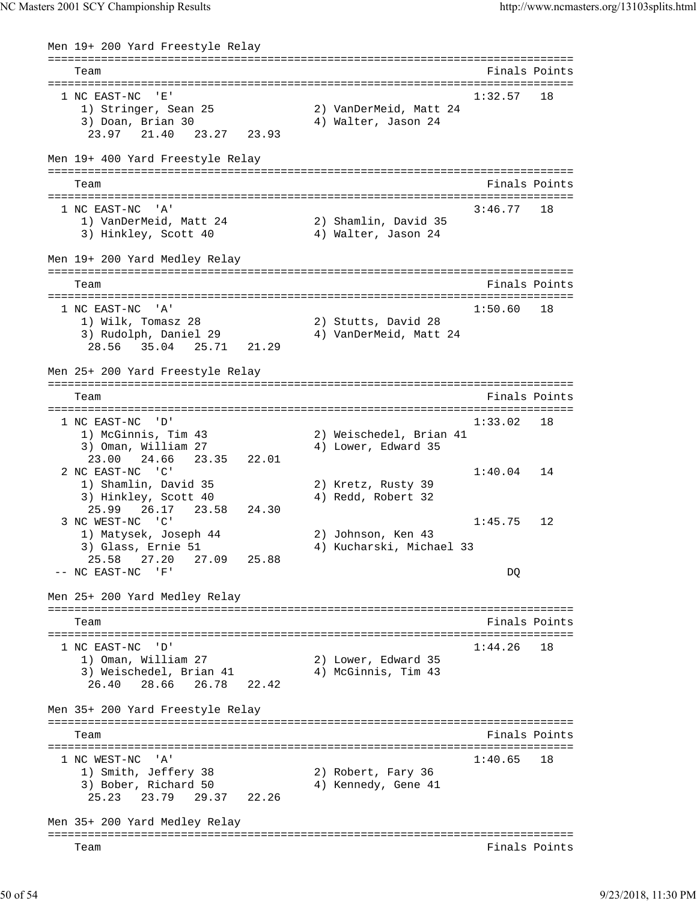Men 19+ 200 Yard Freestyle Relay

| Team | Finals | Points |
|---|---|---|
| 1 NC EAST-NC 'E' | 1:32.57 | 18 |
| 1) Stringer, Sean 25 2) VanDerMeid, Matt 24 3) Doan, Brian 30 4) Walter, Jason 24 | | |
| 23.97 21.40 23.27 23.93 | | |

Men 19+ 400 Yard Freestyle Relay

| Team | Finals | Points |
|---|---|---|
| 1 NC EAST-NC 'A' | 3:46.77 | 18 |
| 1) VanDerMeid, Matt 24 2) Shamlin, David 35 3) Hinkley, Scott 40 4) Walter, Jason 24 | | |

Men 19+ 200 Yard Medley Relay

| Team | Finals | Points |
|---|---|---|
| 1 NC EAST-NC 'A' | 1:50.60 | 18 |
| 1) Wilk, Tomasz 28 2) Stutts, David 28 3) Rudolph, Daniel 29 4) VanDerMeid, Matt 24 | | |
| 28.56 35.04 25.71 21.29 | | |

Men 25+ 200 Yard Freestyle Relay

| Team | Finals | Points |
|---|---|---|
| 1 NC EAST-NC 'D' | 1:33.02 | 18 |
| 1) McGinnis, Tim 43 2) Weischedel, Brian 41 3) Oman, William 27 4) Lower, Edward 35 | | |
| 23.00 24.66 23.35 22.01 | | |
| 2 NC EAST-NC 'C' | 1:40.04 | 14 |
| 1) Shamlin, David 35 2) Kretz, Rusty 39 3) Hinkley, Scott 40 4) Redd, Robert 32 | | |
| 25.99 26.17 23.58 24.30 | | |
| 3 NC WEST-NC 'C' | 1:45.75 | 12 |
| 1) Matysek, Joseph 44 2) Johnson, Ken 43 3) Glass, Ernie 51 4) Kucharski, Michael 33 | | |
| 25.58 27.20 27.09 25.88 | | |
| -- NC EAST-NC 'F' | DQ | |

Men 25+ 200 Yard Medley Relay

| Team | Finals | Points |
|---|---|---|
| 1 NC EAST-NC 'D' | 1:44.26 | 18 |
| 1) Oman, William 27 2) Lower, Edward 35 3) Weischedel, Brian 41 4) McGinnis, Tim 43 | | |
| 26.40 28.66 26.78 22.42 | | |

Men 35+ 200 Yard Freestyle Relay

| Team | Finals | Points |
|---|---|---|
| 1 NC WEST-NC 'A' | 1:40.65 | 18 |
| 1) Smith, Jeffery 38 2) Robert, Fary 36 3) Bober, Richard 50 4) Kennedy, Gene 41 | | |
| 25.23 23.79 29.37 22.26 | | |

Men 35+ 200 Yard Medley Relay

| Team | Finals | Points |
|---|---|---|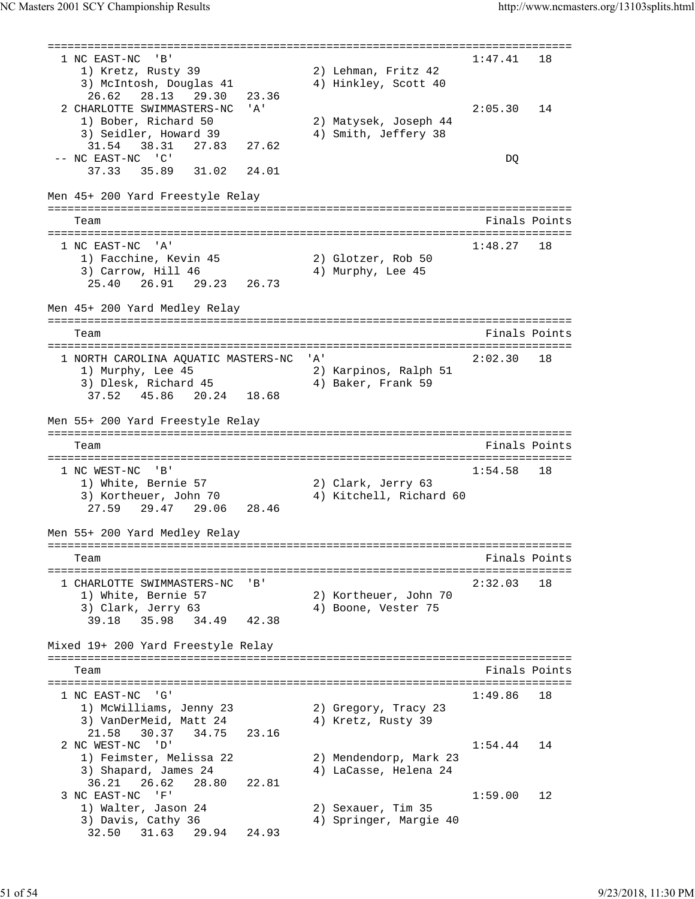```
===============================================================================
  1 NC EAST-NC  'B'                                             1:47.41   18
     1) Kretz, Rusty 39                 2) Lehman, Fritz 42
     3) McIntosh, Douglas 41            4) Hinkley, Scott 40
      26.62   28.13   29.30   23.36
  2 CHARLOTTE SWIMMASTERS-NC  'A'                               2:05.30   14
     1) Bober, Richard 50               2) Matysek, Joseph 44
     3) Seidler, Howard 39              4) Smith, Jeffery 38
      31.54   38.31   27.83   27.62
 -- NC EAST-NC  'C'                                                  DQ
      37.33   35.89   31.02   24.01
```

Men 45+ 200 Yard Freestyle Relay

```
===============================================================================
    Team                                                     Finals Points
===============================================================================
  1 NC EAST-NC  'A'                                             1:48.27   18
     1) Facchine, Kevin 45              2) Glotzer, Rob 50
     3) Carrow, Hill 46                 4) Murphy, Lee 45
      25.40   26.91   29.23   26.73
```

Men 45+ 200 Yard Medley Relay

```
===============================================================================
    Team                                                     Finals Points
===============================================================================
  1 NORTH CAROLINA AQUATIC MASTERS-NC  'A'                      2:02.30   18
     1) Murphy, Lee 45                  2) Karpinos, Ralph 51
     3) Dlesk, Richard 45               4) Baker, Frank 59
      37.52   45.86   20.24   18.68
```

Men 55+ 200 Yard Freestyle Relay

```
===============================================================================
    Team                                                     Finals Points
===============================================================================
  1 NC WEST-NC  'B'                                             1:54.58   18
     1) White, Bernie 57                2) Clark, Jerry 63
     3) Kortheuer, John 70              4) Kitchell, Richard 60
      27.59   29.47   29.06   28.46
```

Men 55+ 200 Yard Medley Relay

```
===============================================================================
    Team                                                     Finals Points
===============================================================================
  1 CHARLOTTE SWIMMASTERS-NC  'B'                               2:32.03   18
     1) White, Bernie 57                2) Kortheuer, John 70
     3) Clark, Jerry 63                 4) Boone, Vester 75
      39.18   35.98   34.49   42.38
```

Mixed 19+ 200 Yard Freestyle Relay

```
===============================================================================
    Team                                                     Finals Points
===============================================================================
  1 NC EAST-NC  'G'                                             1:49.86   18
     1) McWilliams, Jenny 23            2) Gregory, Tracy 23
     3) VanDerMeid, Matt 24             4) Kretz, Rusty 39
      21.58   30.37   34.75   23.16
  2 NC WEST-NC  'D'                                             1:54.44   14
     1) Feimster, Melissa 22            2) Mendendorp, Mark 23
     3) Shapard, James 24               4) LaCasse, Helena 24
      36.21   26.62   28.80   22.81
  3 NC EAST-NC  'F'                                             1:59.00   12
     1) Walter, Jason 24                2) Sexauer, Tim 35
     3) Davis, Cathy 36                 4) Springer, Margie 40
      32.50   31.63   29.94   24.93
```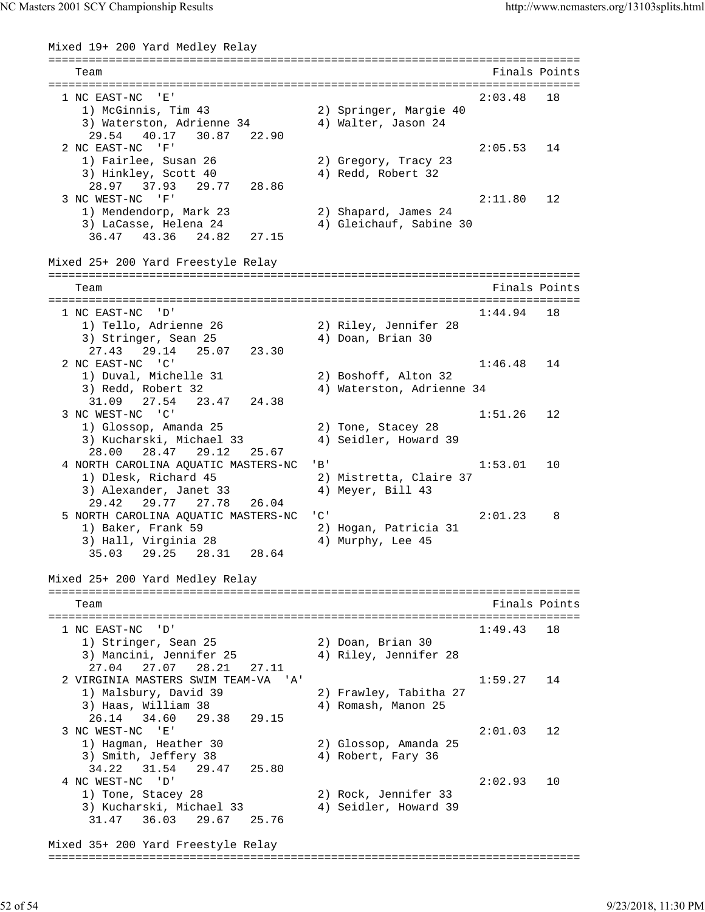Mixed 19+ 200 Yard Medley Relay

```
===============================================================================
    Team                                                      Finals Points
===============================================================================
  1 NC EAST-NC  'E'                                          2:03.48   18
     1) McGinnis, Tim 43               2) Springer, Margie 40
     3) Waterston, Adrienne 34         4) Walter, Jason 24
       29.54    40.17    30.87    22.90
  2 NC EAST-NC  'F'                                          2:05.53   14
     1) Fairlee, Susan 26              2) Gregory, Tracy 23
     3) Hinkley, Scott 40              4) Redd, Robert 32
       28.97    37.93    29.77    28.86
  3 NC WEST-NC  'F'                                          2:11.80   12
     1) Mendendorp, Mark 23            2) Shapard, James 24
     3) LaCasse, Helena 24             4) Gleichauf, Sabine 30
       36.47    43.36    24.82    27.15
```

Mixed 25+ 200 Yard Freestyle Relay

```
===============================================================================
    Team                                                      Finals Points
===============================================================================
  1 NC EAST-NC  'D'                                          1:44.94   18
     1) Tello, Adrienne 26             2) Riley, Jennifer 28
     3) Stringer, Sean 25              4) Doan, Brian 30
       27.43    29.14    25.07    23.30
  2 NC EAST-NC  'C'                                          1:46.48   14
     1) Duval, Michelle 31             2) Boshoff, Alton 32
     3) Redd, Robert 32                4) Waterston, Adrienne 34
       31.09    27.54    23.47    24.38
  3 NC WEST-NC  'C'                                          1:51.26   12
     1) Glossop, Amanda 25             2) Tone, Stacey 28
     3) Kucharski, Michael 33          4) Seidler, Howard 39
       28.00    28.47    29.12    25.67
  4 NORTH CAROLINA AQUATIC MASTERS-NC  'B'                   1:53.01   10
     1) Dlesk, Richard 45              2) Mistretta, Claire 37
     3) Alexander, Janet 33            4) Meyer, Bill 43
       29.42    29.77    27.78    26.04
  5 NORTH CAROLINA AQUATIC MASTERS-NC  'C'                   2:01.23    8
     1) Baker, Frank 59                2) Hogan, Patricia 31
     3) Hall, Virginia 28              4) Murphy, Lee 45
       35.03    29.25    28.31    28.64
```

Mixed 25+ 200 Yard Medley Relay

```
===============================================================================
    Team                                                      Finals Points
===============================================================================
  1 NC EAST-NC  'D'                                          1:49.43   18
     1) Stringer, Sean 25              2) Doan, Brian 30
     3) Mancini, Jennifer 25           4) Riley, Jennifer 28
       27.04    27.07    28.21    27.11
  2 VIRGINIA MASTERS SWIM TEAM-VA  'A'                       1:59.27   14
     1) Malsbury, David 39             2) Frawley, Tabitha 27
     3) Haas, William 38               4) Romash, Manon 25
       26.14    34.60    29.38    29.15
  3 NC WEST-NC  'E'                                          2:01.03   12
     1) Hagman, Heather 30             2) Glossop, Amanda 25
     3) Smith, Jeffery 38              4) Robert, Fary 36
       34.22    31.54    29.47    25.80
  4 NC WEST-NC  'D'                                          2:02.93   10
     1) Tone, Stacey 28                2) Rock, Jennifer 33
     3) Kucharski, Michael 33          4) Seidler, Howard 39
       31.47    36.03    29.67    25.76
```

Mixed 35+ 200 Yard Freestyle Relay

```
===============================================================================
```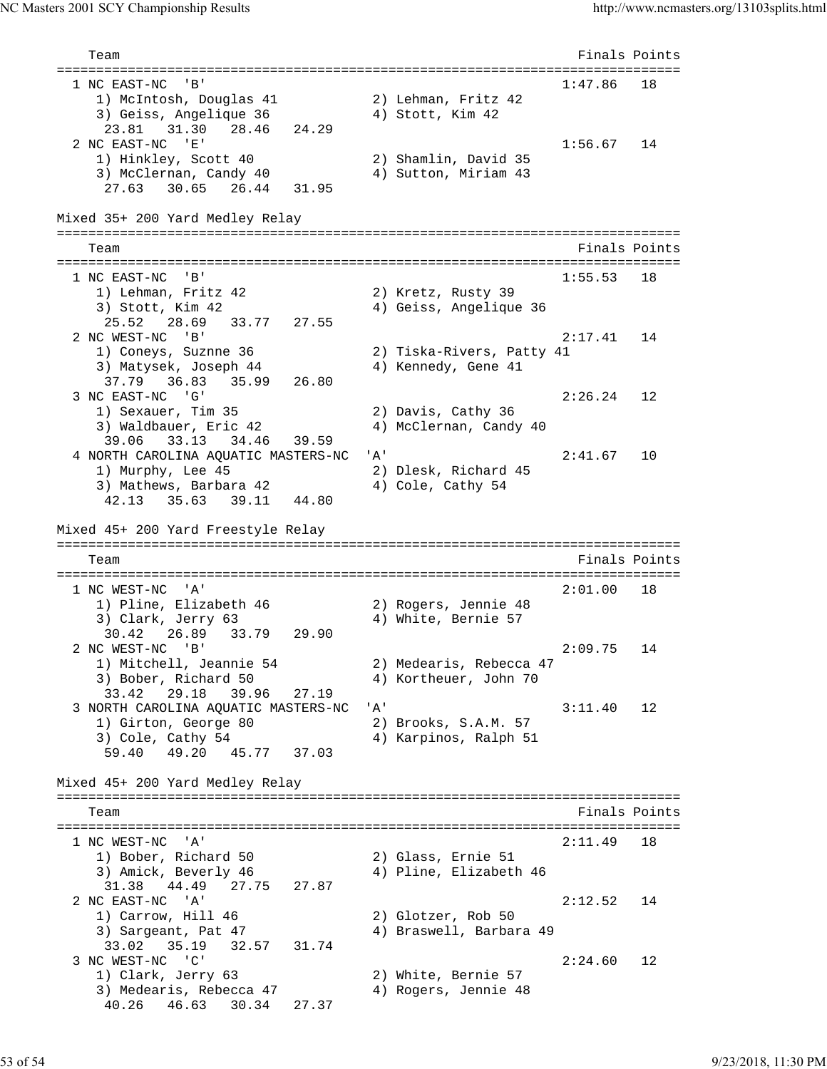| Team | | | Finals | Points |
|---|---|---|---|---|
| 1 NC EAST-NC 'B' | | | 1:47.86 | 18 |
| | 1) McIntosh, Douglas 41 | 2) Lehman, Fritz 42 | | |
| | 3) Geiss, Angelique 36 | 4) Stott, Kim 42 | | |
| | 23.81 31.30 28.46 24.29 | | | |
| 2 NC EAST-NC 'E' | | | 1:56.67 | 14 |
| | 1) Hinkley, Scott 40 | 2) Shamlin, David 35 | | |
| | 3) McClernan, Candy 40 | 4) Sutton, Miriam 43 | | |
| | 27.63 30.65 26.44 31.95 | | | |

## Mixed 35+ 200 Yard Medley Relay

| Team | | | Finals | Points |
|---|---|---|---|---|
| 1 NC EAST-NC 'B' | | | 1:55.53 | 18 |
| | 1) Lehman, Fritz 42 | 2) Kretz, Rusty 39 | | |
| | 3) Stott, Kim 42 | 4) Geiss, Angelique 36 | | |
| | 25.52 28.69 33.77 27.55 | | | |
| 2 NC WEST-NC 'B' | | | 2:17.41 | 14 |
| | 1) Coneys, Suznne 36 | 2) Tiska-Rivers, Patty 41 | | |
| | 3) Matysek, Joseph 44 | 4) Kennedy, Gene 41 | | |
| | 37.79 36.83 35.99 26.80 | | | |
| 3 NC EAST-NC 'G' | | | 2:26.24 | 12 |
| | 1) Sexauer, Tim 35 | 2) Davis, Cathy 36 | | |
| | 3) Waldbauer, Eric 42 | 4) McClernan, Candy 40 | | |
| | 39.06 33.13 34.46 39.59 | | | |
| 4 NORTH CAROLINA AQUATIC MASTERS-NC 'A' | | | 2:41.67 | 10 |
| | 1) Murphy, Lee 45 | 2) Dlesk, Richard 45 | | |
| | 3) Mathews, Barbara 42 | 4) Cole, Cathy 54 | | |
| | 42.13 35.63 39.11 44.80 | | | |

## Mixed 45+ 200 Yard Freestyle Relay

| Team | | | Finals | Points |
|---|---|---|---|---|
| 1 NC WEST-NC 'A' | | | 2:01.00 | 18 |
| | 1) Pline, Elizabeth 46 | 2) Rogers, Jennie 48 | | |
| | 3) Clark, Jerry 63 | 4) White, Bernie 57 | | |
| | 30.42 26.89 33.79 29.90 | | | |
| 2 NC WEST-NC 'B' | | | 2:09.75 | 14 |
| | 1) Mitchell, Jeannie 54 | 2) Medearis, Rebecca 47 | | |
| | 3) Bober, Richard 50 | 4) Kortheuer, John 70 | | |
| | 33.42 29.18 39.96 27.19 | | | |
| 3 NORTH CAROLINA AQUATIC MASTERS-NC 'A' | | | 3:11.40 | 12 |
| | 1) Girton, George 80 | 2) Brooks, S.A.M. 57 | | |
| | 3) Cole, Cathy 54 | 4) Karpinos, Ralph 51 | | |
| | 59.40 49.20 45.77 37.03 | | | |

## Mixed 45+ 200 Yard Medley Relay

| Team | | | Finals | Points |
|---|---|---|---|---|
| 1 NC WEST-NC 'A' | | | 2:11.49 | 18 |
| | 1) Bober, Richard 50 | 2) Glass, Ernie 51 | | |
| | 3) Amick, Beverly 46 | 4) Pline, Elizabeth 46 | | |
| | 31.38 44.49 27.75 27.87 | | | |
| 2 NC EAST-NC 'A' | | | 2:12.52 | 14 |
| | 1) Carrow, Hill 46 | 2) Glotzer, Rob 50 | | |
| | 3) Sargeant, Pat 47 | 4) Braswell, Barbara 49 | | |
| | 33.02 35.19 32.57 31.74 | | | |
| 3 NC WEST-NC 'C' | | | 2:24.60 | 12 |
| | 1) Clark, Jerry 63 | 2) White, Bernie 57 | | |
| | 3) Medearis, Rebecca 47 | 4) Rogers, Jennie 48 | | |
| | 40.26 46.63 30.34 27.37 | | | |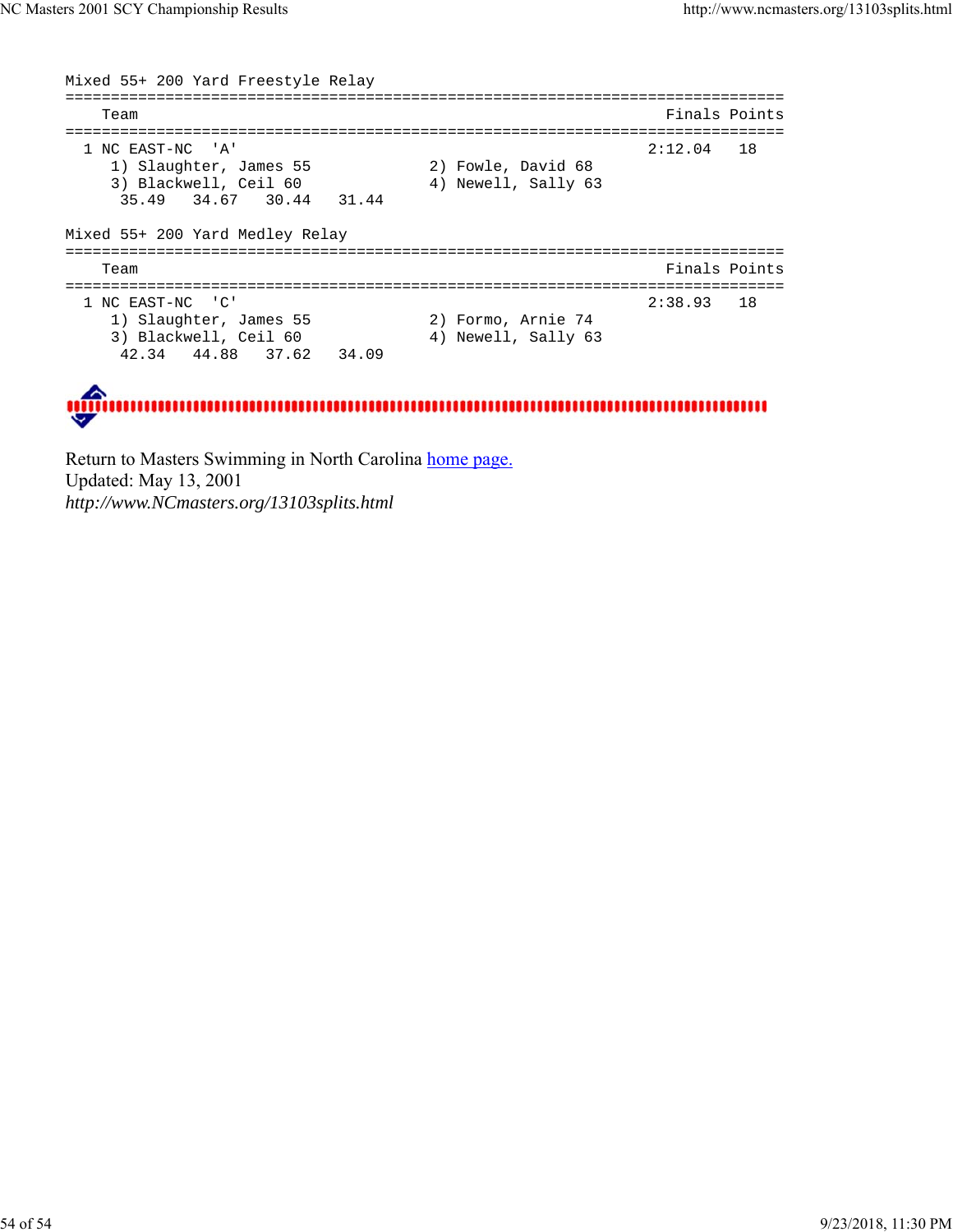```
Mixed 55+ 200 Yard Freestyle Relay
===============================================================================
    Team                                                          Finals Points
===============================================================================
  1 NC EAST-NC  'A'                                               2:12.04   18
     1) Slaughter, James 55            2) Fowle, David 68
     3) Blackwell, Ceil 60             4) Newell, Sally 63
      35.49   34.67   30.44   31.44

Mixed 55+ 200 Yard Medley Relay
===============================================================================
    Team                                                          Finals Points
===============================================================================
  1 NC EAST-NC  'C'                                               2:38.93   18
     1) Slaughter, James 55            2) Formo, Arnie 74
     3) Blackwell, Ceil 60             4) Newell, Sally 63
      42.34   44.88   37.62   34.09
```

Return to Masters Swimming in North Carolina home page.
Updated: May 13, 2001
*http://www.NCmasters.org/13103splits.html*